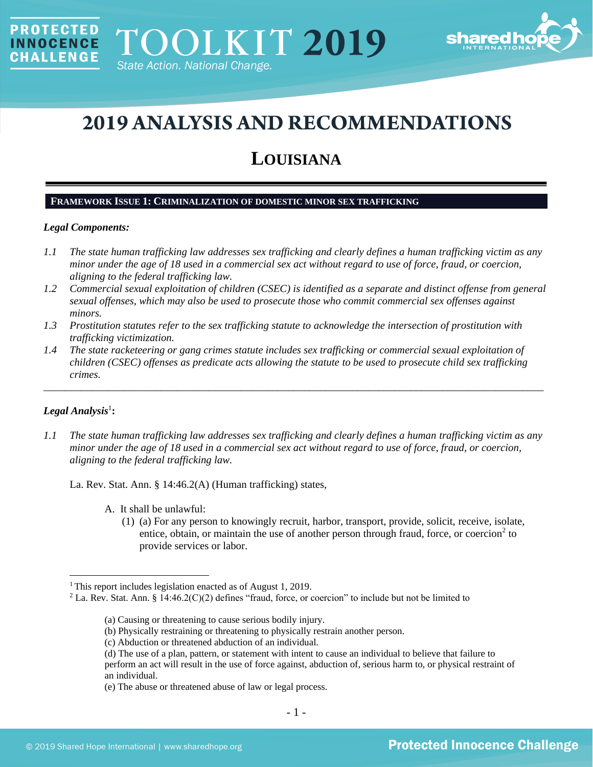# 2019 ANALYSIS AND RECOMMENDATIONS

## LOUISIANA

### FRAMEWORK ISSUE 1: CRIMINALIZATION OF DOMESTIC MINOR SEX TRAFFICKING

***Legal Components:***

*1.1 The state human trafficking law addresses sex trafficking and clearly defines a human trafficking victim as any minor under the age of 18 used in a commercial sex act without regard to use of force, fraud, or coercion, aligning to the federal trafficking law.*

*1.2 Commercial sexual exploitation of children (CSEC) is identified as a separate and distinct offense from general sexual offenses, which may also be used to prosecute those who commit commercial sex offenses against minors.*

*1.3 Prostitution statutes refer to the sex trafficking statute to acknowledge the intersection of prostitution with trafficking victimization.*

*1.4 The state racketeering or gang crimes statute includes sex trafficking or commercial sexual exploitation of children (CSEC) offenses as predicate acts allowing the statute to be used to prosecute child sex trafficking crimes.*

---

***Legal Analysis***[1]**:**

*1.1 The state human trafficking law addresses sex trafficking and clearly defines a human trafficking victim as any minor under the age of 18 used in a commercial sex act without regard to use of force, fraud, or coercion, aligning to the federal trafficking law.*

La. Rev. Stat. Ann. § 14:46.2(A) (Human trafficking) states,

A. It shall be unlawful:
  (1) (a) For any person to knowingly recruit, harbor, transport, provide, solicit, receive, isolate, entice, obtain, or maintain the use of another person through fraud, force, or coercion[2] to provide services or labor.

---

[1] This report includes legislation enacted as of August 1, 2019.

[2] La. Rev. Stat. Ann. § 14:46.2(C)(2) defines "fraud, force, or coercion" to include but not be limited to

(a) Causing or threatening to cause serious bodily injury.
(b) Physically restraining or threatening to physically restrain another person.
(c) Abduction or threatened abduction of an individual.
(d) The use of a plan, pattern, or statement with intent to cause an individual to believe that failure to perform an act will result in the use of force against, abduction of, serious harm to, or physical restraint of an individual.
(e) The abuse or threatened abuse of law or legal process.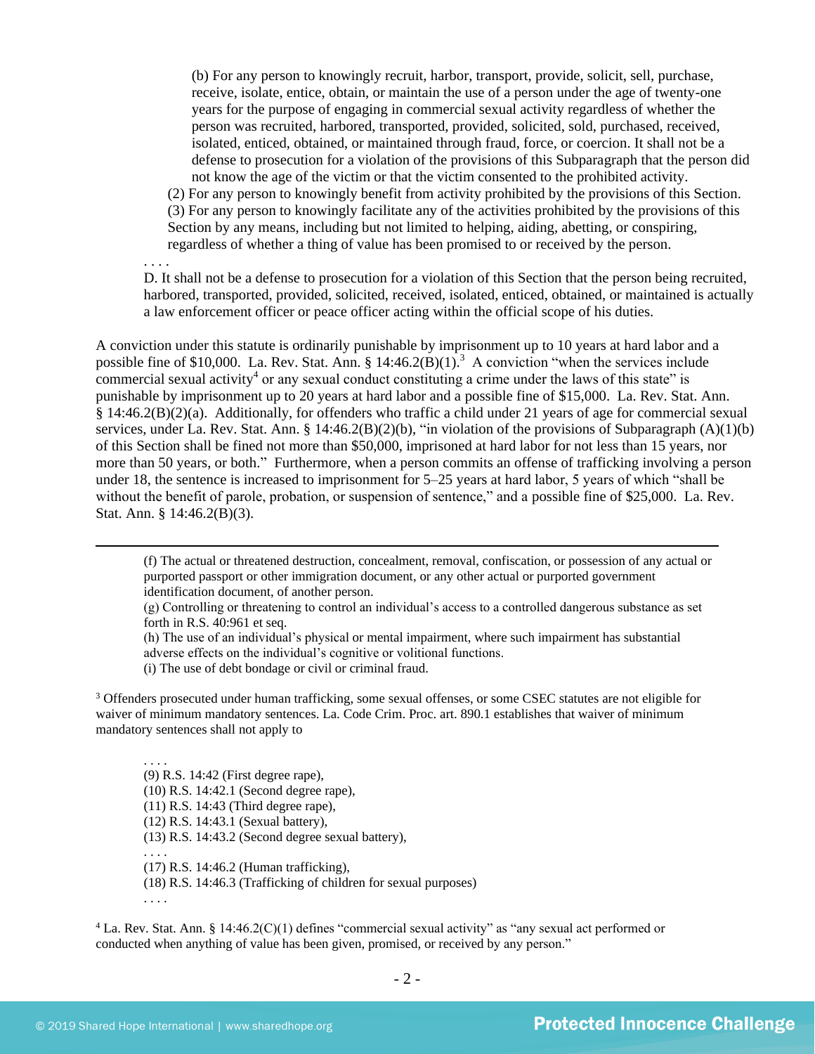(b) For any person to knowingly recruit, harbor, transport, provide, solicit, sell, purchase, receive, isolate, entice, obtain, or maintain the use of a person under the age of twenty-one years for the purpose of engaging in commercial sexual activity regardless of whether the person was recruited, harbored, transported, provided, solicited, sold, purchased, received, isolated, enticed, obtained, or maintained through fraud, force, or coercion. It shall not be a defense to prosecution for a violation of the provisions of this Subparagraph that the person did not know the age of the victim or that the victim consented to the prohibited activity.

(2) For any person to knowingly benefit from activity prohibited by the provisions of this Section.

(3) For any person to knowingly facilitate any of the activities prohibited by the provisions of this Section by any means, including but not limited to helping, aiding, abetting, or conspiring, regardless of whether a thing of value has been promised to or received by the person.

. . . .

D. It shall not be a defense to prosecution for a violation of this Section that the person being recruited, harbored, transported, provided, solicited, received, isolated, enticed, obtained, or maintained is actually a law enforcement officer or peace officer acting within the official scope of his duties.

A conviction under this statute is ordinarily punishable by imprisonment up to 10 years at hard labor and a possible fine of $10,000. La. Rev. Stat. Ann. § 14:46.2(B)(1).[3] A conviction "when the services include commercial sexual activity[4] or any sexual conduct constituting a crime under the laws of this state" is punishable by imprisonment up to 20 years at hard labor and a possible fine of $15,000. La. Rev. Stat. Ann. § 14:46.2(B)(2)(a). Additionally, for offenders who traffic a child under 21 years of age for commercial sexual services, under La. Rev. Stat. Ann. § 14:46.2(B)(2)(b), "in violation of the provisions of Subparagraph (A)(1)(b) of this Section shall be fined not more than $50,000, imprisoned at hard labor for not less than 15 years, nor more than 50 years, or both." Furthermore, when a person commits an offense of trafficking involving a person under 18, the sentence is increased to imprisonment for 5–25 years at hard labor, 5 years of which "shall be without the benefit of parole, probation, or suspension of sentence," and a possible fine of $25,000. La. Rev. Stat. Ann. § 14:46.2(B)(3).

---

(f) The actual or threatened destruction, concealment, removal, confiscation, or possession of any actual or purported passport or other immigration document, or any other actual or purported government identification document, of another person.

(g) Controlling or threatening to control an individual's access to a controlled dangerous substance as set forth in R.S. 40:961 et seq.

(h) The use of an individual's physical or mental impairment, where such impairment has substantial adverse effects on the individual's cognitive or volitional functions.

(i) The use of debt bondage or civil or criminal fraud.

[3] Offenders prosecuted under human trafficking, some sexual offenses, or some CSEC statutes are not eligible for waiver of minimum mandatory sentences. La. Code Crim. Proc. art. 890.1 establishes that waiver of minimum mandatory sentences shall not apply to

. . . .
(9) R.S. 14:42 (First degree rape),
(10) R.S. 14:42.1 (Second degree rape),
(11) R.S. 14:43 (Third degree rape),
(12) R.S. 14:43.1 (Sexual battery),
(13) R.S. 14:43.2 (Second degree sexual battery),
. . . .
(17) R.S. 14:46.2 (Human trafficking),
(18) R.S. 14:46.3 (Trafficking of children for sexual purposes)
. . . .

[4] La. Rev. Stat. Ann. § 14:46.2(C)(1) defines "commercial sexual activity" as "any sexual act performed or conducted when anything of value has been given, promised, or received by any person."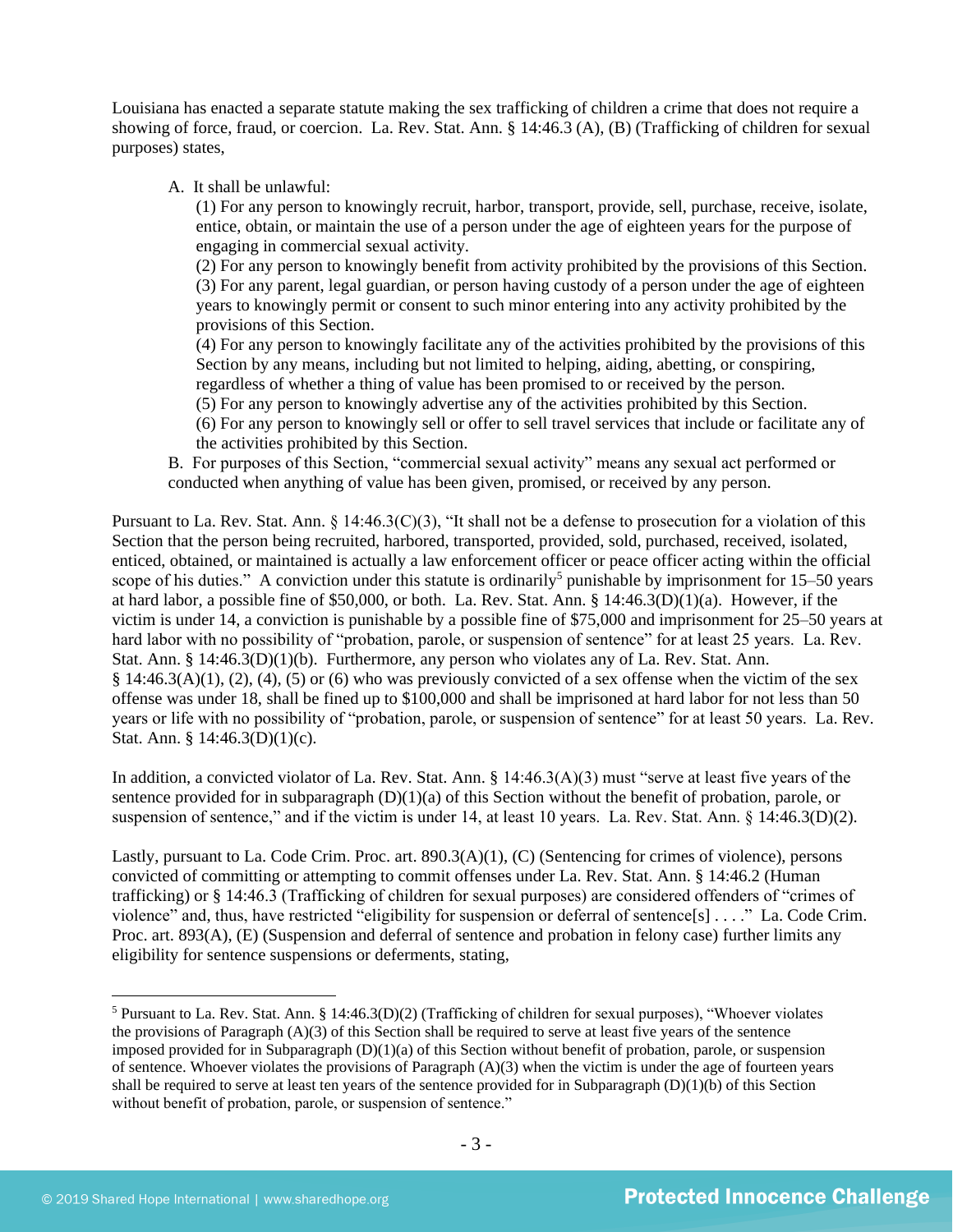Louisiana has enacted a separate statute making the sex trafficking of children a crime that does not require a showing of force, fraud, or coercion. La. Rev. Stat. Ann. § 14:46.3 (A), (B) (Trafficking of children for sexual purposes) states,

> A. It shall be unlawful:
>
> (1) For any person to knowingly recruit, harbor, transport, provide, sell, purchase, receive, isolate, entice, obtain, or maintain the use of a person under the age of eighteen years for the purpose of engaging in commercial sexual activity.
>
> (2) For any person to knowingly benefit from activity prohibited by the provisions of this Section.
>
> (3) For any parent, legal guardian, or person having custody of a person under the age of eighteen years to knowingly permit or consent to such minor entering into any activity prohibited by the provisions of this Section.
>
> (4) For any person to knowingly facilitate any of the activities prohibited by the provisions of this Section by any means, including but not limited to helping, aiding, abetting, or conspiring, regardless of whether a thing of value has been promised to or received by the person.
>
> (5) For any person to knowingly advertise any of the activities prohibited by this Section.
>
> (6) For any person to knowingly sell or offer to sell travel services that include or facilitate any of the activities prohibited by this Section.
>
> B. For purposes of this Section, "commercial sexual activity" means any sexual act performed or conducted when anything of value has been given, promised, or received by any person.

Pursuant to La. Rev. Stat. Ann. § 14:46.3(C)(3), "It shall not be a defense to prosecution for a violation of this Section that the person being recruited, harbored, transported, provided, sold, purchased, received, isolated, enticed, obtained, or maintained is actually a law enforcement officer or peace officer acting within the official scope of his duties." A conviction under this statute is ordinarily[5] punishable by imprisonment for 15–50 years at hard labor, a possible fine of $50,000, or both. La. Rev. Stat. Ann. § 14:46.3(D)(1)(a). However, if the victim is under 14, a conviction is punishable by a possible fine of $75,000 and imprisonment for 25–50 years at hard labor with no possibility of "probation, parole, or suspension of sentence" for at least 25 years. La. Rev. Stat. Ann. § 14:46.3(D)(1)(b). Furthermore, any person who violates any of La. Rev. Stat. Ann. § 14:46.3(A)(1), (2), (4), (5) or (6) who was previously convicted of a sex offense when the victim of the sex offense was under 18, shall be fined up to $100,000 and shall be imprisoned at hard labor for not less than 50 years or life with no possibility of "probation, parole, or suspension of sentence" for at least 50 years. La. Rev. Stat. Ann. § 14:46.3(D)(1)(c).

In addition, a convicted violator of La. Rev. Stat. Ann. § 14:46.3(A)(3) must "serve at least five years of the sentence provided for in subparagraph (D)(1)(a) of this Section without the benefit of probation, parole, or suspension of sentence," and if the victim is under 14, at least 10 years. La. Rev. Stat. Ann. § 14:46.3(D)(2).

Lastly, pursuant to La. Code Crim. Proc. art. 890.3(A)(1), (C) (Sentencing for crimes of violence), persons convicted of committing or attempting to commit offenses under La. Rev. Stat. Ann. § 14:46.2 (Human trafficking) or § 14:46.3 (Trafficking of children for sexual purposes) are considered offenders of "crimes of violence" and, thus, have restricted "eligibility for suspension or deferral of sentence[s] . . . ." La. Code Crim. Proc. art. 893(A), (E) (Suspension and deferral of sentence and probation in felony case) further limits any eligibility for sentence suspensions or deferments, stating,

---

[5] Pursuant to La. Rev. Stat. Ann. § 14:46.3(D)(2) (Trafficking of children for sexual purposes), "Whoever violates the provisions of Paragraph (A)(3) of this Section shall be required to serve at least five years of the sentence imposed provided for in Subparagraph (D)(1)(a) of this Section without benefit of probation, parole, or suspension of sentence. Whoever violates the provisions of Paragraph (A)(3) when the victim is under the age of fourteen years shall be required to serve at least ten years of the sentence provided for in Subparagraph (D)(1)(b) of this Section without benefit of probation, parole, or suspension of sentence."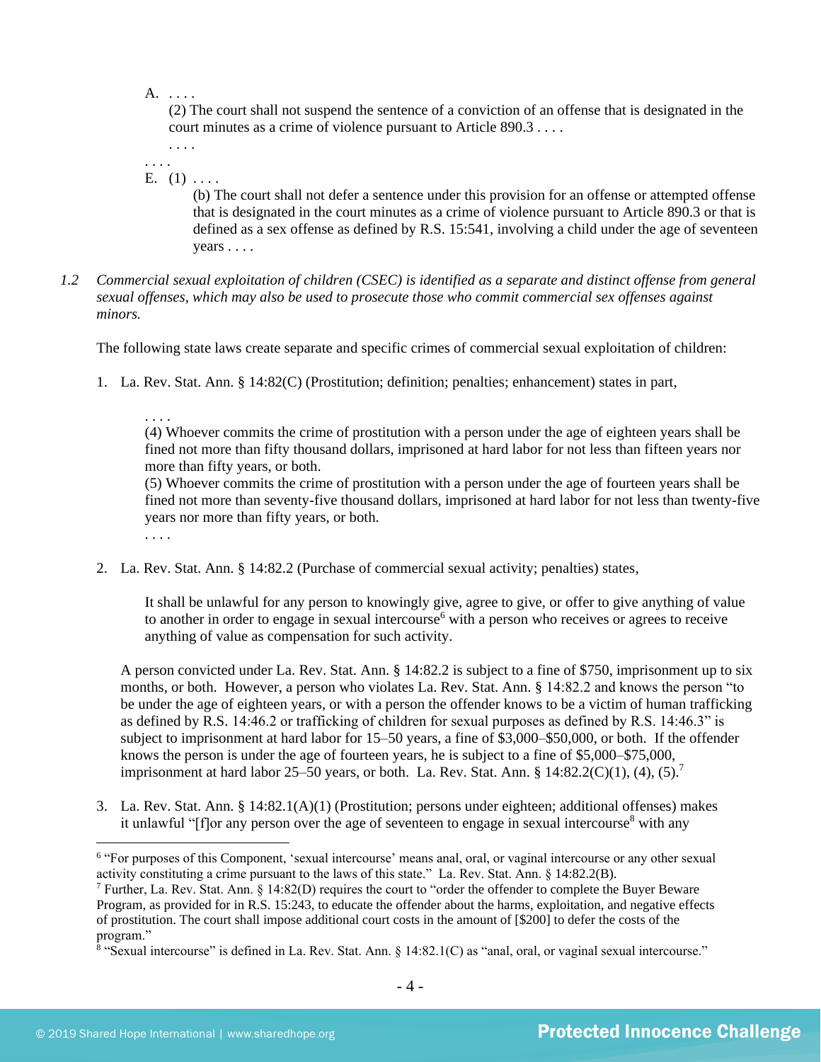A. . . . .

(2) The court shall not suspend the sentence of a conviction of an offense that is designated in the court minutes as a crime of violence pursuant to Article 890.3 . . . .

. . . .

. . . .

E. (1) . . . .

(b) The court shall not defer a sentence under this provision for an offense or attempted offense that is designated in the court minutes as a crime of violence pursuant to Article 890.3 or that is defined as a sex offense as defined by R.S. 15:541, involving a child under the age of seventeen years . . . .

*1.2 Commercial sexual exploitation of children (CSEC) is identified as a separate and distinct offense from general sexual offenses, which may also be used to prosecute those who commit commercial sex offenses against minors.*

The following state laws create separate and specific crimes of commercial sexual exploitation of children:

1. La. Rev. Stat. Ann. § 14:82(C) (Prostitution; definition; penalties; enhancement) states in part,

   . . . .
   (4) Whoever commits the crime of prostitution with a person under the age of eighteen years shall be fined not more than fifty thousand dollars, imprisoned at hard labor for not less than fifteen years nor more than fifty years, or both.
   (5) Whoever commits the crime of prostitution with a person under the age of fourteen years shall be fined not more than seventy-five thousand dollars, imprisoned at hard labor for not less than twenty-five years nor more than fifty years, or both.
   . . . .

2. La. Rev. Stat. Ann. § 14:82.2 (Purchase of commercial sexual activity; penalties) states,

   It shall be unlawful for any person to knowingly give, agree to give, or offer to give anything of value to another in order to engage in sexual intercourse[6] with a person who receives or agrees to receive anything of value as compensation for such activity.

   A person convicted under La. Rev. Stat. Ann. § 14:82.2 is subject to a fine of $750, imprisonment up to six months, or both. However, a person who violates La. Rev. Stat. Ann. § 14:82.2 and knows the person "to be under the age of eighteen years, or with a person the offender knows to be a victim of human trafficking as defined by R.S. 14:46.2 or trafficking of children for sexual purposes as defined by R.S. 14:46.3" is subject to imprisonment at hard labor for 15–50 years, a fine of $3,000–$50,000, or both. If the offender knows the person is under the age of fourteen years, he is subject to a fine of $5,000–$75,000, imprisonment at hard labor 25–50 years, or both. La. Rev. Stat. Ann. § 14:82.2(C)(1), (4), (5).[7]

3. La. Rev. Stat. Ann. § 14:82.1(A)(1) (Prostitution; persons under eighteen; additional offenses) makes it unlawful "[f]or any person over the age of seventeen to engage in sexual intercourse[8] with any

[6] "For purposes of this Component, 'sexual intercourse' means anal, oral, or vaginal intercourse or any other sexual activity constituting a crime pursuant to the laws of this state." La. Rev. Stat. Ann. § 14:82.2(B).

[7] Further, La. Rev. Stat. Ann. § 14:82(D) requires the court to "order the offender to complete the Buyer Beware Program, as provided for in R.S. 15:243, to educate the offender about the harms, exploitation, and negative effects of prostitution. The court shall impose additional court costs in the amount of [$200] to defer the costs of the program."

[8] "Sexual intercourse" is defined in La. Rev. Stat. Ann. § 14:82.1(C) as "anal, oral, or vaginal sexual intercourse."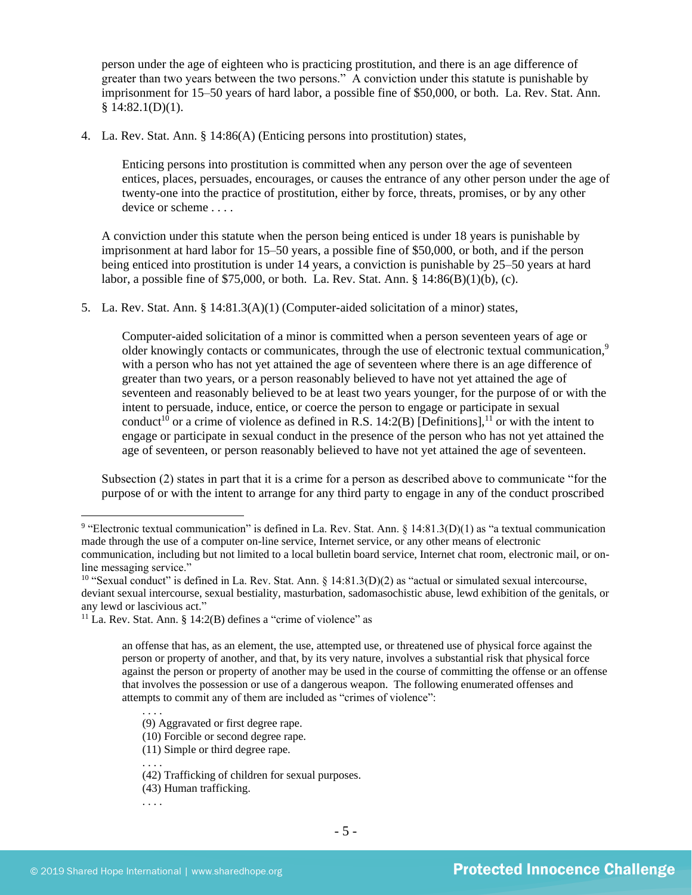person under the age of eighteen who is practicing prostitution, and there is an age difference of greater than two years between the two persons." A conviction under this statute is punishable by imprisonment for 15–50 years of hard labor, a possible fine of $50,000, or both. La. Rev. Stat. Ann. § 14:82.1(D)(1).

4. La. Rev. Stat. Ann. § 14:86(A) (Enticing persons into prostitution) states,

   > Enticing persons into prostitution is committed when any person over the age of seventeen entices, places, persuades, encourages, or causes the entrance of any other person under the age of twenty-one into the practice of prostitution, either by force, threats, promises, or by any other device or scheme . . . .

   A conviction under this statute when the person being enticed is under 18 years is punishable by imprisonment at hard labor for 15–50 years, a possible fine of $50,000, or both, and if the person being enticed into prostitution is under 14 years, a conviction is punishable by 25–50 years at hard labor, a possible fine of $75,000, or both. La. Rev. Stat. Ann. § 14:86(B)(1)(b), (c).

5. La. Rev. Stat. Ann. § 14:81.3(A)(1) (Computer-aided solicitation of a minor) states,

   > Computer-aided solicitation of a minor is committed when a person seventeen years of age or older knowingly contacts or communicates, through the use of electronic textual communication,[9] with a person who has not yet attained the age of seventeen where there is an age difference of greater than two years, or a person reasonably believed to have not yet attained the age of seventeen and reasonably believed to be at least two years younger, for the purpose of or with the intent to persuade, induce, entice, or coerce the person to engage or participate in sexual conduct[10] or a crime of violence as defined in R.S. 14:2(B) [Definitions],[11] or with the intent to engage or participate in sexual conduct in the presence of the person who has not yet attained the age of seventeen, or person reasonably believed to have not yet attained the age of seventeen.

   Subsection (2) states in part that it is a crime for a person as described above to communicate "for the purpose of or with the intent to arrange for any third party to engage in any of the conduct proscribed

---

[9] "Electronic textual communication" is defined in La. Rev. Stat. Ann. § 14:81.3(D)(1) as "a textual communication made through the use of a computer on-line service, Internet service, or any other means of electronic communication, including but not limited to a local bulletin board service, Internet chat room, electronic mail, or on-line messaging service."

[10] "Sexual conduct" is defined in La. Rev. Stat. Ann. § 14:81.3(D)(2) as "actual or simulated sexual intercourse, deviant sexual intercourse, sexual bestiality, masturbation, sadomasochistic abuse, lewd exhibition of the genitals, or any lewd or lascivious act."

[11] La. Rev. Stat. Ann. § 14:2(B) defines a "crime of violence" as

> an offense that has, as an element, the use, attempted use, or threatened use of physical force against the person or property of another, and that, by its very nature, involves a substantial risk that physical force against the person or property of another may be used in the course of committing the offense or an offense that involves the possession or use of a dangerous weapon. The following enumerated offenses and attempts to commit any of them are included as "crimes of violence":
>
> . . . .
> (9) Aggravated or first degree rape.
> (10) Forcible or second degree rape.
> (11) Simple or third degree rape.
> . . . .
> (42) Trafficking of children for sexual purposes.
> (43) Human trafficking.
> . . . .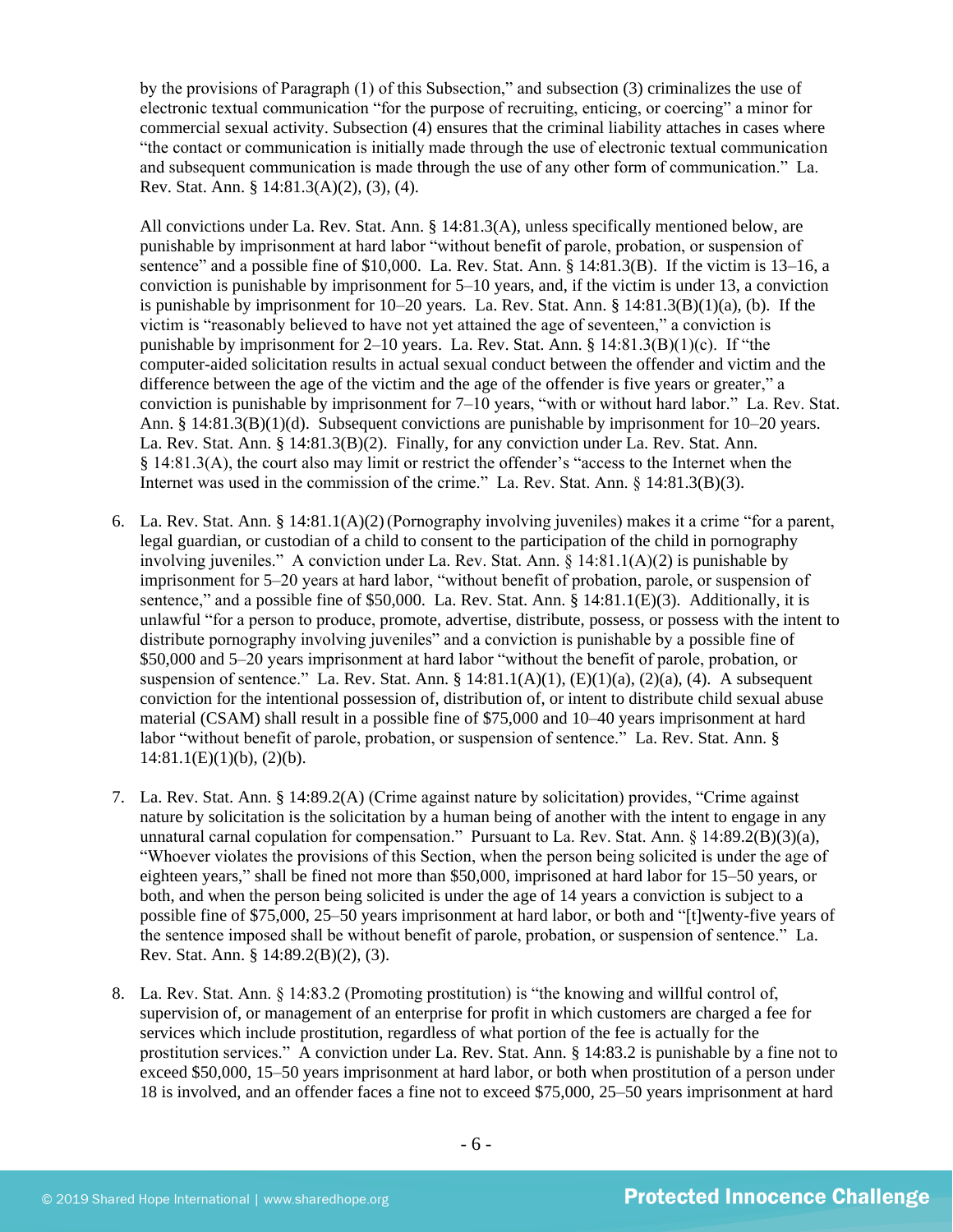by the provisions of Paragraph (1) of this Subsection," and subsection (3) criminalizes the use of electronic textual communication "for the purpose of recruiting, enticing, or coercing" a minor for commercial sexual activity. Subsection (4) ensures that the criminal liability attaches in cases where "the contact or communication is initially made through the use of electronic textual communication and subsequent communication is made through the use of any other form of communication." La. Rev. Stat. Ann. § 14:81.3(A)(2), (3), (4).

All convictions under La. Rev. Stat. Ann. § 14:81.3(A), unless specifically mentioned below, are punishable by imprisonment at hard labor "without benefit of parole, probation, or suspension of sentence" and a possible fine of $10,000. La. Rev. Stat. Ann. § 14:81.3(B). If the victim is 13–16, a conviction is punishable by imprisonment for 5–10 years, and, if the victim is under 13, a conviction is punishable by imprisonment for 10–20 years. La. Rev. Stat. Ann. § 14:81.3(B)(1)(a), (b). If the victim is "reasonably believed to have not yet attained the age of seventeen," a conviction is punishable by imprisonment for 2–10 years. La. Rev. Stat. Ann. § 14:81.3(B)(1)(c). If "the computer-aided solicitation results in actual sexual conduct between the offender and victim and the difference between the age of the victim and the age of the offender is five years or greater," a conviction is punishable by imprisonment for 7–10 years, "with or without hard labor." La. Rev. Stat. Ann. § 14:81.3(B)(1)(d). Subsequent convictions are punishable by imprisonment for 10–20 years. La. Rev. Stat. Ann. § 14:81.3(B)(2). Finally, for any conviction under La. Rev. Stat. Ann. § 14:81.3(A), the court also may limit or restrict the offender's "access to the Internet when the Internet was used in the commission of the crime." La. Rev. Stat. Ann. § 14:81.3(B)(3).

6. La. Rev. Stat. Ann. § 14:81.1(A)(2) (Pornography involving juveniles) makes it a crime "for a parent, legal guardian, or custodian of a child to consent to the participation of the child in pornography involving juveniles." A conviction under La. Rev. Stat. Ann. § 14:81.1(A)(2) is punishable by imprisonment for 5–20 years at hard labor, "without benefit of probation, parole, or suspension of sentence," and a possible fine of $50,000. La. Rev. Stat. Ann. § 14:81.1(E)(3). Additionally, it is unlawful "for a person to produce, promote, advertise, distribute, possess, or possess with the intent to distribute pornography involving juveniles" and a conviction is punishable by a possible fine of $50,000 and 5–20 years imprisonment at hard labor "without the benefit of parole, probation, or suspension of sentence." La. Rev. Stat. Ann. § 14:81.1(A)(1), (E)(1)(a), (2)(a), (4). A subsequent conviction for the intentional possession of, distribution of, or intent to distribute child sexual abuse material (CSAM) shall result in a possible fine of $75,000 and 10–40 years imprisonment at hard labor "without benefit of parole, probation, or suspension of sentence." La. Rev. Stat. Ann. § 14:81.1(E)(1)(b), (2)(b).

7. La. Rev. Stat. Ann. § 14:89.2(A) (Crime against nature by solicitation) provides, "Crime against nature by solicitation is the solicitation by a human being of another with the intent to engage in any unnatural carnal copulation for compensation." Pursuant to La. Rev. Stat. Ann. § 14:89.2(B)(3)(a), "Whoever violates the provisions of this Section, when the person being solicited is under the age of eighteen years," shall be fined not more than $50,000, imprisoned at hard labor for 15–50 years, or both, and when the person being solicited is under the age of 14 years a conviction is subject to a possible fine of $75,000, 25–50 years imprisonment at hard labor, or both and "[t]wenty-five years of the sentence imposed shall be without benefit of parole, probation, or suspension of sentence." La. Rev. Stat. Ann. § 14:89.2(B)(2), (3).

8. La. Rev. Stat. Ann. § 14:83.2 (Promoting prostitution) is "the knowing and willful control of, supervision of, or management of an enterprise for profit in which customers are charged a fee for services which include prostitution, regardless of what portion of the fee is actually for the prostitution services." A conviction under La. Rev. Stat. Ann. § 14:83.2 is punishable by a fine not to exceed $50,000, 15–50 years imprisonment at hard labor, or both when prostitution of a person under 18 is involved, and an offender faces a fine not to exceed $75,000, 25–50 years imprisonment at hard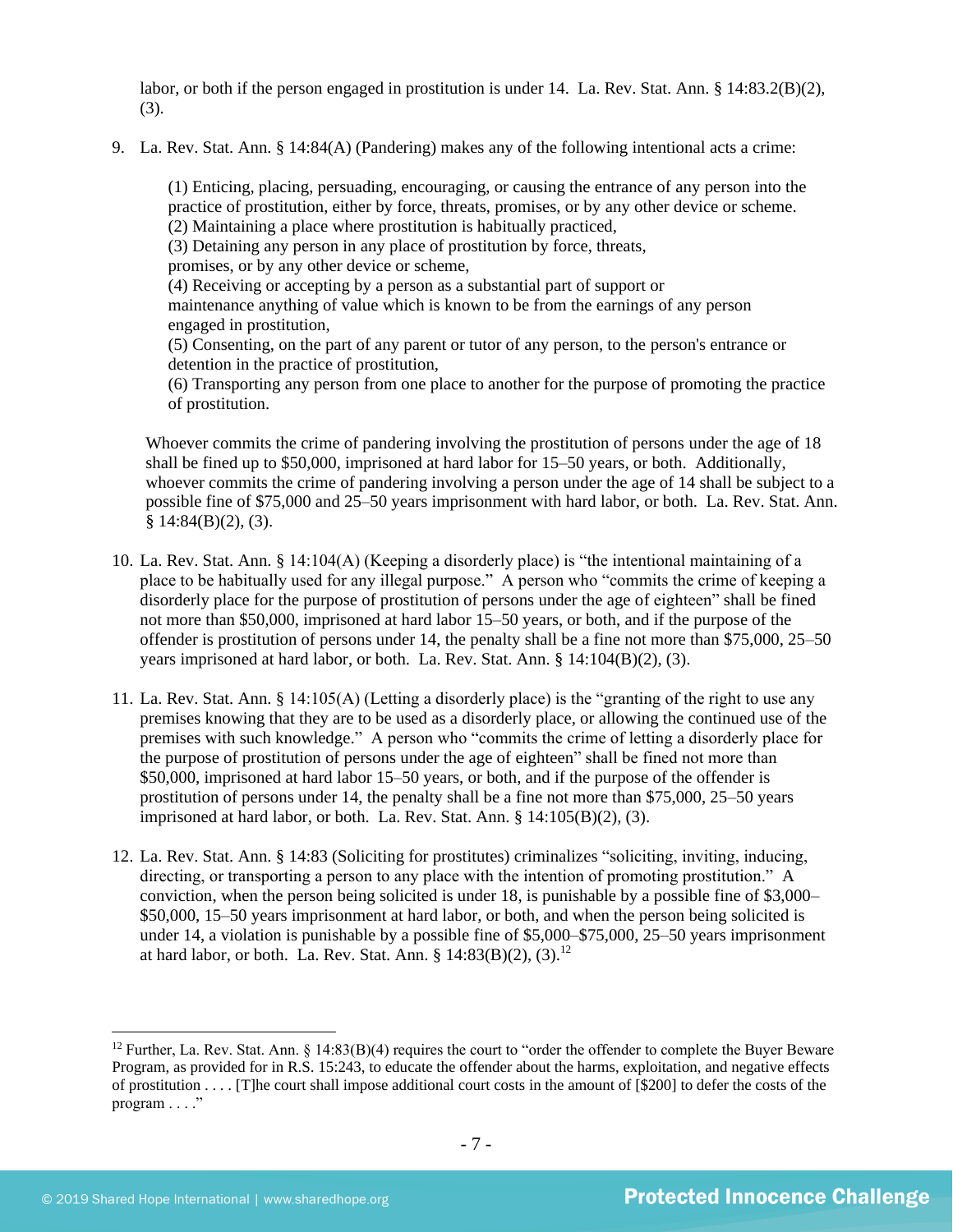labor, or both if the person engaged in prostitution is under 14. La. Rev. Stat. Ann. § 14:83.2(B)(2), (3).

9. La. Rev. Stat. Ann. § 14:84(A) (Pandering) makes any of the following intentional acts a crime:

   (1) Enticing, placing, persuading, encouraging, or causing the entrance of any person into the practice of prostitution, either by force, threats, promises, or by any other device or scheme.
   (2) Maintaining a place where prostitution is habitually practiced,
   (3) Detaining any person in any place of prostitution by force, threats, promises, or by any other device or scheme,
   (4) Receiving or accepting by a person as a substantial part of support or maintenance anything of value which is known to be from the earnings of any person engaged in prostitution,
   (5) Consenting, on the part of any parent or tutor of any person, to the person's entrance or detention in the practice of prostitution,
   (6) Transporting any person from one place to another for the purpose of promoting the practice of prostitution.

   Whoever commits the crime of pandering involving the prostitution of persons under the age of 18 shall be fined up to $50,000, imprisoned at hard labor for 15–50 years, or both. Additionally, whoever commits the crime of pandering involving a person under the age of 14 shall be subject to a possible fine of $75,000 and 25–50 years imprisonment with hard labor, or both. La. Rev. Stat. Ann. § 14:84(B)(2), (3).

10. La. Rev. Stat. Ann. § 14:104(A) (Keeping a disorderly place) is "the intentional maintaining of a place to be habitually used for any illegal purpose." A person who "commits the crime of keeping a disorderly place for the purpose of prostitution of persons under the age of eighteen" shall be fined not more than $50,000, imprisoned at hard labor 15–50 years, or both, and if the purpose of the offender is prostitution of persons under 14, the penalty shall be a fine not more than $75,000, 25–50 years imprisoned at hard labor, or both. La. Rev. Stat. Ann. § 14:104(B)(2), (3).

11. La. Rev. Stat. Ann. § 14:105(A) (Letting a disorderly place) is the "granting of the right to use any premises knowing that they are to be used as a disorderly place, or allowing the continued use of the premises with such knowledge." A person who "commits the crime of letting a disorderly place for the purpose of prostitution of persons under the age of eighteen" shall be fined not more than $50,000, imprisoned at hard labor 15–50 years, or both, and if the purpose of the offender is prostitution of persons under 14, the penalty shall be a fine not more than $75,000, 25–50 years imprisoned at hard labor, or both. La. Rev. Stat. Ann. § 14:105(B)(2), (3).

12. La. Rev. Stat. Ann. § 14:83 (Soliciting for prostitutes) criminalizes "soliciting, inviting, inducing, directing, or transporting a person to any place with the intention of promoting prostitution." A conviction, when the person being solicited is under 18, is punishable by a possible fine of $3,000–$50,000, 15–50 years imprisonment at hard labor, or both, and when the person being solicited is under 14, a violation is punishable by a possible fine of $5,000–$75,000, 25–50 years imprisonment at hard labor, or both. La. Rev. Stat. Ann. § 14:83(B)(2), (3).[12]

---

[12] Further, La. Rev. Stat. Ann. § 14:83(B)(4) requires the court to "order the offender to complete the Buyer Beware Program, as provided for in R.S. 15:243, to educate the offender about the harms, exploitation, and negative effects of prostitution . . . . [T]he court shall impose additional court costs in the amount of [$200] to defer the costs of the program . . . ."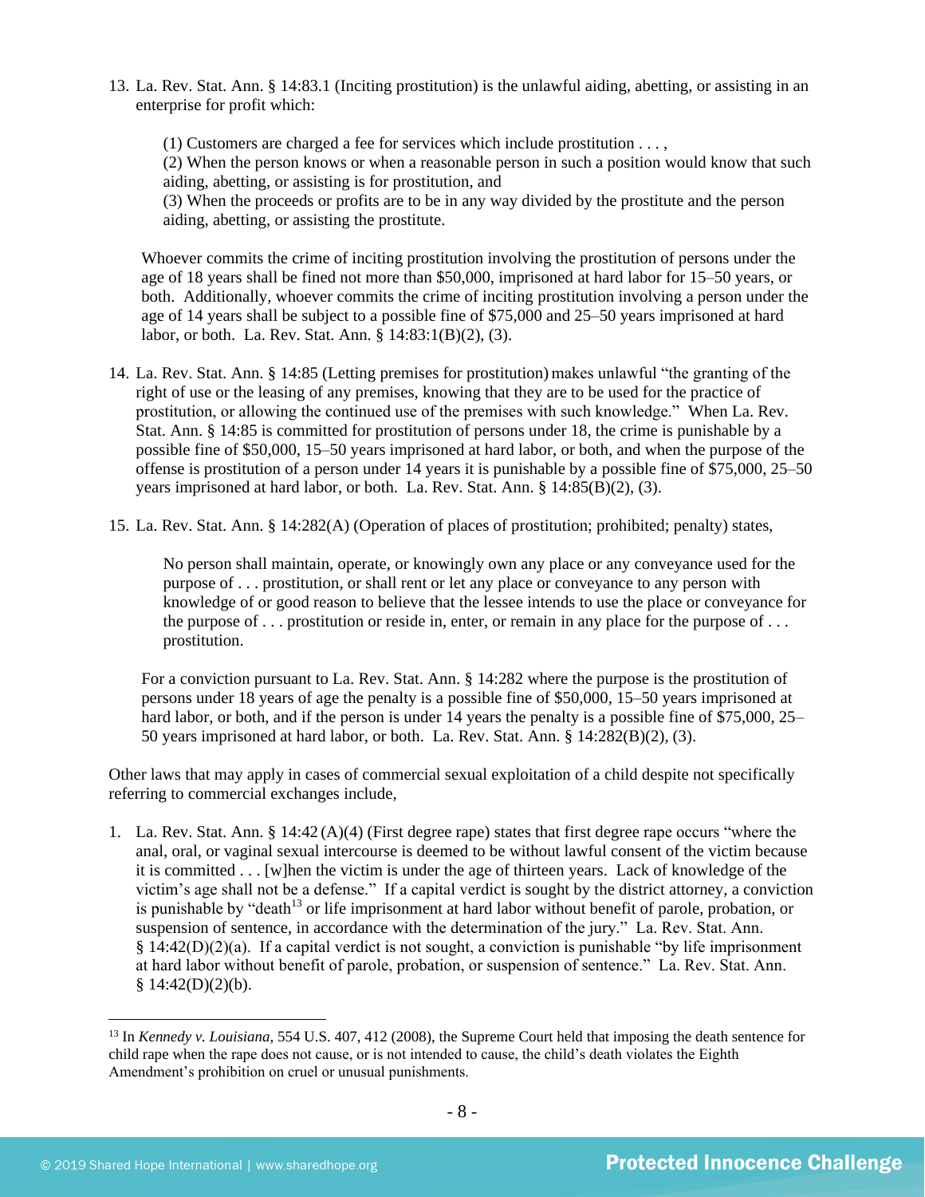13. La. Rev. Stat. Ann. § 14:83.1 (Inciting prostitution) is the unlawful aiding, abetting, or assisting in an enterprise for profit which:

    (1) Customers are charged a fee for services which include prostitution . . . ,
    (2) When the person knows or when a reasonable person in such a position would know that such aiding, abetting, or assisting is for prostitution, and
    (3) When the proceeds or profits are to be in any way divided by the prostitute and the person aiding, abetting, or assisting the prostitute.

    Whoever commits the crime of inciting prostitution involving the prostitution of persons under the age of 18 years shall be fined not more than $50,000, imprisoned at hard labor for 15–50 years, or both. Additionally, whoever commits the crime of inciting prostitution involving a person under the age of 14 years shall be subject to a possible fine of $75,000 and 25–50 years imprisoned at hard labor, or both. La. Rev. Stat. Ann. § 14:83:1(B)(2), (3).

14. La. Rev. Stat. Ann. § 14:85 (Letting premises for prostitution) makes unlawful "the granting of the right of use or the leasing of any premises, knowing that they are to be used for the practice of prostitution, or allowing the continued use of the premises with such knowledge." When La. Rev. Stat. Ann. § 14:85 is committed for prostitution of persons under 18, the crime is punishable by a possible fine of $50,000, 15–50 years imprisoned at hard labor, or both, and when the purpose of the offense is prostitution of a person under 14 years it is punishable by a possible fine of $75,000, 25–50 years imprisoned at hard labor, or both. La. Rev. Stat. Ann. § 14:85(B)(2), (3).

15. La. Rev. Stat. Ann. § 14:282(A) (Operation of places of prostitution; prohibited; penalty) states,

    No person shall maintain, operate, or knowingly own any place or any conveyance used for the purpose of . . . prostitution, or shall rent or let any place or conveyance to any person with knowledge of or good reason to believe that the lessee intends to use the place or conveyance for the purpose of . . . prostitution or reside in, enter, or remain in any place for the purpose of . . . prostitution.

    For a conviction pursuant to La. Rev. Stat. Ann. § 14:282 where the purpose is the prostitution of persons under 18 years of age the penalty is a possible fine of $50,000, 15–50 years imprisoned at hard labor, or both, and if the person is under 14 years the penalty is a possible fine of $75,000, 25–50 years imprisoned at hard labor, or both. La. Rev. Stat. Ann. § 14:282(B)(2), (3).

Other laws that may apply in cases of commercial sexual exploitation of a child despite not specifically referring to commercial exchanges include,

1. La. Rev. Stat. Ann. § 14:42 (A)(4) (First degree rape) states that first degree rape occurs "where the anal, oral, or vaginal sexual intercourse is deemed to be without lawful consent of the victim because it is committed . . . [w]hen the victim is under the age of thirteen years. Lack of knowledge of the victim's age shall not be a defense." If a capital verdict is sought by the district attorney, a conviction is punishable by "death[13] or life imprisonment at hard labor without benefit of parole, probation, or suspension of sentence, in accordance with the determination of the jury." La. Rev. Stat. Ann. § 14:42(D)(2)(a). If a capital verdict is not sought, a conviction is punishable "by life imprisonment at hard labor without benefit of parole, probation, or suspension of sentence." La. Rev. Stat. Ann. § 14:42(D)(2)(b).

[13] In *Kennedy v. Louisiana*, 554 U.S. 407, 412 (2008), the Supreme Court held that imposing the death sentence for child rape when the rape does not cause, or is not intended to cause, the child's death violates the Eighth Amendment's prohibition on cruel or unusual punishments.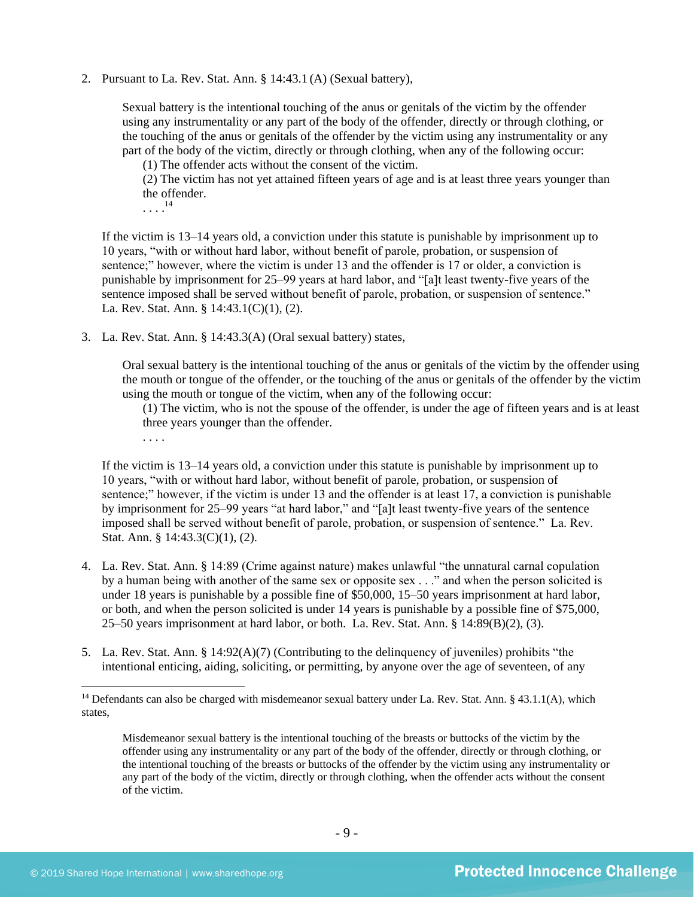2. Pursuant to La. Rev. Stat. Ann. § 14:43.1 (A) (Sexual battery),

   > Sexual battery is the intentional touching of the anus or genitals of the victim by the offender using any instrumentality or any part of the body of the offender, directly or through clothing, or the touching of the anus or genitals of the offender by the victim using any instrumentality or any part of the body of the victim, directly or through clothing, when any of the following occur:
   >
   > (1) The offender acts without the consent of the victim.
   >
   > (2) The victim has not yet attained fifteen years of age and is at least three years younger than the offender.
   >
   > . . . .[14]

   If the victim is 13–14 years old, a conviction under this statute is punishable by imprisonment up to 10 years, "with or without hard labor, without benefit of parole, probation, or suspension of sentence;" however, where the victim is under 13 and the offender is 17 or older, a conviction is punishable by imprisonment for 25–99 years at hard labor, and "[a]t least twenty-five years of the sentence imposed shall be served without benefit of parole, probation, or suspension of sentence." La. Rev. Stat. Ann. § 14:43.1(C)(1), (2).

3. La. Rev. Stat. Ann. § 14:43.3(A) (Oral sexual battery) states,

   > Oral sexual battery is the intentional touching of the anus or genitals of the victim by the offender using the mouth or tongue of the offender, or the touching of the anus or genitals of the offender by the victim using the mouth or tongue of the victim, when any of the following occur:
   >
   > (1) The victim, who is not the spouse of the offender, is under the age of fifteen years and is at least three years younger than the offender.
   >
   > . . . .

   If the victim is 13–14 years old, a conviction under this statute is punishable by imprisonment up to 10 years, "with or without hard labor, without benefit of parole, probation, or suspension of sentence;" however, if the victim is under 13 and the offender is at least 17, a conviction is punishable by imprisonment for 25–99 years "at hard labor," and "[a]t least twenty-five years of the sentence imposed shall be served without benefit of parole, probation, or suspension of sentence." La. Rev. Stat. Ann. § 14:43.3(C)(1), (2).

4. La. Rev. Stat. Ann. § 14:89 (Crime against nature) makes unlawful "the unnatural carnal copulation by a human being with another of the same sex or opposite sex . . ." and when the person solicited is under 18 years is punishable by a possible fine of $50,000, 15–50 years imprisonment at hard labor, or both, and when the person solicited is under 14 years is punishable by a possible fine of $75,000, 25–50 years imprisonment at hard labor, or both. La. Rev. Stat. Ann. § 14:89(B)(2), (3).

5. La. Rev. Stat. Ann. § 14:92(A)(7) (Contributing to the delinquency of juveniles) prohibits "the intentional enticing, aiding, soliciting, or permitting, by anyone over the age of seventeen, of any

---

[14] Defendants can also be charged with misdemeanor sexual battery under La. Rev. Stat. Ann. § 43.1.1(A), which states,

> Misdemeanor sexual battery is the intentional touching of the breasts or buttocks of the victim by the offender using any instrumentality or any part of the body of the offender, directly or through clothing, or the intentional touching of the breasts or buttocks of the offender by the victim using any instrumentality or any part of the body of the victim, directly or through clothing, when the offender acts without the consent of the victim.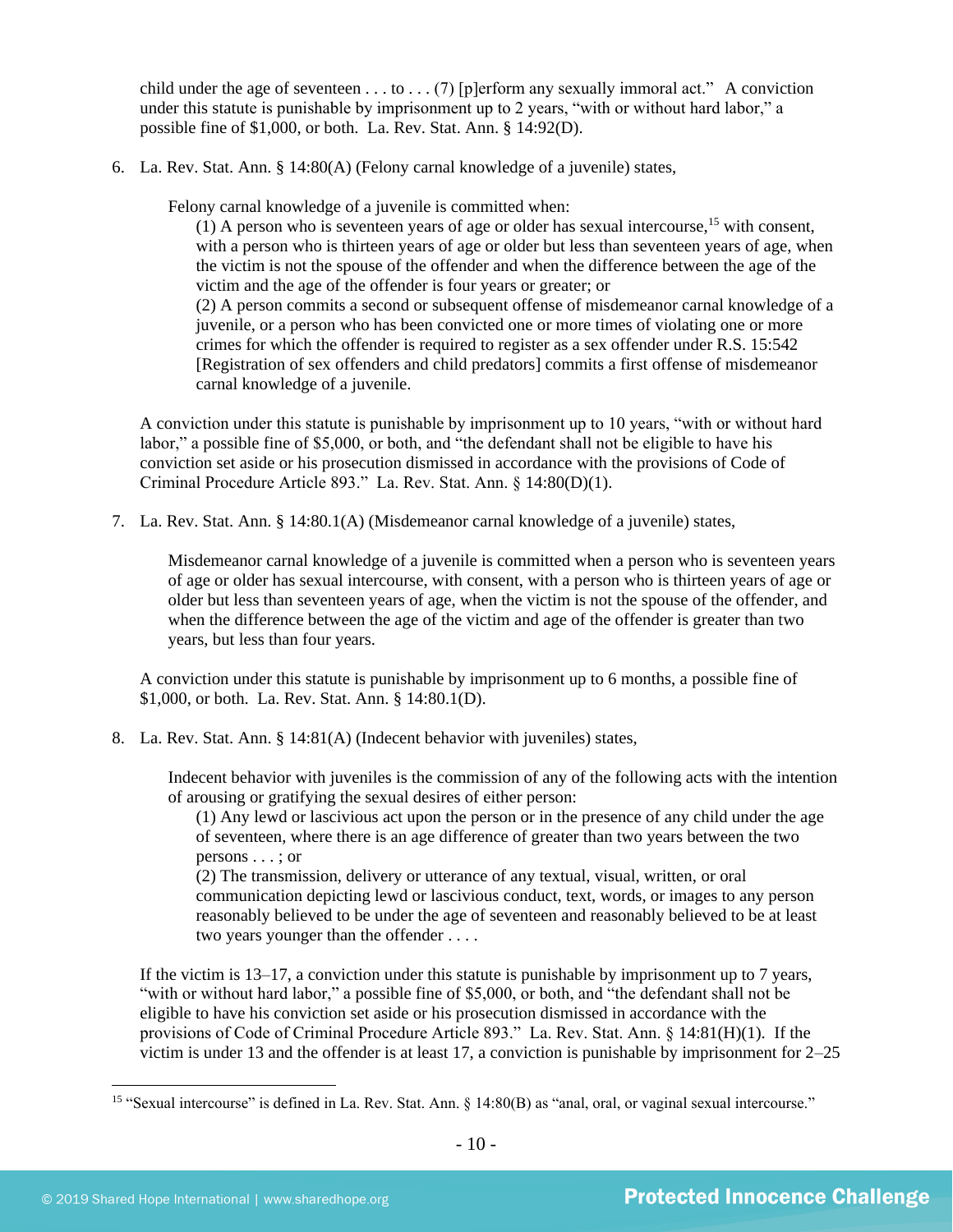child under the age of seventeen . . . to . . . (7) [p]erform any sexually immoral act." A conviction under this statute is punishable by imprisonment up to 2 years, "with or without hard labor," a possible fine of $1,000, or both. La. Rev. Stat. Ann. § 14:92(D).

6. La. Rev. Stat. Ann. § 14:80(A) (Felony carnal knowledge of a juvenile) states,

   > Felony carnal knowledge of a juvenile is committed when:
   >
   > (1) A person who is seventeen years of age or older has sexual intercourse,[15] with consent, with a person who is thirteen years of age or older but less than seventeen years of age, when the victim is not the spouse of the offender and when the difference between the age of the victim and the age of the offender is four years or greater; or
   >
   > (2) A person commits a second or subsequent offense of misdemeanor carnal knowledge of a juvenile, or a person who has been convicted one or more times of violating one or more crimes for which the offender is required to register as a sex offender under R.S. 15:542 [Registration of sex offenders and child predators] commits a first offense of misdemeanor carnal knowledge of a juvenile.

   A conviction under this statute is punishable by imprisonment up to 10 years, "with or without hard labor," a possible fine of $5,000, or both, and "the defendant shall not be eligible to have his conviction set aside or his prosecution dismissed in accordance with the provisions of Code of Criminal Procedure Article 893." La. Rev. Stat. Ann. § 14:80(D)(1).

7. La. Rev. Stat. Ann. § 14:80.1(A) (Misdemeanor carnal knowledge of a juvenile) states,

   > Misdemeanor carnal knowledge of a juvenile is committed when a person who is seventeen years of age or older has sexual intercourse, with consent, with a person who is thirteen years of age or older but less than seventeen years of age, when the victim is not the spouse of the offender, and when the difference between the age of the victim and age of the offender is greater than two years, but less than four years.

   A conviction under this statute is punishable by imprisonment up to 6 months, a possible fine of $1,000, or both. La. Rev. Stat. Ann. § 14:80.1(D).

8. La. Rev. Stat. Ann. § 14:81(A) (Indecent behavior with juveniles) states,

   > Indecent behavior with juveniles is the commission of any of the following acts with the intention of arousing or gratifying the sexual desires of either person:
   >
   > (1) Any lewd or lascivious act upon the person or in the presence of any child under the age of seventeen, where there is an age difference of greater than two years between the two persons . . . ; or
   >
   > (2) The transmission, delivery or utterance of any textual, visual, written, or oral communication depicting lewd or lascivious conduct, text, words, or images to any person reasonably believed to be under the age of seventeen and reasonably believed to be at least two years younger than the offender . . . .

   If the victim is 13–17, a conviction under this statute is punishable by imprisonment up to 7 years, "with or without hard labor," a possible fine of $5,000, or both, and "the defendant shall not be eligible to have his conviction set aside or his prosecution dismissed in accordance with the provisions of Code of Criminal Procedure Article 893." La. Rev. Stat. Ann. § 14:81(H)(1). If the victim is under 13 and the offender is at least 17, a conviction is punishable by imprisonment for 2–25

[15] "Sexual intercourse" is defined in La. Rev. Stat. Ann. § 14:80(B) as "anal, oral, or vaginal sexual intercourse."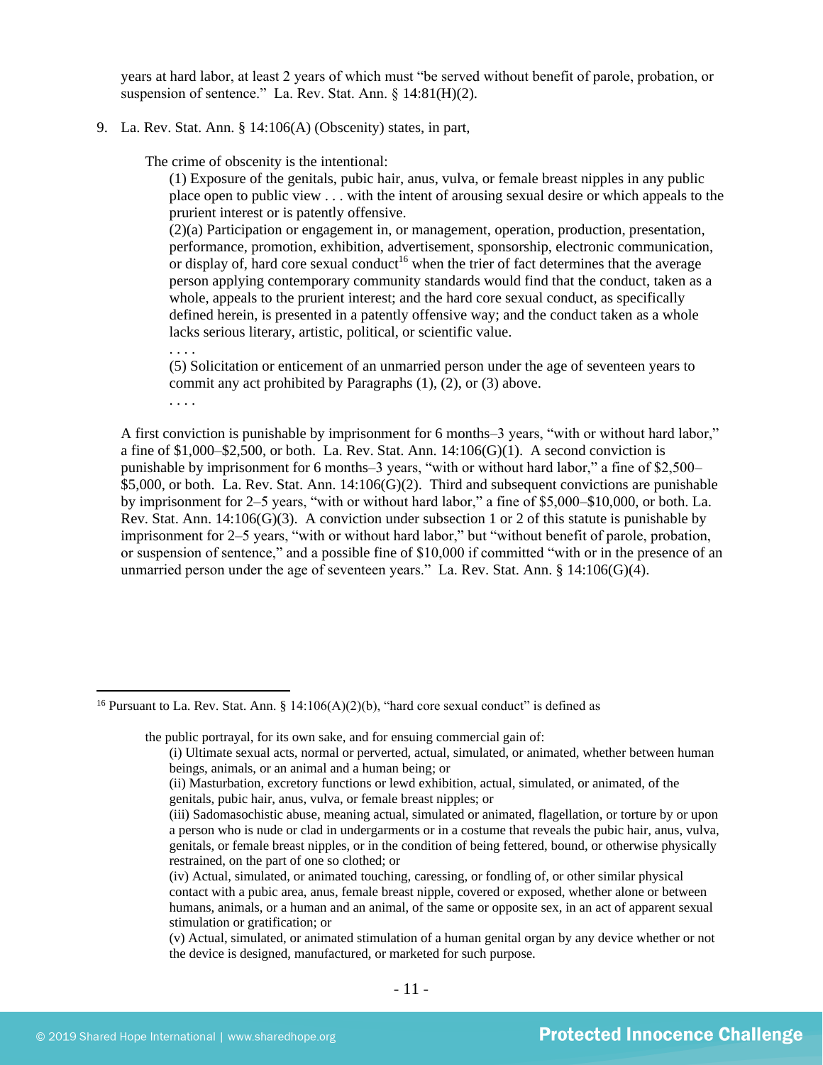years at hard labor, at least 2 years of which must "be served without benefit of parole, probation, or suspension of sentence." La. Rev. Stat. Ann. § 14:81(H)(2).

9. La. Rev. Stat. Ann. § 14:106(A) (Obscenity) states, in part,

> The crime of obscenity is the intentional:
>
> (1) Exposure of the genitals, pubic hair, anus, vulva, or female breast nipples in any public place open to public view . . . with the intent of arousing sexual desire or which appeals to the prurient interest or is patently offensive.
>
> (2)(a) Participation or engagement in, or management, operation, production, presentation, performance, promotion, exhibition, advertisement, sponsorship, electronic communication, or display of, hard core sexual conduct[16] when the trier of fact determines that the average person applying contemporary community standards would find that the conduct, taken as a whole, appeals to the prurient interest; and the hard core sexual conduct, as specifically defined herein, is presented in a patently offensive way; and the conduct taken as a whole lacks serious literary, artistic, political, or scientific value.
>
> . . . .
>
> (5) Solicitation or enticement of an unmarried person under the age of seventeen years to commit any act prohibited by Paragraphs (1), (2), or (3) above.
>
> . . . .

A first conviction is punishable by imprisonment for 6 months–3 years, "with or without hard labor," a fine of $1,000–$2,500, or both. La. Rev. Stat. Ann. 14:106(G)(1). A second conviction is punishable by imprisonment for 6 months–3 years, "with or without hard labor," a fine of $2,500–$5,000, or both. La. Rev. Stat. Ann. 14:106(G)(2). Third and subsequent convictions are punishable by imprisonment for 2–5 years, "with or without hard labor," a fine of $5,000–$10,000, or both. La. Rev. Stat. Ann. 14:106(G)(3). A conviction under subsection 1 or 2 of this statute is punishable by imprisonment for 2–5 years, "with or without hard labor," but "without benefit of parole, probation, or suspension of sentence," and a possible fine of $10,000 if committed "with or in the presence of an unmarried person under the age of seventeen years." La. Rev. Stat. Ann. § 14:106(G)(4).

---

[16] Pursuant to La. Rev. Stat. Ann. § 14:106(A)(2)(b), "hard core sexual conduct" is defined as

> the public portrayal, for its own sake, and for ensuing commercial gain of:
>
> (i) Ultimate sexual acts, normal or perverted, actual, simulated, or animated, whether between human beings, animals, or an animal and a human being; or
>
> (ii) Masturbation, excretory functions or lewd exhibition, actual, simulated, or animated, of the genitals, pubic hair, anus, vulva, or female breast nipples; or
>
> (iii) Sadomasochistic abuse, meaning actual, simulated or animated, flagellation, or torture by or upon a person who is nude or clad in undergarments or in a costume that reveals the pubic hair, anus, vulva, genitals, or female breast nipples, or in the condition of being fettered, bound, or otherwise physically restrained, on the part of one so clothed; or
>
> (iv) Actual, simulated, or animated touching, caressing, or fondling of, or other similar physical contact with a pubic area, anus, female breast nipple, covered or exposed, whether alone or between humans, animals, or a human and an animal, of the same or opposite sex, in an act of apparent sexual stimulation or gratification; or
>
> (v) Actual, simulated, or animated stimulation of a human genital organ by any device whether or not the device is designed, manufactured, or marketed for such purpose.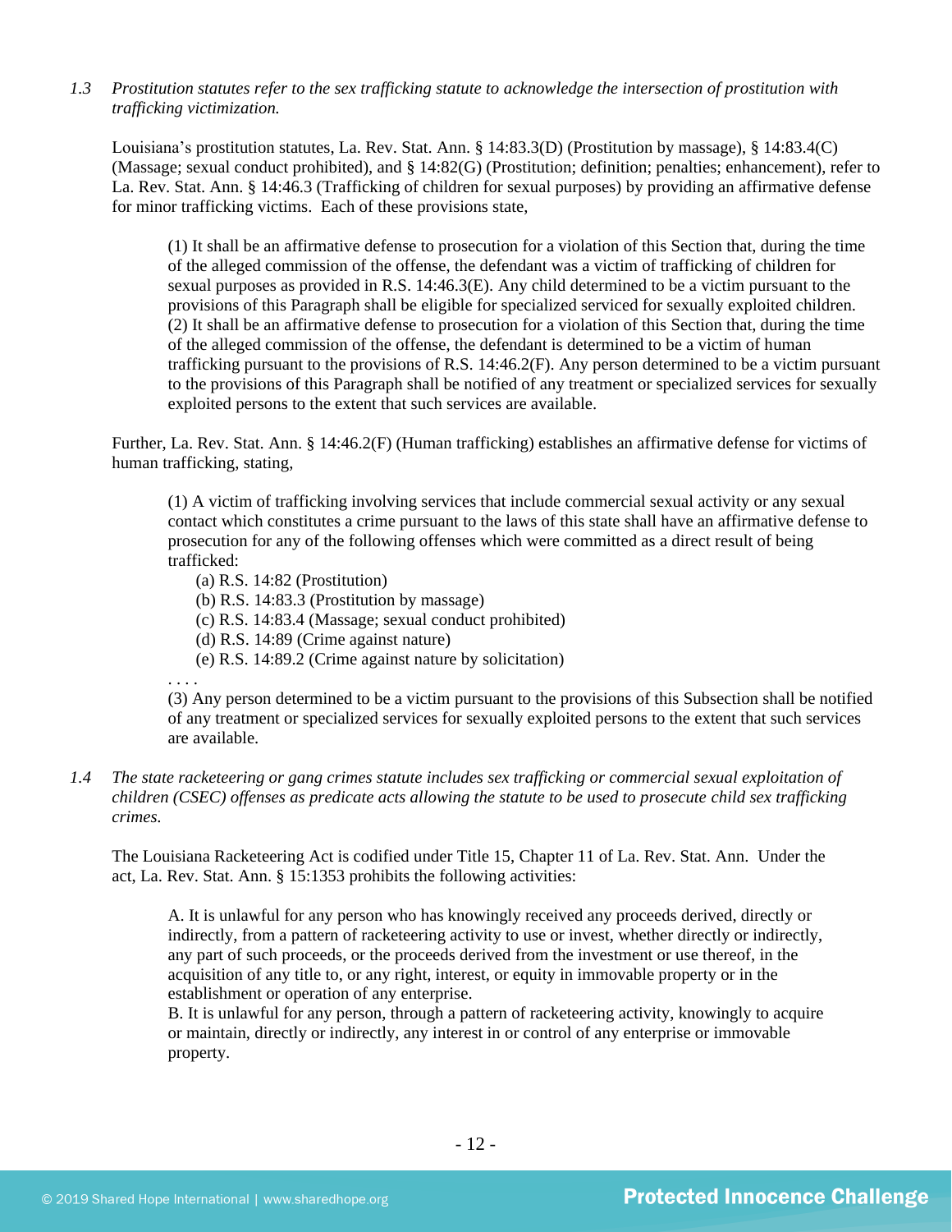*1.3 Prostitution statutes refer to the sex trafficking statute to acknowledge the intersection of prostitution with trafficking victimization.*

Louisiana's prostitution statutes, La. Rev. Stat. Ann. § 14:83.3(D) (Prostitution by massage), § 14:83.4(C) (Massage; sexual conduct prohibited), and § 14:82(G) (Prostitution; definition; penalties; enhancement), refer to La. Rev. Stat. Ann. § 14:46.3 (Trafficking of children for sexual purposes) by providing an affirmative defense for minor trafficking victims. Each of these provisions state,

> (1) It shall be an affirmative defense to prosecution for a violation of this Section that, during the time of the alleged commission of the offense, the defendant was a victim of trafficking of children for sexual purposes as provided in R.S. 14:46.3(E). Any child determined to be a victim pursuant to the provisions of this Paragraph shall be eligible for specialized serviced for sexually exploited children.
> (2) It shall be an affirmative defense to prosecution for a violation of this Section that, during the time of the alleged commission of the offense, the defendant is determined to be a victim of human trafficking pursuant to the provisions of R.S. 14:46.2(F). Any person determined to be a victim pursuant to the provisions of this Paragraph shall be notified of any treatment or specialized services for sexually exploited persons to the extent that such services are available.

Further, La. Rev. Stat. Ann. § 14:46.2(F) (Human trafficking) establishes an affirmative defense for victims of human trafficking, stating,

> (1) A victim of trafficking involving services that include commercial sexual activity or any sexual contact which constitutes a crime pursuant to the laws of this state shall have an affirmative defense to prosecution for any of the following offenses which were committed as a direct result of being trafficked:
> (a) R.S. 14:82 (Prostitution)
> (b) R.S. 14:83.3 (Prostitution by massage)
> (c) R.S. 14:83.4 (Massage; sexual conduct prohibited)
> (d) R.S. 14:89 (Crime against nature)
> (e) R.S. 14:89.2 (Crime against nature by solicitation)
> . . . .
> (3) Any person determined to be a victim pursuant to the provisions of this Subsection shall be notified of any treatment or specialized services for sexually exploited persons to the extent that such services are available.

*1.4 The state racketeering or gang crimes statute includes sex trafficking or commercial sexual exploitation of children (CSEC) offenses as predicate acts allowing the statute to be used to prosecute child sex trafficking crimes.*

The Louisiana Racketeering Act is codified under Title 15, Chapter 11 of La. Rev. Stat. Ann. Under the act, La. Rev. Stat. Ann. § 15:1353 prohibits the following activities:

> A. It is unlawful for any person who has knowingly received any proceeds derived, directly or indirectly, from a pattern of racketeering activity to use or invest, whether directly or indirectly, any part of such proceeds, or the proceeds derived from the investment or use thereof, in the acquisition of any title to, or any right, interest, or equity in immovable property or in the establishment or operation of any enterprise.
> B. It is unlawful for any person, through a pattern of racketeering activity, knowingly to acquire or maintain, directly or indirectly, any interest in or control of any enterprise or immovable property.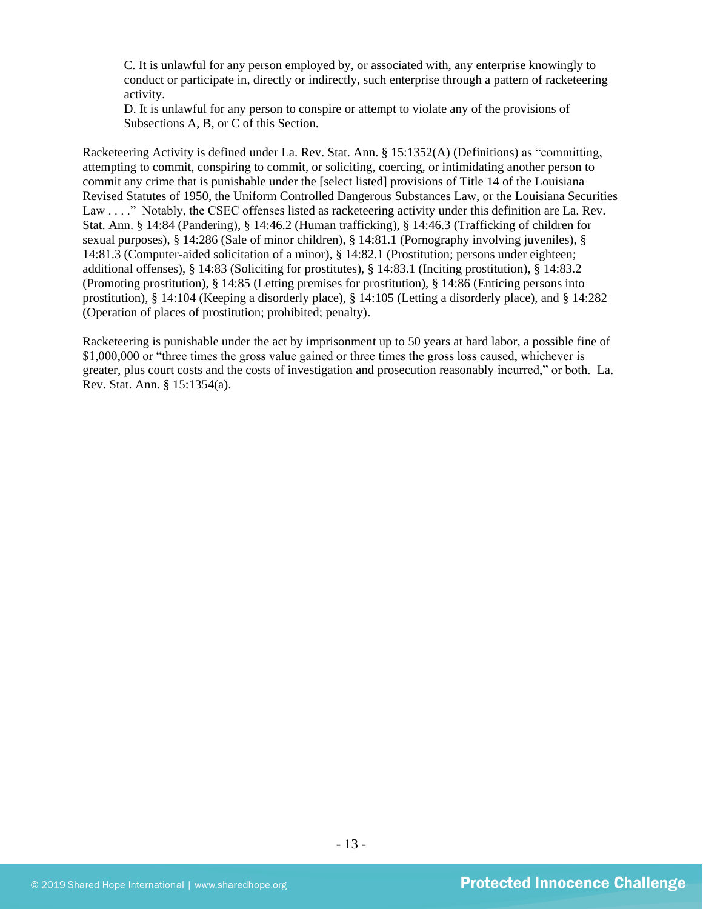> C. It is unlawful for any person employed by, or associated with, any enterprise knowingly to conduct or participate in, directly or indirectly, such enterprise through a pattern of racketeering activity.
> D. It is unlawful for any person to conspire or attempt to violate any of the provisions of Subsections A, B, or C of this Section.

Racketeering Activity is defined under La. Rev. Stat. Ann. § 15:1352(A) (Definitions) as "committing, attempting to commit, conspiring to commit, or soliciting, coercing, or intimidating another person to commit any crime that is punishable under the [select listed] provisions of Title 14 of the Louisiana Revised Statutes of 1950, the Uniform Controlled Dangerous Substances Law, or the Louisiana Securities Law . . . ." Notably, the CSEC offenses listed as racketeering activity under this definition are La. Rev. Stat. Ann. § 14:84 (Pandering), § 14:46.2 (Human trafficking), § 14:46.3 (Trafficking of children for sexual purposes), § 14:286 (Sale of minor children), § 14:81.1 (Pornography involving juveniles), § 14:81.3 (Computer-aided solicitation of a minor), § 14:82.1 (Prostitution; persons under eighteen; additional offenses), § 14:83 (Soliciting for prostitutes), § 14:83.1 (Inciting prostitution), § 14:83.2 (Promoting prostitution), § 14:85 (Letting premises for prostitution), § 14:86 (Enticing persons into prostitution), § 14:104 (Keeping a disorderly place), § 14:105 (Letting a disorderly place), and § 14:282 (Operation of places of prostitution; prohibited; penalty).

Racketeering is punishable under the act by imprisonment up to 50 years at hard labor, a possible fine of $1,000,000 or "three times the gross value gained or three times the gross loss caused, whichever is greater, plus court costs and the costs of investigation and prosecution reasonably incurred," or both. La. Rev. Stat. Ann. § 15:1354(a).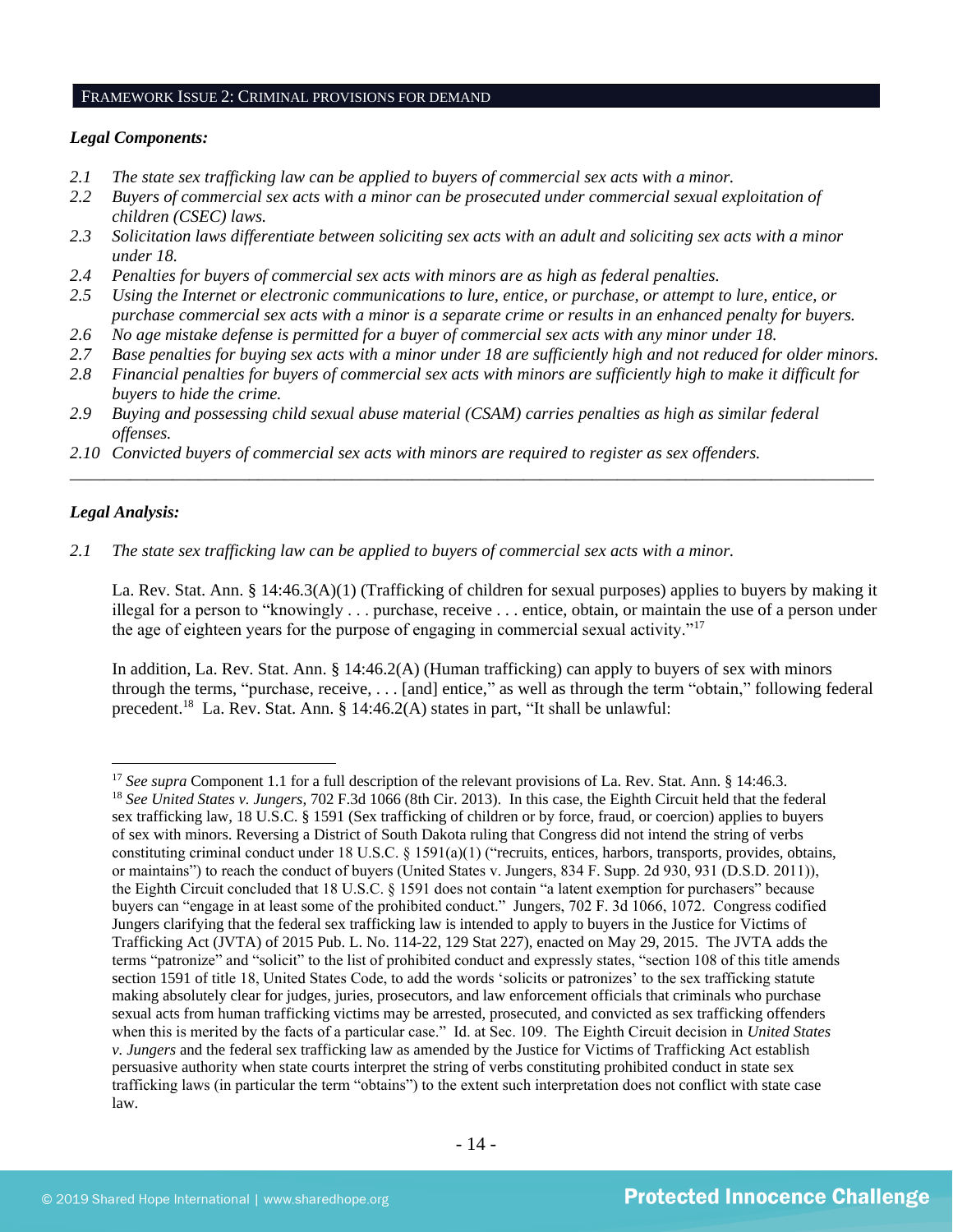## FRAMEWORK ISSUE 2: CRIMINAL PROVISIONS FOR DEMAND

***Legal Components:***

*2.1 The state sex trafficking law can be applied to buyers of commercial sex acts with a minor.*
*2.2 Buyers of commercial sex acts with a minor can be prosecuted under commercial sexual exploitation of children (CSEC) laws.*
*2.3 Solicitation laws differentiate between soliciting sex acts with an adult and soliciting sex acts with a minor under 18.*
*2.4 Penalties for buyers of commercial sex acts with minors are as high as federal penalties.*
*2.5 Using the Internet or electronic communications to lure, entice, or purchase, or attempt to lure, entice, or purchase commercial sex acts with a minor is a separate crime or results in an enhanced penalty for buyers.*
*2.6 No age mistake defense is permitted for a buyer of commercial sex acts with any minor under 18.*
*2.7 Base penalties for buying sex acts with a minor under 18 are sufficiently high and not reduced for older minors.*
*2.8 Financial penalties for buyers of commercial sex acts with minors are sufficiently high to make it difficult for buyers to hide the crime.*
*2.9 Buying and possessing child sexual abuse material (CSAM) carries penalties as high as similar federal offenses.*
*2.10 Convicted buyers of commercial sex acts with minors are required to register as sex offenders.*

---

***Legal Analysis:***

*2.1 The state sex trafficking law can be applied to buyers of commercial sex acts with a minor.*

La. Rev. Stat. Ann. § 14:46.3(A)(1) (Trafficking of children for sexual purposes) applies to buyers by making it illegal for a person to "knowingly . . . purchase, receive . . . entice, obtain, or maintain the use of a person under the age of eighteen years for the purpose of engaging in commercial sexual activity."[17]

In addition, La. Rev. Stat. Ann. § 14:46.2(A) (Human trafficking) can apply to buyers of sex with minors through the terms, "purchase, receive, . . . [and] entice," as well as through the term "obtain," following federal precedent.[18] La. Rev. Stat. Ann. § 14:46.2(A) states in part, "It shall be unlawful:

---

[17] *See supra* Component 1.1 for a full description of the relevant provisions of La. Rev. Stat. Ann. § 14:46.3.

[18] *See United States v. Jungers*, 702 F.3d 1066 (8th Cir. 2013). In this case, the Eighth Circuit held that the federal sex trafficking law, 18 U.S.C. § 1591 (Sex trafficking of children or by force, fraud, or coercion) applies to buyers of sex with minors. Reversing a District of South Dakota ruling that Congress did not intend the string of verbs constituting criminal conduct under 18 U.S.C. § 1591(a)(1) ("recruits, entices, harbors, transports, provides, obtains, or maintains") to reach the conduct of buyers (United States v. Jungers, 834 F. Supp. 2d 930, 931 (D.S.D. 2011)), the Eighth Circuit concluded that 18 U.S.C. § 1591 does not contain "a latent exemption for purchasers" because buyers can "engage in at least some of the prohibited conduct." Jungers, 702 F. 3d 1066, 1072. Congress codified Jungers clarifying that the federal sex trafficking law is intended to apply to buyers in the Justice for Victims of Trafficking Act (JVTA) of 2015 Pub. L. No. 114-22, 129 Stat 227), enacted on May 29, 2015. The JVTA adds the terms "patronize" and "solicit" to the list of prohibited conduct and expressly states, "section 108 of this title amends section 1591 of title 18, United States Code, to add the words 'solicits or patronizes' to the sex trafficking statute making absolutely clear for judges, juries, prosecutors, and law enforcement officials that criminals who purchase sexual acts from human trafficking victims may be arrested, prosecuted, and convicted as sex trafficking offenders when this is merited by the facts of a particular case." Id. at Sec. 109. The Eighth Circuit decision in *United States v. Jungers* and the federal sex trafficking law as amended by the Justice for Victims of Trafficking Act establish persuasive authority when state courts interpret the string of verbs constituting prohibited conduct in state sex trafficking laws (in particular the term "obtains") to the extent such interpretation does not conflict with state case law.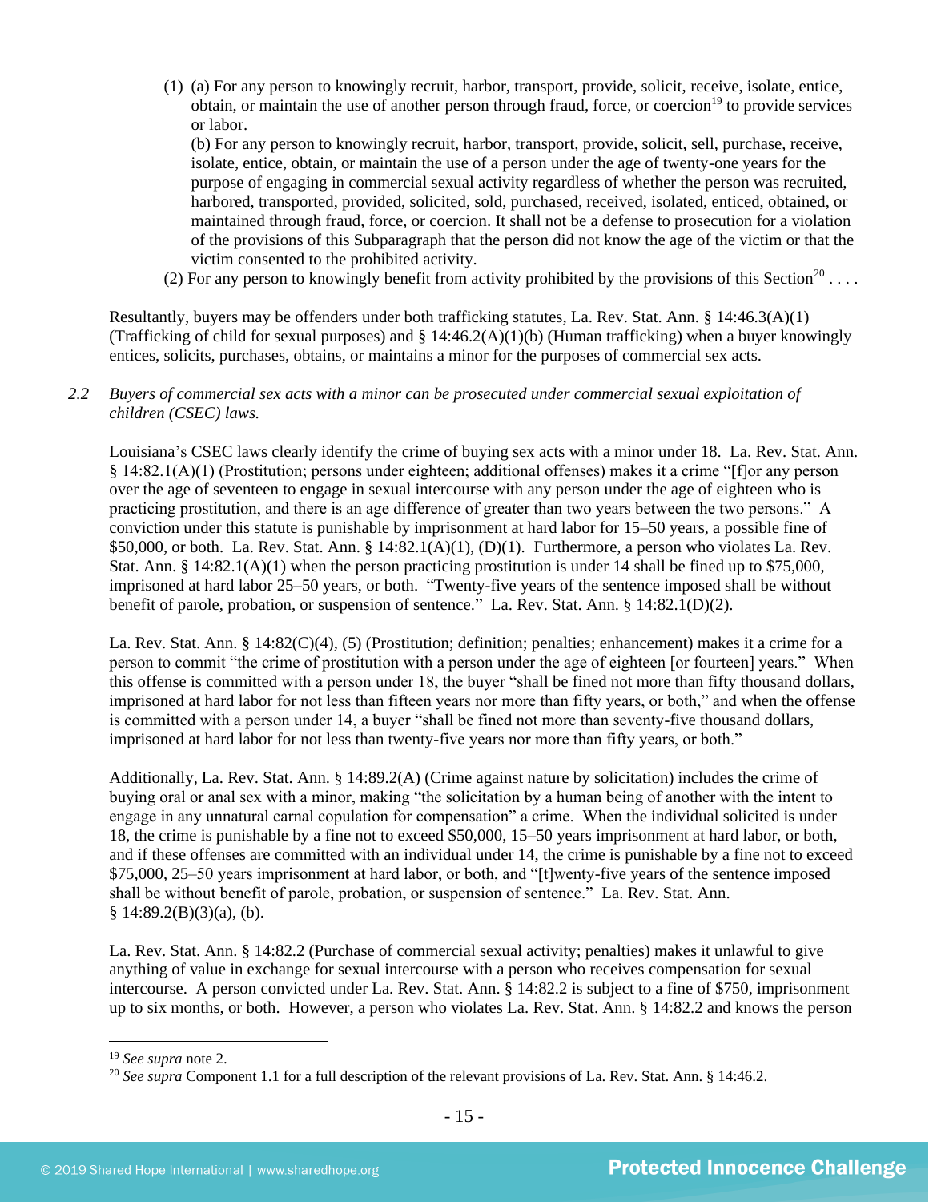(1) (a) For any person to knowingly recruit, harbor, transport, provide, solicit, receive, isolate, entice, obtain, or maintain the use of another person through fraud, force, or coercion[19] to provide services or labor.

(b) For any person to knowingly recruit, harbor, transport, provide, solicit, sell, purchase, receive, isolate, entice, obtain, or maintain the use of a person under the age of twenty-one years for the purpose of engaging in commercial sexual activity regardless of whether the person was recruited, harbored, transported, provided, solicited, sold, purchased, received, isolated, enticed, obtained, or maintained through fraud, force, or coercion. It shall not be a defense to prosecution for a violation of the provisions of this Subparagraph that the person did not know the age of the victim or that the victim consented to the prohibited activity.

(2) For any person to knowingly benefit from activity prohibited by the provisions of this Section[20] . . . .

Resultantly, buyers may be offenders under both trafficking statutes, La. Rev. Stat. Ann. § 14:46.3(A)(1) (Trafficking of child for sexual purposes) and § 14:46.2(A)(1)(b) (Human trafficking) when a buyer knowingly entices, solicits, purchases, obtains, or maintains a minor for the purposes of commercial sex acts.

*2.2 Buyers of commercial sex acts with a minor can be prosecuted under commercial sexual exploitation of children (CSEC) laws.*

Louisiana's CSEC laws clearly identify the crime of buying sex acts with a minor under 18. La. Rev. Stat. Ann. § 14:82.1(A)(1) (Prostitution; persons under eighteen; additional offenses) makes it a crime "[f]or any person over the age of seventeen to engage in sexual intercourse with any person under the age of eighteen who is practicing prostitution, and there is an age difference of greater than two years between the two persons." A conviction under this statute is punishable by imprisonment at hard labor for 15–50 years, a possible fine of $50,000, or both. La. Rev. Stat. Ann. § 14:82.1(A)(1), (D)(1). Furthermore, a person who violates La. Rev. Stat. Ann. § 14:82.1(A)(1) when the person practicing prostitution is under 14 shall be fined up to $75,000, imprisoned at hard labor 25–50 years, or both. "Twenty-five years of the sentence imposed shall be without benefit of parole, probation, or suspension of sentence." La. Rev. Stat. Ann. § 14:82.1(D)(2).

La. Rev. Stat. Ann. § 14:82(C)(4), (5) (Prostitution; definition; penalties; enhancement) makes it a crime for a person to commit "the crime of prostitution with a person under the age of eighteen [or fourteen] years." When this offense is committed with a person under 18, the buyer "shall be fined not more than fifty thousand dollars, imprisoned at hard labor for not less than fifteen years nor more than fifty years, or both," and when the offense is committed with a person under 14, a buyer "shall be fined not more than seventy-five thousand dollars, imprisoned at hard labor for not less than twenty-five years nor more than fifty years, or both."

Additionally, La. Rev. Stat. Ann. § 14:89.2(A) (Crime against nature by solicitation) includes the crime of buying oral or anal sex with a minor, making "the solicitation by a human being of another with the intent to engage in any unnatural carnal copulation for compensation" a crime. When the individual solicited is under 18, the crime is punishable by a fine not to exceed $50,000, 15–50 years imprisonment at hard labor, or both, and if these offenses are committed with an individual under 14, the crime is punishable by a fine not to exceed $75,000, 25–50 years imprisonment at hard labor, or both, and "[t]wenty-five years of the sentence imposed shall be without benefit of parole, probation, or suspension of sentence." La. Rev. Stat. Ann. § 14:89.2(B)(3)(a), (b).

La. Rev. Stat. Ann. § 14:82.2 (Purchase of commercial sexual activity; penalties) makes it unlawful to give anything of value in exchange for sexual intercourse with a person who receives compensation for sexual intercourse. A person convicted under La. Rev. Stat. Ann. § 14:82.2 is subject to a fine of $750, imprisonment up to six months, or both. However, a person who violates La. Rev. Stat. Ann. § 14:82.2 and knows the person

---

[19] *See supra* note 2.

[20] *See supra* Component 1.1 for a full description of the relevant provisions of La. Rev. Stat. Ann. § 14:46.2.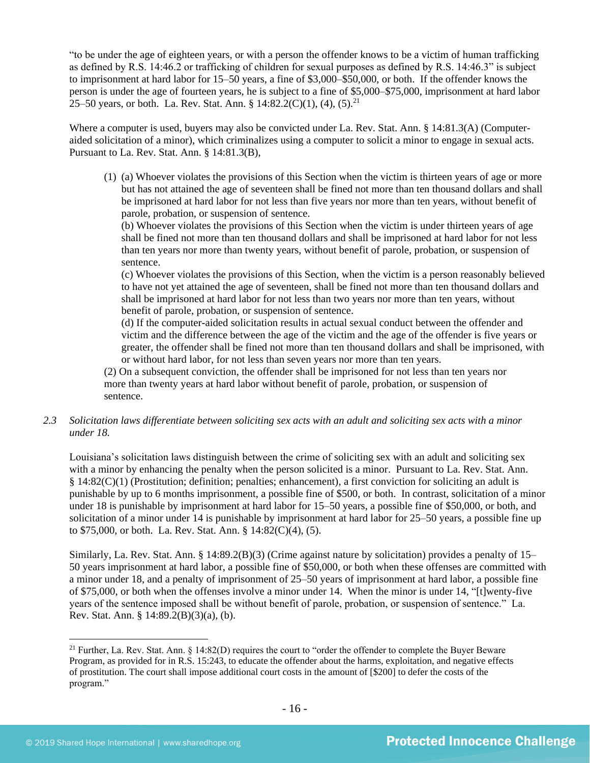"to be under the age of eighteen years, or with a person the offender knows to be a victim of human trafficking as defined by R.S. 14:46.2 or trafficking of children for sexual purposes as defined by R.S. 14:46.3" is subject to imprisonment at hard labor for 15–50 years, a fine of $3,000–$50,000, or both. If the offender knows the person is under the age of fourteen years, he is subject to a fine of $5,000–$75,000, imprisonment at hard labor 25–50 years, or both. La. Rev. Stat. Ann. § 14:82.2(C)(1), (4), (5).[21]

Where a computer is used, buyers may also be convicted under La. Rev. Stat. Ann. § 14:81.3(A) (Computer-aided solicitation of a minor), which criminalizes using a computer to solicit a minor to engage in sexual acts. Pursuant to La. Rev. Stat. Ann. § 14:81.3(B),

> (1) (a) Whoever violates the provisions of this Section when the victim is thirteen years of age or more but has not attained the age of seventeen shall be fined not more than ten thousand dollars and shall be imprisoned at hard labor for not less than five years nor more than ten years, without benefit of parole, probation, or suspension of sentence.
> (b) Whoever violates the provisions of this Section when the victim is under thirteen years of age shall be fined not more than ten thousand dollars and shall be imprisoned at hard labor for not less than ten years nor more than twenty years, without benefit of parole, probation, or suspension of sentence.
> (c) Whoever violates the provisions of this Section, when the victim is a person reasonably believed to have not yet attained the age of seventeen, shall be fined not more than ten thousand dollars and shall be imprisoned at hard labor for not less than two years nor more than ten years, without benefit of parole, probation, or suspension of sentence.
> (d) If the computer-aided solicitation results in actual sexual conduct between the offender and victim and the difference between the age of the victim and the age of the offender is five years or greater, the offender shall be fined not more than ten thousand dollars and shall be imprisoned, with or without hard labor, for not less than seven years nor more than ten years.
> (2) On a subsequent conviction, the offender shall be imprisoned for not less than ten years nor more than twenty years at hard labor without benefit of parole, probation, or suspension of sentence.

*2.3 Solicitation laws differentiate between soliciting sex acts with an adult and soliciting sex acts with a minor under 18.*

Louisiana's solicitation laws distinguish between the crime of soliciting sex with an adult and soliciting sex with a minor by enhancing the penalty when the person solicited is a minor. Pursuant to La. Rev. Stat. Ann. § 14:82(C)(1) (Prostitution; definition; penalties; enhancement), a first conviction for soliciting an adult is punishable by up to 6 months imprisonment, a possible fine of $500, or both. In contrast, solicitation of a minor under 18 is punishable by imprisonment at hard labor for 15–50 years, a possible fine of $50,000, or both, and solicitation of a minor under 14 is punishable by imprisonment at hard labor for 25–50 years, a possible fine up to $75,000, or both. La. Rev. Stat. Ann. § 14:82(C)(4), (5).

Similarly, La. Rev. Stat. Ann. § 14:89.2(B)(3) (Crime against nature by solicitation) provides a penalty of 15–50 years imprisonment at hard labor, a possible fine of $50,000, or both when these offenses are committed with a minor under 18, and a penalty of imprisonment of 25–50 years of imprisonment at hard labor, a possible fine of $75,000, or both when the offenses involve a minor under 14. When the minor is under 14, "[t]wenty-five years of the sentence imposed shall be without benefit of parole, probation, or suspension of sentence." La. Rev. Stat. Ann. § 14:89.2(B)(3)(a), (b).

---

[21] Further, La. Rev. Stat. Ann. § 14:82(D) requires the court to "order the offender to complete the Buyer Beware Program, as provided for in R.S. 15:243, to educate the offender about the harms, exploitation, and negative effects of prostitution. The court shall impose additional court costs in the amount of [$200] to defer the costs of the program."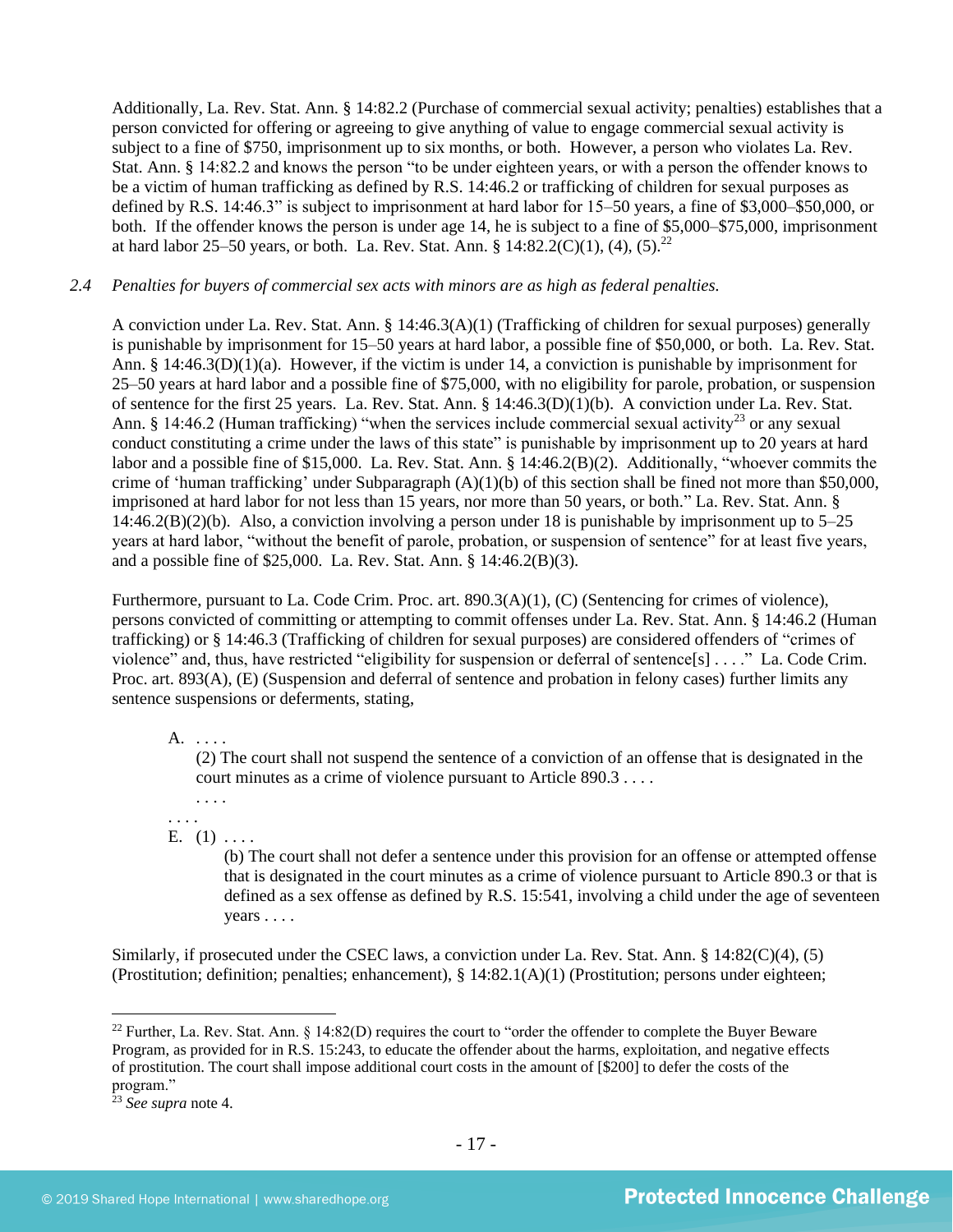Additionally, La. Rev. Stat. Ann. § 14:82.2 (Purchase of commercial sexual activity; penalties) establishes that a person convicted for offering or agreeing to give anything of value to engage commercial sexual activity is subject to a fine of $750, imprisonment up to six months, or both. However, a person who violates La. Rev. Stat. Ann. § 14:82.2 and knows the person "to be under eighteen years, or with a person the offender knows to be a victim of human trafficking as defined by R.S. 14:46.2 or trafficking of children for sexual purposes as defined by R.S. 14:46.3" is subject to imprisonment at hard labor for 15–50 years, a fine of $3,000–$50,000, or both. If the offender knows the person is under age 14, he is subject to a fine of $5,000–$75,000, imprisonment at hard labor 25–50 years, or both. La. Rev. Stat. Ann. § 14:82.2(C)(1), (4), (5).[22]

*2.4 Penalties for buyers of commercial sex acts with minors are as high as federal penalties.*

A conviction under La. Rev. Stat. Ann. § 14:46.3(A)(1) (Trafficking of children for sexual purposes) generally is punishable by imprisonment for 15–50 years at hard labor, a possible fine of $50,000, or both. La. Rev. Stat. Ann. § 14:46.3(D)(1)(a). However, if the victim is under 14, a conviction is punishable by imprisonment for 25–50 years at hard labor and a possible fine of $75,000, with no eligibility for parole, probation, or suspension of sentence for the first 25 years. La. Rev. Stat. Ann. § 14:46.3(D)(1)(b). A conviction under La. Rev. Stat. Ann. § 14:46.2 (Human trafficking) "when the services include commercial sexual activity[23] or any sexual conduct constituting a crime under the laws of this state" is punishable by imprisonment up to 20 years at hard labor and a possible fine of $15,000. La. Rev. Stat. Ann. § 14:46.2(B)(2). Additionally, "whoever commits the crime of 'human trafficking' under Subparagraph (A)(1)(b) of this section shall be fined not more than $50,000, imprisoned at hard labor for not less than 15 years, nor more than 50 years, or both." La. Rev. Stat. Ann. § 14:46.2(B)(2)(b). Also, a conviction involving a person under 18 is punishable by imprisonment up to 5–25 years at hard labor, "without the benefit of parole, probation, or suspension of sentence" for at least five years, and a possible fine of $25,000. La. Rev. Stat. Ann. § 14:46.2(B)(3).

Furthermore, pursuant to La. Code Crim. Proc. art. 890.3(A)(1), (C) (Sentencing for crimes of violence), persons convicted of committing or attempting to commit offenses under La. Rev. Stat. Ann. § 14:46.2 (Human trafficking) or § 14:46.3 (Trafficking of children for sexual purposes) are considered offenders of "crimes of violence" and, thus, have restricted "eligibility for suspension or deferral of sentence[s] . . . ." La. Code Crim. Proc. art. 893(A), (E) (Suspension and deferral of sentence and probation in felony cases) further limits any sentence suspensions or deferments, stating,

> A. . . . .
> (2) The court shall not suspend the sentence of a conviction of an offense that is designated in the court minutes as a crime of violence pursuant to Article 890.3 . . . .
> . . . .
>
> . . . .
>
> E. (1) . . . .
> (b) The court shall not defer a sentence under this provision for an offense or attempted offense that is designated in the court minutes as a crime of violence pursuant to Article 890.3 or that is defined as a sex offense as defined by R.S. 15:541, involving a child under the age of seventeen years . . . .

Similarly, if prosecuted under the CSEC laws, a conviction under La. Rev. Stat. Ann. § 14:82(C)(4), (5) (Prostitution; definition; penalties; enhancement), § 14:82.1(A)(1) (Prostitution; persons under eighteen;

---

[22] Further, La. Rev. Stat. Ann. § 14:82(D) requires the court to "order the offender to complete the Buyer Beware Program, as provided for in R.S. 15:243, to educate the offender about the harms, exploitation, and negative effects of prostitution. The court shall impose additional court costs in the amount of [$200] to defer the costs of the program."

[23] *See supra* note 4.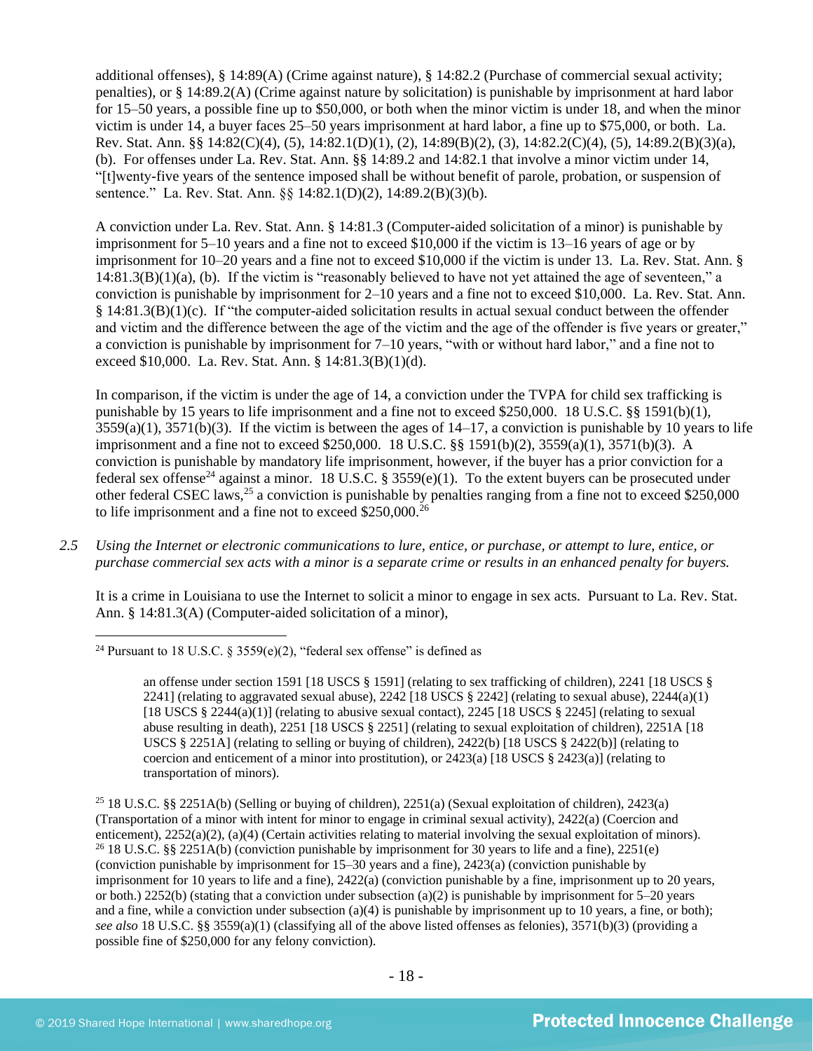additional offenses), § 14:89(A) (Crime against nature), § 14:82.2 (Purchase of commercial sexual activity; penalties), or § 14:89.2(A) (Crime against nature by solicitation) is punishable by imprisonment at hard labor for 15–50 years, a possible fine up to $50,000, or both when the minor victim is under 18, and when the minor victim is under 14, a buyer faces 25–50 years imprisonment at hard labor, a fine up to $75,000, or both. La. Rev. Stat. Ann. §§ 14:82(C)(4), (5), 14:82.1(D)(1), (2), 14:89(B)(2), (3), 14:82.2(C)(4), (5), 14:89.2(B)(3)(a), (b). For offenses under La. Rev. Stat. Ann. §§ 14:89.2 and 14:82.1 that involve a minor victim under 14, "[t]wenty-five years of the sentence imposed shall be without benefit of parole, probation, or suspension of sentence." La. Rev. Stat. Ann. §§ 14:82.1(D)(2), 14:89.2(B)(3)(b).

A conviction under La. Rev. Stat. Ann. § 14:81.3 (Computer-aided solicitation of a minor) is punishable by imprisonment for 5–10 years and a fine not to exceed $10,000 if the victim is 13–16 years of age or by imprisonment for 10–20 years and a fine not to exceed $10,000 if the victim is under 13. La. Rev. Stat. Ann. § 14:81.3(B)(1)(a), (b). If the victim is "reasonably believed to have not yet attained the age of seventeen," a conviction is punishable by imprisonment for 2–10 years and a fine not to exceed $10,000. La. Rev. Stat. Ann. § 14:81.3(B)(1)(c). If "the computer-aided solicitation results in actual sexual conduct between the offender and victim and the difference between the age of the victim and the age of the offender is five years or greater," a conviction is punishable by imprisonment for 7–10 years, "with or without hard labor," and a fine not to exceed $10,000. La. Rev. Stat. Ann. § 14:81.3(B)(1)(d).

In comparison, if the victim is under the age of 14, a conviction under the TVPA for child sex trafficking is punishable by 15 years to life imprisonment and a fine not to exceed $250,000. 18 U.S.C. §§ 1591(b)(1), 3559(a)(1), 3571(b)(3). If the victim is between the ages of 14–17, a conviction is punishable by 10 years to life imprisonment and a fine not to exceed $250,000. 18 U.S.C. §§ 1591(b)(2), 3559(a)(1), 3571(b)(3). A conviction is punishable by mandatory life imprisonment, however, if the buyer has a prior conviction for a federal sex offense[24] against a minor. 18 U.S.C. § 3559(e)(1). To the extent buyers can be prosecuted under other federal CSEC laws,[25] a conviction is punishable by penalties ranging from a fine not to exceed $250,000 to life imprisonment and a fine not to exceed $250,000.[26]

*2.5 Using the Internet or electronic communications to lure, entice, or purchase, or attempt to lure, entice, or purchase commercial sex acts with a minor is a separate crime or results in an enhanced penalty for buyers.*

It is a crime in Louisiana to use the Internet to solicit a minor to engage in sex acts. Pursuant to La. Rev. Stat. Ann. § 14:81.3(A) (Computer-aided solicitation of a minor),

---

[24] Pursuant to 18 U.S.C. § 3559(e)(2), "federal sex offense" is defined as

> an offense under section 1591 [18 USCS § 1591] (relating to sex trafficking of children), 2241 [18 USCS § 2241] (relating to aggravated sexual abuse), 2242 [18 USCS § 2242] (relating to sexual abuse), 2244(a)(1) [18 USCS § 2244(a)(1)] (relating to abusive sexual contact), 2245 [18 USCS § 2245] (relating to sexual abuse resulting in death), 2251 [18 USCS § 2251] (relating to sexual exploitation of children), 2251A [18 USCS § 2251A] (relating to selling or buying of children), 2422(b) [18 USCS § 2422(b)] (relating to coercion and enticement of a minor into prostitution), or 2423(a) [18 USCS § 2423(a)] (relating to transportation of minors).

[25] 18 U.S.C. §§ 2251A(b) (Selling or buying of children), 2251(a) (Sexual exploitation of children), 2423(a) (Transportation of a minor with intent for minor to engage in criminal sexual activity), 2422(a) (Coercion and enticement), 2252(a)(2), (a)(4) (Certain activities relating to material involving the sexual exploitation of minors).

[26] 18 U.S.C. §§ 2251A(b) (conviction punishable by imprisonment for 30 years to life and a fine), 2251(e) (conviction punishable by imprisonment for 15–30 years and a fine), 2423(a) (conviction punishable by imprisonment for 10 years to life and a fine), 2422(a) (conviction punishable by a fine, imprisonment up to 20 years, or both.) 2252(b) (stating that a conviction under subsection (a)(2) is punishable by imprisonment for 5–20 years and a fine, while a conviction under subsection (a)(4) is punishable by imprisonment up to 10 years, a fine, or both); *see also* 18 U.S.C. §§ 3559(a)(1) (classifying all of the above listed offenses as felonies), 3571(b)(3) (providing a possible fine of $250,000 for any felony conviction).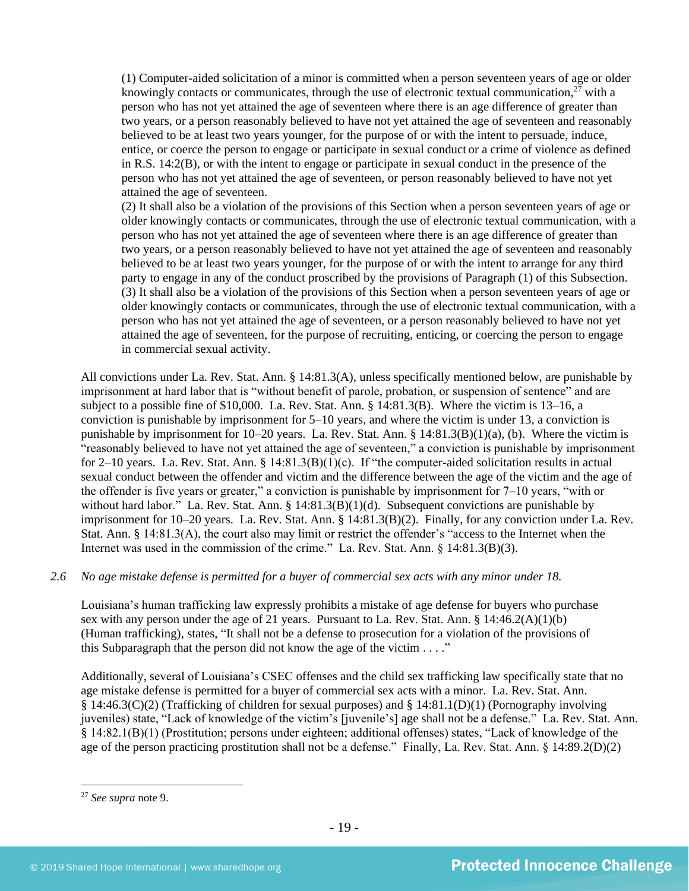(1) Computer-aided solicitation of a minor is committed when a person seventeen years of age or older knowingly contacts or communicates, through the use of electronic textual communication,[27] with a person who has not yet attained the age of seventeen where there is an age difference of greater than two years, or a person reasonably believed to have not yet attained the age of seventeen and reasonably believed to be at least two years younger, for the purpose of or with the intent to persuade, induce, entice, or coerce the person to engage or participate in sexual conduct or a crime of violence as defined in R.S. 14:2(B), or with the intent to engage or participate in sexual conduct in the presence of the person who has not yet attained the age of seventeen, or person reasonably believed to have not yet attained the age of seventeen.

(2) It shall also be a violation of the provisions of this Section when a person seventeen years of age or older knowingly contacts or communicates, through the use of electronic textual communication, with a person who has not yet attained the age of seventeen where there is an age difference of greater than two years, or a person reasonably believed to have not yet attained the age of seventeen and reasonably believed to be at least two years younger, for the purpose of or with the intent to arrange for any third party to engage in any of the conduct proscribed by the provisions of Paragraph (1) of this Subsection.

(3) It shall also be a violation of the provisions of this Section when a person seventeen years of age or older knowingly contacts or communicates, through the use of electronic textual communication, with a person who has not yet attained the age of seventeen, or a person reasonably believed to have not yet attained the age of seventeen, for the purpose of recruiting, enticing, or coercing the person to engage in commercial sexual activity.

All convictions under La. Rev. Stat. Ann. § 14:81.3(A), unless specifically mentioned below, are punishable by imprisonment at hard labor that is "without benefit of parole, probation, or suspension of sentence" and are subject to a possible fine of $10,000. La. Rev. Stat. Ann. § 14:81.3(B). Where the victim is 13–16, a conviction is punishable by imprisonment for 5–10 years, and where the victim is under 13, a conviction is punishable by imprisonment for 10–20 years. La. Rev. Stat. Ann. § 14:81.3(B)(1)(a), (b). Where the victim is "reasonably believed to have not yet attained the age of seventeen," a conviction is punishable by imprisonment for 2–10 years. La. Rev. Stat. Ann. § 14:81.3(B)(1)(c). If "the computer-aided solicitation results in actual sexual conduct between the offender and victim and the difference between the age of the victim and the age of the offender is five years or greater," a conviction is punishable by imprisonment for 7–10 years, "with or without hard labor." La. Rev. Stat. Ann. § 14:81.3(B)(1)(d). Subsequent convictions are punishable by imprisonment for 10–20 years. La. Rev. Stat. Ann. § 14:81.3(B)(2). Finally, for any conviction under La. Rev. Stat. Ann. § 14:81.3(A), the court also may limit or restrict the offender's "access to the Internet when the Internet was used in the commission of the crime." La. Rev. Stat. Ann. § 14:81.3(B)(3).

*2.6 No age mistake defense is permitted for a buyer of commercial sex acts with any minor under 18.*

Louisiana's human trafficking law expressly prohibits a mistake of age defense for buyers who purchase sex with any person under the age of 21 years. Pursuant to La. Rev. Stat. Ann. § 14:46.2(A)(1)(b) (Human trafficking), states, "It shall not be a defense to prosecution for a violation of the provisions of this Subparagraph that the person did not know the age of the victim . . . ."

Additionally, several of Louisiana's CSEC offenses and the child sex trafficking law specifically state that no age mistake defense is permitted for a buyer of commercial sex acts with a minor. La. Rev. Stat. Ann. § 14:46.3(C)(2) (Trafficking of children for sexual purposes) and § 14:81.1(D)(1) (Pornography involving juveniles) state, "Lack of knowledge of the victim's [juvenile's] age shall not be a defense." La. Rev. Stat. Ann. § 14:82.1(B)(1) (Prostitution; persons under eighteen; additional offenses) states, "Lack of knowledge of the age of the person practicing prostitution shall not be a defense." Finally, La. Rev. Stat. Ann. § 14:89.2(D)(2)

[27] *See supra* note 9.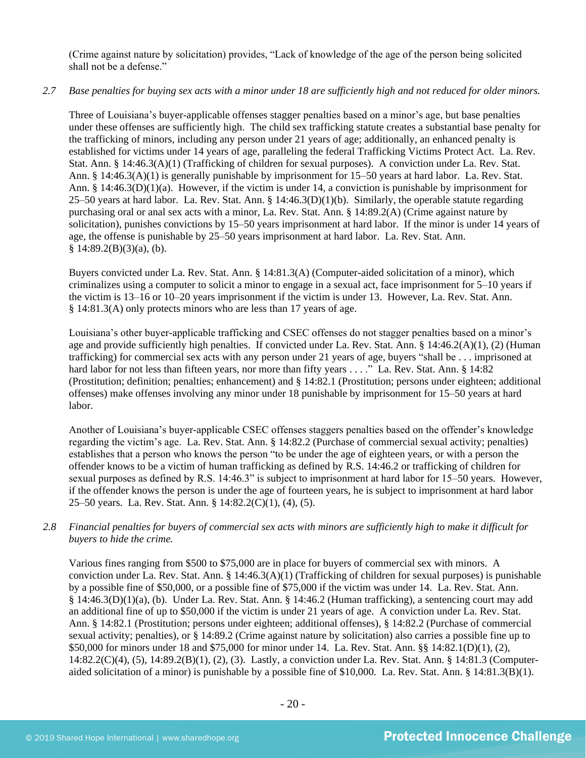(Crime against nature by solicitation) provides, "Lack of knowledge of the age of the person being solicited shall not be a defense."

*2.7 Base penalties for buying sex acts with a minor under 18 are sufficiently high and not reduced for older minors.*

Three of Louisiana's buyer-applicable offenses stagger penalties based on a minor's age, but base penalties under these offenses are sufficiently high. The child sex trafficking statute creates a substantial base penalty for the trafficking of minors, including any person under 21 years of age; additionally, an enhanced penalty is established for victims under 14 years of age, paralleling the federal Trafficking Victims Protect Act. La. Rev. Stat. Ann. § 14:46.3(A)(1) (Trafficking of children for sexual purposes). A conviction under La. Rev. Stat. Ann. § 14:46.3(A)(1) is generally punishable by imprisonment for 15–50 years at hard labor. La. Rev. Stat. Ann. § 14:46.3(D)(1)(a). However, if the victim is under 14, a conviction is punishable by imprisonment for 25–50 years at hard labor. La. Rev. Stat. Ann. § 14:46.3(D)(1)(b). Similarly, the operable statute regarding purchasing oral or anal sex acts with a minor, La. Rev. Stat. Ann. § 14:89.2(A) (Crime against nature by solicitation), punishes convictions by 15–50 years imprisonment at hard labor. If the minor is under 14 years of age, the offense is punishable by 25–50 years imprisonment at hard labor. La. Rev. Stat. Ann. § 14:89.2(B)(3)(a), (b).

Buyers convicted under La. Rev. Stat. Ann. § 14:81.3(A) (Computer-aided solicitation of a minor), which criminalizes using a computer to solicit a minor to engage in a sexual act, face imprisonment for 5–10 years if the victim is 13–16 or 10–20 years imprisonment if the victim is under 13. However, La. Rev. Stat. Ann. § 14:81.3(A) only protects minors who are less than 17 years of age.

Louisiana's other buyer-applicable trafficking and CSEC offenses do not stagger penalties based on a minor's age and provide sufficiently high penalties. If convicted under La. Rev. Stat. Ann. § 14:46.2(A)(1), (2) (Human trafficking) for commercial sex acts with any person under 21 years of age, buyers "shall be . . . imprisoned at hard labor for not less than fifteen years, nor more than fifty years . . . ." La. Rev. Stat. Ann. § 14:82 (Prostitution; definition; penalties; enhancement) and § 14:82.1 (Prostitution; persons under eighteen; additional offenses) make offenses involving any minor under 18 punishable by imprisonment for 15–50 years at hard labor.

Another of Louisiana's buyer-applicable CSEC offenses staggers penalties based on the offender's knowledge regarding the victim's age. La. Rev. Stat. Ann. § 14:82.2 (Purchase of commercial sexual activity; penalties) establishes that a person who knows the person "to be under the age of eighteen years, or with a person the offender knows to be a victim of human trafficking as defined by R.S. 14:46.2 or trafficking of children for sexual purposes as defined by R.S. 14:46.3" is subject to imprisonment at hard labor for 15–50 years. However, if the offender knows the person is under the age of fourteen years, he is subject to imprisonment at hard labor 25–50 years. La. Rev. Stat. Ann. § 14:82.2(C)(1), (4), (5).

*2.8 Financial penalties for buyers of commercial sex acts with minors are sufficiently high to make it difficult for buyers to hide the crime.*

Various fines ranging from $500 to $75,000 are in place for buyers of commercial sex with minors. A conviction under La. Rev. Stat. Ann. § 14:46.3(A)(1) (Trafficking of children for sexual purposes) is punishable by a possible fine of $50,000, or a possible fine of $75,000 if the victim was under 14. La. Rev. Stat. Ann. § 14:46.3(D)(1)(a), (b). Under La. Rev. Stat. Ann. § 14:46.2 (Human trafficking), a sentencing court may add an additional fine of up to $50,000 if the victim is under 21 years of age. A conviction under La. Rev. Stat. Ann. § 14:82.1 (Prostitution; persons under eighteen; additional offenses), § 14:82.2 (Purchase of commercial sexual activity; penalties), or § 14:89.2 (Crime against nature by solicitation) also carries a possible fine up to $50,000 for minors under 18 and $75,000 for minor under 14. La. Rev. Stat. Ann. §§ 14:82.1(D)(1), (2), 14:82.2(C)(4), (5), 14:89.2(B)(1), (2), (3). Lastly, a conviction under La. Rev. Stat. Ann. § 14:81.3 (Computer-aided solicitation of a minor) is punishable by a possible fine of $10,000. La. Rev. Stat. Ann. § 14:81.3(B)(1).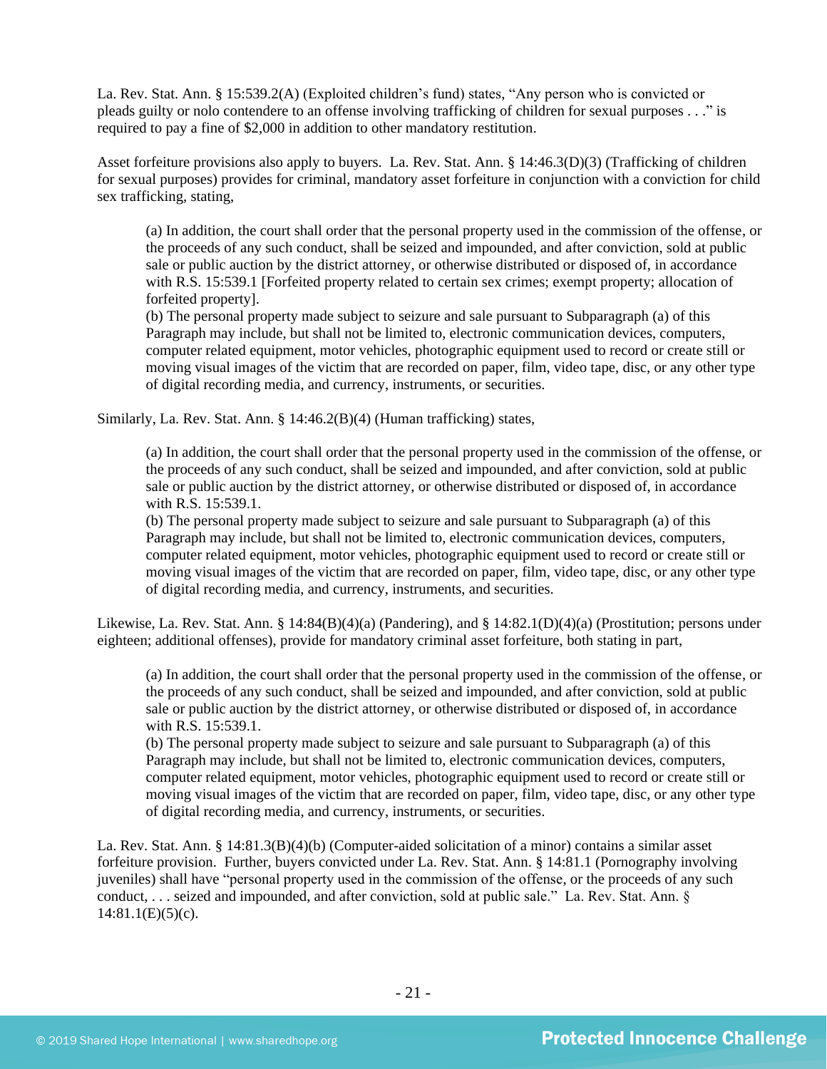La. Rev. Stat. Ann. § 15:539.2(A) (Exploited children's fund) states, "Any person who is convicted or pleads guilty or nolo contendere to an offense involving trafficking of children for sexual purposes . . ." is required to pay a fine of $2,000 in addition to other mandatory restitution.

Asset forfeiture provisions also apply to buyers. La. Rev. Stat. Ann. § 14:46.3(D)(3) (Trafficking of children for sexual purposes) provides for criminal, mandatory asset forfeiture in conjunction with a conviction for child sex trafficking, stating,

> (a) In addition, the court shall order that the personal property used in the commission of the offense, or the proceeds of any such conduct, shall be seized and impounded, and after conviction, sold at public sale or public auction by the district attorney, or otherwise distributed or disposed of, in accordance with R.S. 15:539.1 [Forfeited property related to certain sex crimes; exempt property; allocation of forfeited property].
> (b) The personal property made subject to seizure and sale pursuant to Subparagraph (a) of this Paragraph may include, but shall not be limited to, electronic communication devices, computers, computer related equipment, motor vehicles, photographic equipment used to record or create still or moving visual images of the victim that are recorded on paper, film, video tape, disc, or any other type of digital recording media, and currency, instruments, or securities.

Similarly, La. Rev. Stat. Ann. § 14:46.2(B)(4) (Human trafficking) states,

> (a) In addition, the court shall order that the personal property used in the commission of the offense, or the proceeds of any such conduct, shall be seized and impounded, and after conviction, sold at public sale or public auction by the district attorney, or otherwise distributed or disposed of, in accordance with R.S. 15:539.1.
> (b) The personal property made subject to seizure and sale pursuant to Subparagraph (a) of this Paragraph may include, but shall not be limited to, electronic communication devices, computers, computer related equipment, motor vehicles, photographic equipment used to record or create still or moving visual images of the victim that are recorded on paper, film, video tape, disc, or any other type of digital recording media, and currency, instruments, and securities.

Likewise, La. Rev. Stat. Ann. § 14:84(B)(4)(a) (Pandering), and § 14:82.1(D)(4)(a) (Prostitution; persons under eighteen; additional offenses), provide for mandatory criminal asset forfeiture, both stating in part,

> (a) In addition, the court shall order that the personal property used in the commission of the offense, or the proceeds of any such conduct, shall be seized and impounded, and after conviction, sold at public sale or public auction by the district attorney, or otherwise distributed or disposed of, in accordance with R.S. 15:539.1.
> (b) The personal property made subject to seizure and sale pursuant to Subparagraph (a) of this Paragraph may include, but shall not be limited to, electronic communication devices, computers, computer related equipment, motor vehicles, photographic equipment used to record or create still or moving visual images of the victim that are recorded on paper, film, video tape, disc, or any other type of digital recording media, and currency, instruments, or securities.

La. Rev. Stat. Ann. § 14:81.3(B)(4)(b) (Computer-aided solicitation of a minor) contains a similar asset forfeiture provision. Further, buyers convicted under La. Rev. Stat. Ann. § 14:81.1 (Pornography involving juveniles) shall have "personal property used in the commission of the offense, or the proceeds of any such conduct, . . . seized and impounded, and after conviction, sold at public sale." La. Rev. Stat. Ann. § 14:81.1(E)(5)(c).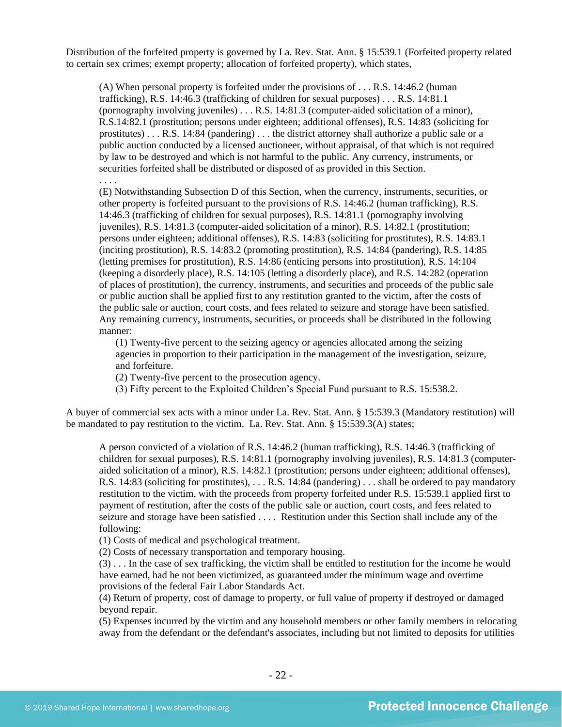Distribution of the forfeited property is governed by La. Rev. Stat. Ann. § 15:539.1 (Forfeited property related to certain sex crimes; exempt property; allocation of forfeited property), which states,

> (A) When personal property is forfeited under the provisions of . . . R.S. 14:46.2 (human trafficking), R.S. 14:46.3 (trafficking of children for sexual purposes) . . . R.S. 14:81.1 (pornography involving juveniles) . . . R.S. 14:81.3 (computer-aided solicitation of a minor), R.S.14:82.1 (prostitution; persons under eighteen; additional offenses), R.S. 14:83 (soliciting for prostitutes) . . . R.S. 14:84 (pandering) . . . the district attorney shall authorize a public sale or a public auction conducted by a licensed auctioneer, without appraisal, of that which is not required by law to be destroyed and which is not harmful to the public. Any currency, instruments, or securities forfeited shall be distributed or disposed of as provided in this Section.
>
> . . . .
>
> (E) Notwithstanding Subsection D of this Section, when the currency, instruments, securities, or other property is forfeited pursuant to the provisions of R.S. 14:46.2 (human trafficking), R.S. 14:46.3 (trafficking of children for sexual purposes), R.S. 14:81.1 (pornography involving juveniles), R.S. 14:81.3 (computer-aided solicitation of a minor), R.S. 14:82.1 (prostitution; persons under eighteen; additional offenses), R.S. 14:83 (soliciting for prostitutes), R.S. 14:83.1 (inciting prostitution), R.S. 14:83.2 (promoting prostitution), R.S. 14:84 (pandering), R.S. 14:85 (letting premises for prostitution), R.S. 14:86 (enticing persons into prostitution), R.S. 14:104 (keeping a disorderly place), R.S. 14:105 (letting a disorderly place), and R.S. 14:282 (operation of places of prostitution), the currency, instruments, and securities and proceeds of the public sale or public auction shall be applied first to any restitution granted to the victim, after the costs of the public sale or auction, court costs, and fees related to seizure and storage have been satisfied. Any remaining currency, instruments, securities, or proceeds shall be distributed in the following manner:
>
> (1) Twenty-five percent to the seizing agency or agencies allocated among the seizing agencies in proportion to their participation in the management of the investigation, seizure, and forfeiture.
>
> (2) Twenty-five percent to the prosecution agency.
>
> (3) Fifty percent to the Exploited Children's Special Fund pursuant to R.S. 15:538.2.

A buyer of commercial sex acts with a minor under La. Rev. Stat. Ann. § 15:539.3 (Mandatory restitution) will be mandated to pay restitution to the victim. La. Rev. Stat. Ann. § 15:539.3(A) states;

> A person convicted of a violation of R.S. 14:46.2 (human trafficking), R.S. 14:46.3 (trafficking of children for sexual purposes), R.S. 14:81.1 (pornography involving juveniles), R.S. 14:81.3 (computer-aided solicitation of a minor), R.S. 14:82.1 (prostitution; persons under eighteen; additional offenses), R.S. 14:83 (soliciting for prostitutes), . . . R.S. 14:84 (pandering) . . . shall be ordered to pay mandatory restitution to the victim, with the proceeds from property forfeited under R.S. 15:539.1 applied first to payment of restitution, after the costs of the public sale or auction, court costs, and fees related to seizure and storage have been satisfied . . . . Restitution under this Section shall include any of the following:
>
> (1) Costs of medical and psychological treatment.
>
> (2) Costs of necessary transportation and temporary housing.
>
> (3) . . . In the case of sex trafficking, the victim shall be entitled to restitution for the income he would have earned, had he not been victimized, as guaranteed under the minimum wage and overtime provisions of the federal Fair Labor Standards Act.
>
> (4) Return of property, cost of damage to property, or full value of property if destroyed or damaged beyond repair.
>
> (5) Expenses incurred by the victim and any household members or other family members in relocating away from the defendant or the defendant's associates, including but not limited to deposits for utilities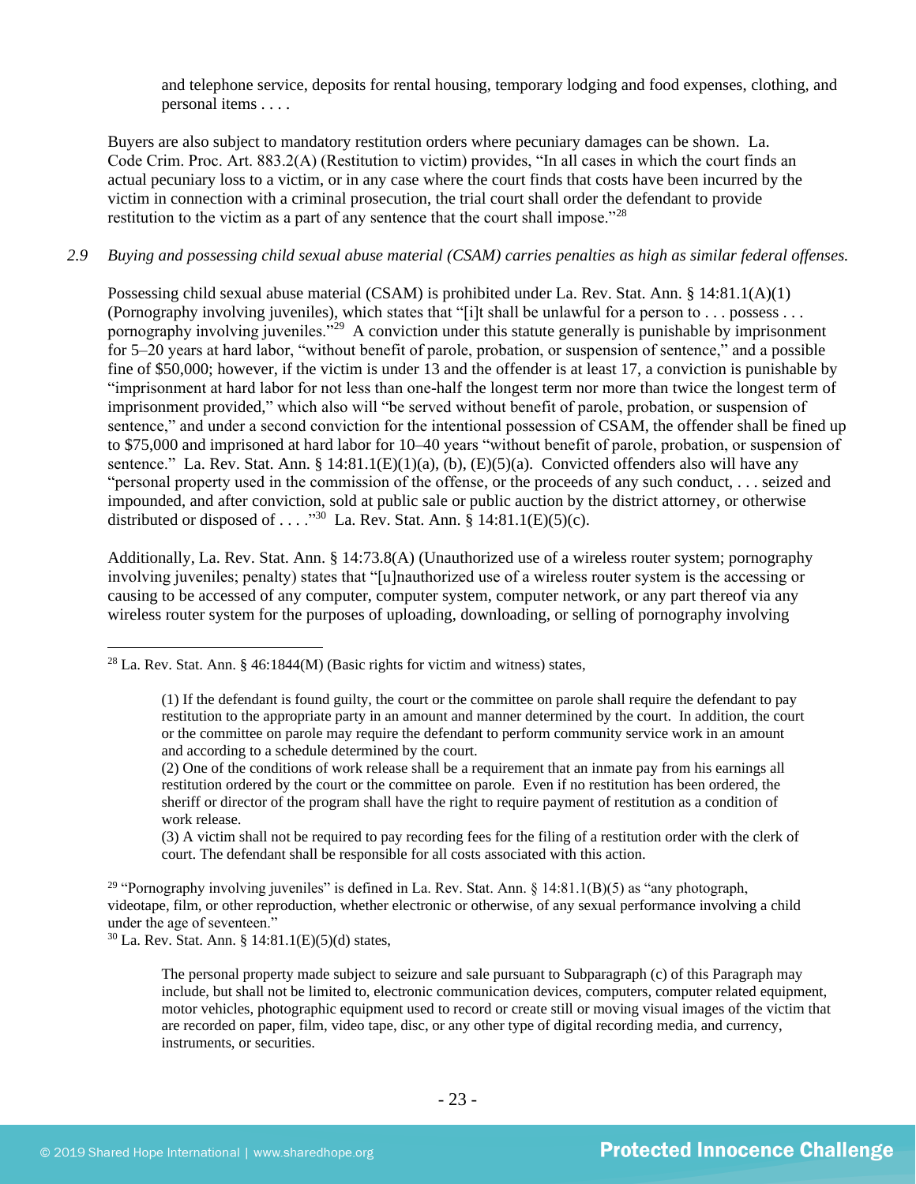and telephone service, deposits for rental housing, temporary lodging and food expenses, clothing, and personal items . . . .

Buyers are also subject to mandatory restitution orders where pecuniary damages can be shown. La. Code Crim. Proc. Art. 883.2(A) (Restitution to victim) provides, "In all cases in which the court finds an actual pecuniary loss to a victim, or in any case where the court finds that costs have been incurred by the victim in connection with a criminal prosecution, the trial court shall order the defendant to provide restitution to the victim as a part of any sentence that the court shall impose."[28]

*2.9 Buying and possessing child sexual abuse material (CSAM) carries penalties as high as similar federal offenses.*

Possessing child sexual abuse material (CSAM) is prohibited under La. Rev. Stat. Ann. § 14:81.1(A)(1) (Pornography involving juveniles), which states that "[i]t shall be unlawful for a person to . . . possess . . . pornography involving juveniles."[29] A conviction under this statute generally is punishable by imprisonment for 5–20 years at hard labor, "without benefit of parole, probation, or suspension of sentence," and a possible fine of $50,000; however, if the victim is under 13 and the offender is at least 17, a conviction is punishable by "imprisonment at hard labor for not less than one-half the longest term nor more than twice the longest term of imprisonment provided," which also will "be served without benefit of parole, probation, or suspension of sentence," and under a second conviction for the intentional possession of CSAM, the offender shall be fined up to $75,000 and imprisoned at hard labor for 10–40 years "without benefit of parole, probation, or suspension of sentence." La. Rev. Stat. Ann. § 14:81.1(E)(1)(a), (b), (E)(5)(a). Convicted offenders also will have any "personal property used in the commission of the offense, or the proceeds of any such conduct, . . . seized and impounded, and after conviction, sold at public sale or public auction by the district attorney, or otherwise distributed or disposed of . . . ."[30] La. Rev. Stat. Ann. § 14:81.1(E)(5)(c).

Additionally, La. Rev. Stat. Ann. § 14:73.8(A) (Unauthorized use of a wireless router system; pornography involving juveniles; penalty) states that "[u]nauthorized use of a wireless router system is the accessing or causing to be accessed of any computer, computer system, computer network, or any part thereof via any wireless router system for the purposes of uploading, downloading, or selling of pornography involving

---

[28] La. Rev. Stat. Ann. § 46:1844(M) (Basic rights for victim and witness) states,

> (1) If the defendant is found guilty, the court or the committee on parole shall require the defendant to pay restitution to the appropriate party in an amount and manner determined by the court. In addition, the court or the committee on parole may require the defendant to perform community service work in an amount and according to a schedule determined by the court.
> (2) One of the conditions of work release shall be a requirement that an inmate pay from his earnings all restitution ordered by the court or the committee on parole. Even if no restitution has been ordered, the sheriff or director of the program shall have the right to require payment of restitution as a condition of work release.
> (3) A victim shall not be required to pay recording fees for the filing of a restitution order with the clerk of court. The defendant shall be responsible for all costs associated with this action.

[29] "Pornography involving juveniles" is defined in La. Rev. Stat. Ann. § 14:81.1(B)(5) as "any photograph, videotape, film, or other reproduction, whether electronic or otherwise, of any sexual performance involving a child under the age of seventeen."

[30] La. Rev. Stat. Ann. § 14:81.1(E)(5)(d) states,

> The personal property made subject to seizure and sale pursuant to Subparagraph (c) of this Paragraph may include, but shall not be limited to, electronic communication devices, computers, computer related equipment, motor vehicles, photographic equipment used to record or create still or moving visual images of the victim that are recorded on paper, film, video tape, disc, or any other type of digital recording media, and currency, instruments, or securities.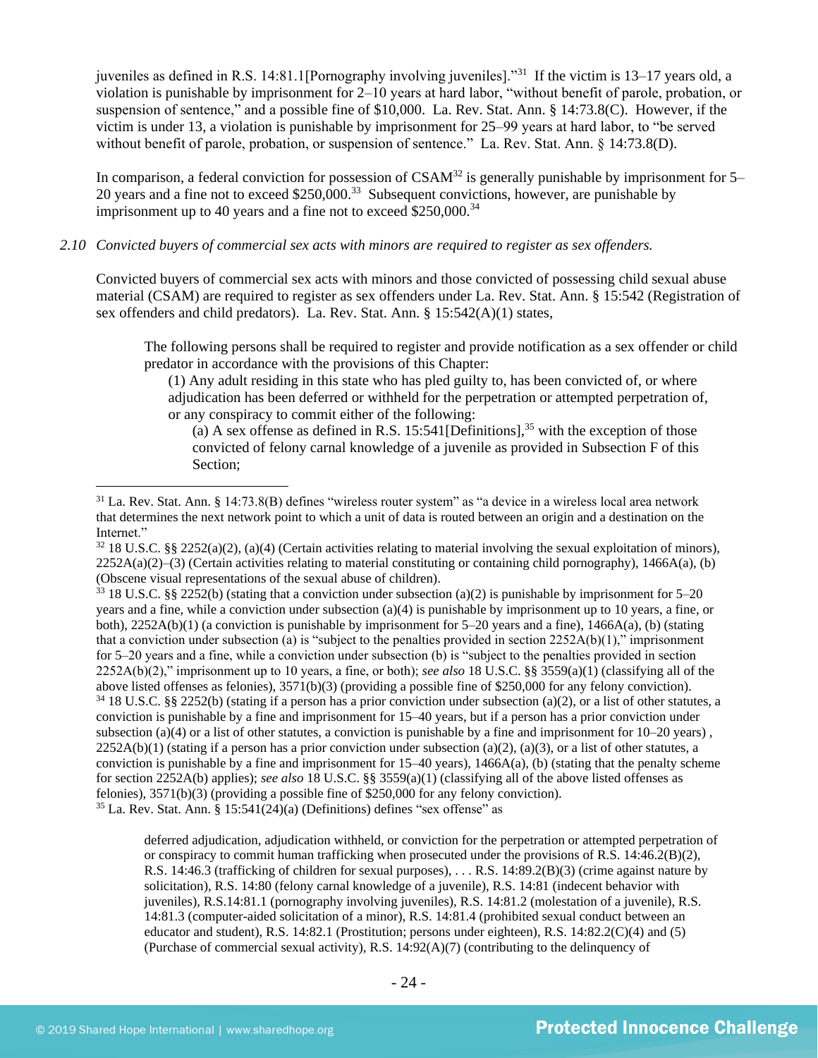juveniles as defined in R.S. 14:81.1[Pornography involving juveniles]."[31] If the victim is 13–17 years old, a violation is punishable by imprisonment for 2–10 years at hard labor, "without benefit of parole, probation, or suspension of sentence," and a possible fine of $10,000. La. Rev. Stat. Ann. § 14:73.8(C). However, if the victim is under 13, a violation is punishable by imprisonment for 25–99 years at hard labor, to "be served without benefit of parole, probation, or suspension of sentence." La. Rev. Stat. Ann. § 14:73.8(D).

In comparison, a federal conviction for possession of CSAM[32] is generally punishable by imprisonment for 5–20 years and a fine not to exceed $250,000.[33] Subsequent convictions, however, are punishable by imprisonment up to 40 years and a fine not to exceed $250,000.[34]

*2.10 Convicted buyers of commercial sex acts with minors are required to register as sex offenders.*

Convicted buyers of commercial sex acts with minors and those convicted of possessing child sexual abuse material (CSAM) are required to register as sex offenders under La. Rev. Stat. Ann. § 15:542 (Registration of sex offenders and child predators). La. Rev. Stat. Ann. § 15:542(A)(1) states,

> The following persons shall be required to register and provide notification as a sex offender or child predator in accordance with the provisions of this Chapter:
>
> (1) Any adult residing in this state who has pled guilty to, has been convicted of, or where adjudication has been deferred or withheld for the perpetration or attempted perpetration of, or any conspiracy to commit either of the following:
>
> (a) A sex offense as defined in R.S. 15:541[Definitions],[35] with the exception of those convicted of felony carnal knowledge of a juvenile as provided in Subsection F of this Section;

---

[31] La. Rev. Stat. Ann. § 14:73.8(B) defines "wireless router system" as "a device in a wireless local area network that determines the next network point to which a unit of data is routed between an origin and a destination on the Internet."

[32] 18 U.S.C. §§ 2252(a)(2), (a)(4) (Certain activities relating to material involving the sexual exploitation of minors), 2252A(a)(2)–(3) (Certain activities relating to material constituting or containing child pornography), 1466A(a), (b) (Obscene visual representations of the sexual abuse of children).

[33] 18 U.S.C. §§ 2252(b) (stating that a conviction under subsection (a)(2) is punishable by imprisonment for 5–20 years and a fine, while a conviction under subsection (a)(4) is punishable by imprisonment up to 10 years, a fine, or both), 2252A(b)(1) (a conviction is punishable by imprisonment for 5–20 years and a fine), 1466A(a), (b) (stating that a conviction under subsection (a) is "subject to the penalties provided in section 2252A(b)(1)," imprisonment for 5–20 years and a fine, while a conviction under subsection (b) is "subject to the penalties provided in section 2252A(b)(2)," imprisonment up to 10 years, a fine, or both); *see also* 18 U.S.C. §§ 3559(a)(1) (classifying all of the above listed offenses as felonies), 3571(b)(3) (providing a possible fine of $250,000 for any felony conviction).

[34] 18 U.S.C. §§ 2252(b) (stating if a person has a prior conviction under subsection (a)(2), or a list of other statutes, a conviction is punishable by a fine and imprisonment for 15–40 years, but if a person has a prior conviction under subsection (a)(4) or a list of other statutes, a conviction is punishable by a fine and imprisonment for 10–20 years) , 2252A(b)(1) (stating if a person has a prior conviction under subsection (a)(2), (a)(3), or a list of other statutes, a conviction is punishable by a fine and imprisonment for 15–40 years), 1466A(a), (b) (stating that the penalty scheme for section 2252A(b) applies); *see also* 18 U.S.C. §§ 3559(a)(1) (classifying all of the above listed offenses as felonies), 3571(b)(3) (providing a possible fine of $250,000 for any felony conviction).

[35] La. Rev. Stat. Ann. § 15:541(24)(a) (Definitions) defines "sex offense" as

> deferred adjudication, adjudication withheld, or conviction for the perpetration or attempted perpetration of or conspiracy to commit human trafficking when prosecuted under the provisions of R.S. 14:46.2(B)(2), R.S. 14:46.3 (trafficking of children for sexual purposes), . . . R.S. 14:89.2(B)(3) (crime against nature by solicitation), R.S. 14:80 (felony carnal knowledge of a juvenile), R.S. 14:81 (indecent behavior with juveniles), R.S.14:81.1 (pornography involving juveniles), R.S. 14:81.2 (molestation of a juvenile), R.S. 14:81.3 (computer-aided solicitation of a minor), R.S. 14:81.4 (prohibited sexual conduct between an educator and student), R.S. 14:82.1 (Prostitution; persons under eighteen), R.S. 14:82.2(C)(4) and (5) (Purchase of commercial sexual activity), R.S. 14:92(A)(7) (contributing to the delinquency of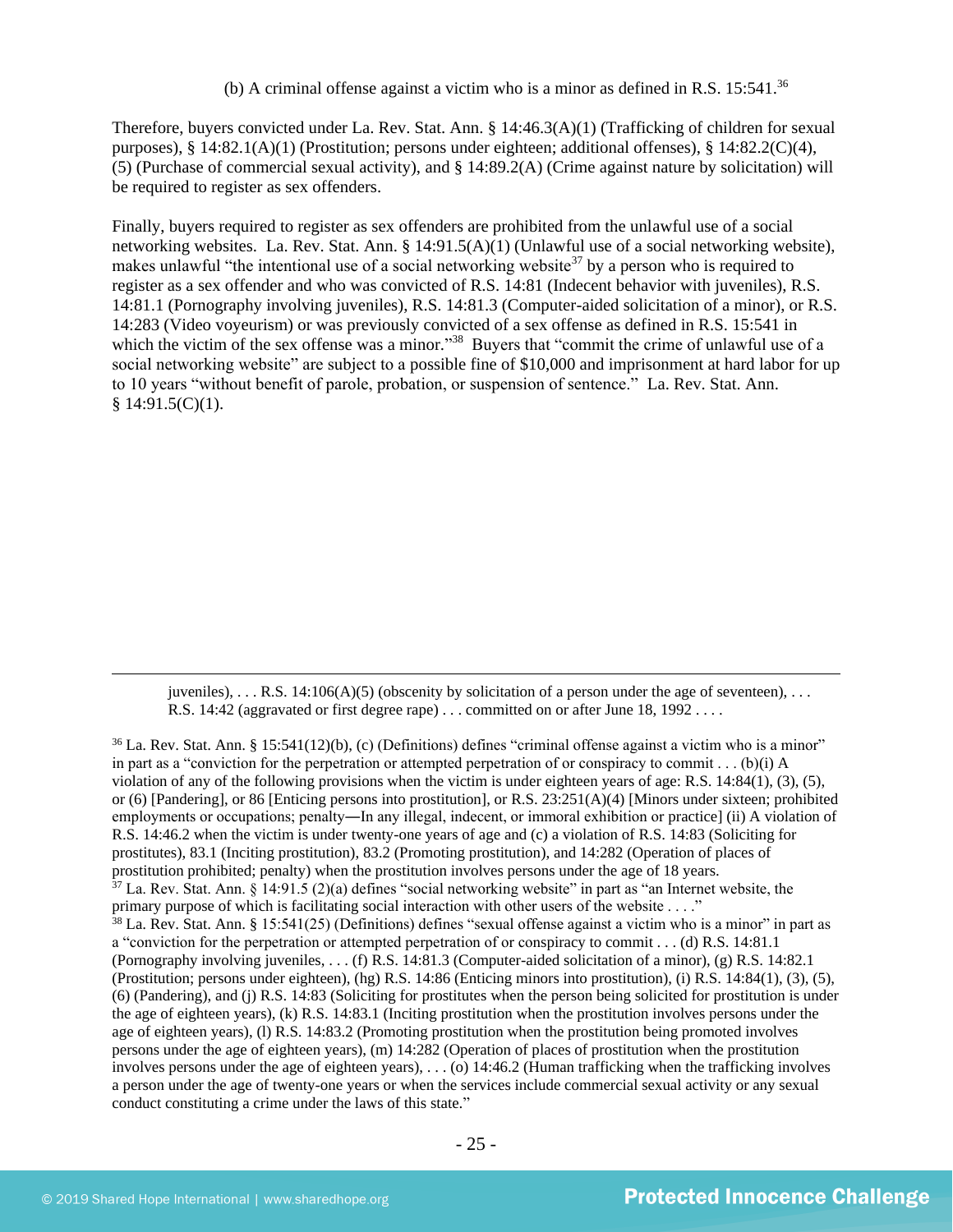(b) A criminal offense against a victim who is a minor as defined in R.S. 15:541.[36]

Therefore, buyers convicted under La. Rev. Stat. Ann. § 14:46.3(A)(1) (Trafficking of children for sexual purposes), § 14:82.1(A)(1) (Prostitution; persons under eighteen; additional offenses), § 14:82.2(C)(4), (5) (Purchase of commercial sexual activity), and § 14:89.2(A) (Crime against nature by solicitation) will be required to register as sex offenders.

Finally, buyers required to register as sex offenders are prohibited from the unlawful use of a social networking websites. La. Rev. Stat. Ann. § 14:91.5(A)(1) (Unlawful use of a social networking website), makes unlawful "the intentional use of a social networking website[37] by a person who is required to register as a sex offender and who was convicted of R.S. 14:81 (Indecent behavior with juveniles), R.S. 14:81.1 (Pornography involving juveniles), R.S. 14:81.3 (Computer-aided solicitation of a minor), or R.S. 14:283 (Video voyeurism) or was previously convicted of a sex offense as defined in R.S. 15:541 in which the victim of the sex offense was a minor."[38] Buyers that "commit the crime of unlawful use of a social networking website" are subject to a possible fine of $10,000 and imprisonment at hard labor for up to 10 years "without benefit of parole, probation, or suspension of sentence." La. Rev. Stat. Ann. § 14:91.5(C)(1).

---

juveniles), . . . R.S. 14:106(A)(5) (obscenity by solicitation of a person under the age of seventeen), . . . R.S. 14:42 (aggravated or first degree rape) . . . committed on or after June 18, 1992 . . . .

[36] La. Rev. Stat. Ann. § 15:541(12)(b), (c) (Definitions) defines "criminal offense against a victim who is a minor" in part as a "conviction for the perpetration or attempted perpetration of or conspiracy to commit . . . (b)(i) A violation of any of the following provisions when the victim is under eighteen years of age: R.S. 14:84(1), (3), (5), or (6) [Pandering], or 86 [Enticing persons into prostitution], or R.S. 23:251(A)(4) [Minors under sixteen; prohibited employments or occupations; penalty—In any illegal, indecent, or immoral exhibition or practice] (ii) A violation of R.S. 14:46.2 when the victim is under twenty-one years of age and (c) a violation of R.S. 14:83 (Soliciting for prostitutes), 83.1 (Inciting prostitution), 83.2 (Promoting prostitution), and 14:282 (Operation of places of prostitution prohibited; penalty) when the prostitution involves persons under the age of 18 years.

[37] La. Rev. Stat. Ann. § 14:91.5 (2)(a) defines "social networking website" in part as "an Internet website, the primary purpose of which is facilitating social interaction with other users of the website . . . ."

[38] La. Rev. Stat. Ann. § 15:541(25) (Definitions) defines "sexual offense against a victim who is a minor" in part as a "conviction for the perpetration or attempted perpetration of or conspiracy to commit . . . (d) R.S. 14:81.1 (Pornography involving juveniles, . . . (f) R.S. 14:81.3 (Computer-aided solicitation of a minor), (g) R.S. 14:82.1 (Prostitution; persons under eighteen), (hg) R.S. 14:86 (Enticing minors into prostitution), (i) R.S. 14:84(1), (3), (5), (6) (Pandering), and (j) R.S. 14:83 (Soliciting for prostitutes when the person being solicited for prostitution is under the age of eighteen years), (k) R.S. 14:83.1 (Inciting prostitution when the prostitution involves persons under the age of eighteen years), (l) R.S. 14:83.2 (Promoting prostitution when the prostitution being promoted involves persons under the age of eighteen years), (m) 14:282 (Operation of places of prostitution when the prostitution involves persons under the age of eighteen years), . . . (o) 14:46.2 (Human trafficking when the trafficking involves a person under the age of twenty-one years or when the services include commercial sexual activity or any sexual conduct constituting a crime under the laws of this state."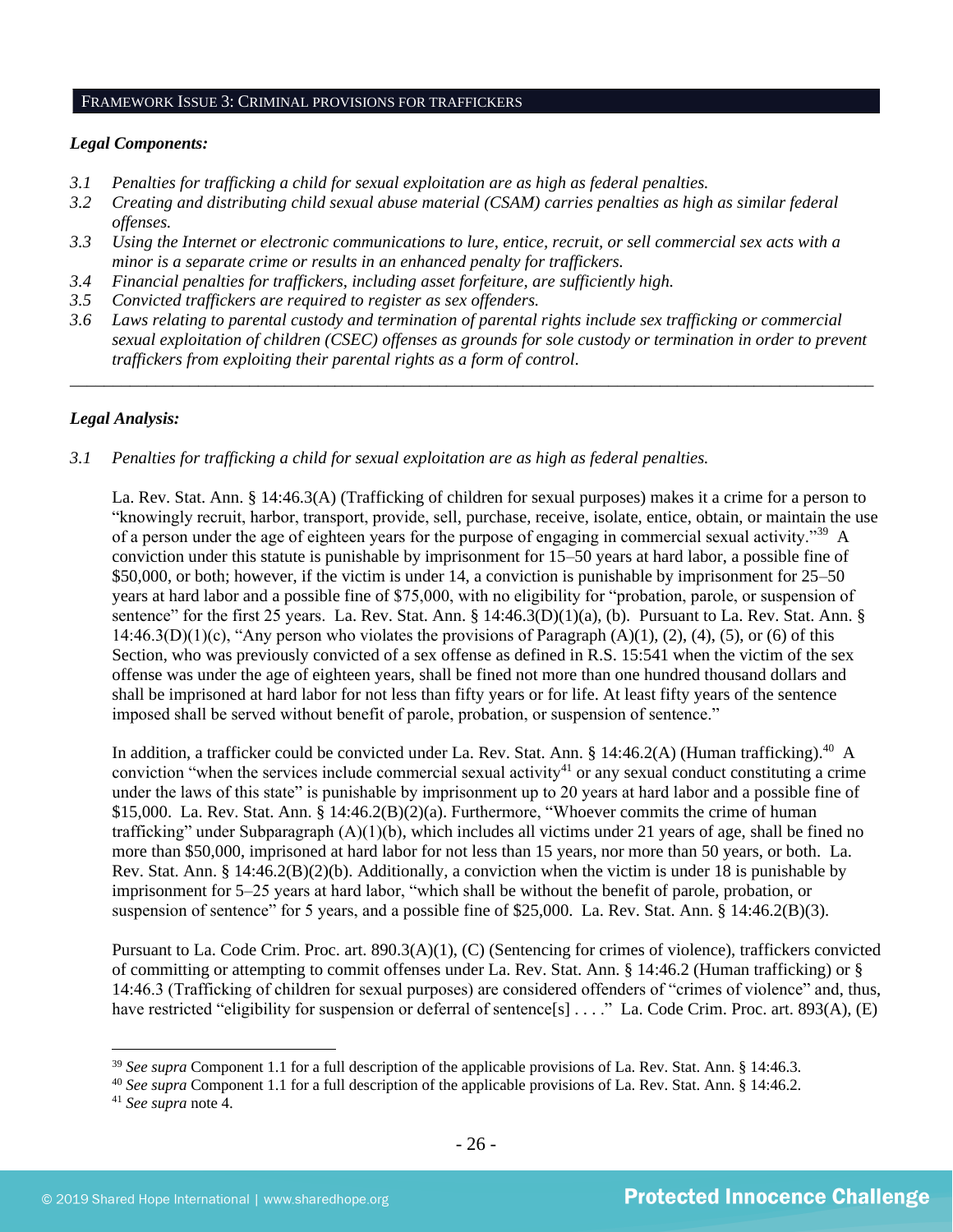## FRAMEWORK ISSUE 3: CRIMINAL PROVISIONS FOR TRAFFICKERS

***Legal Components:***

*3.1 Penalties for trafficking a child for sexual exploitation are as high as federal penalties.*

*3.2 Creating and distributing child sexual abuse material (CSAM) carries penalties as high as similar federal offenses.*

*3.3 Using the Internet or electronic communications to lure, entice, recruit, or sell commercial sex acts with a minor is a separate crime or results in an enhanced penalty for traffickers.*

*3.4 Financial penalties for traffickers, including asset forfeiture, are sufficiently high.*

*3.5 Convicted traffickers are required to register as sex offenders.*

*3.6 Laws relating to parental custody and termination of parental rights include sex trafficking or commercial sexual exploitation of children (CSEC) offenses as grounds for sole custody or termination in order to prevent traffickers from exploiting their parental rights as a form of control.*

---

***Legal Analysis:***

*3.1 Penalties for trafficking a child for sexual exploitation are as high as federal penalties.*

La. Rev. Stat. Ann. § 14:46.3(A) (Trafficking of children for sexual purposes) makes it a crime for a person to "knowingly recruit, harbor, transport, provide, sell, purchase, receive, isolate, entice, obtain, or maintain the use of a person under the age of eighteen years for the purpose of engaging in commercial sexual activity."[39] A conviction under this statute is punishable by imprisonment for 15–50 years at hard labor, a possible fine of $50,000, or both; however, if the victim is under 14, a conviction is punishable by imprisonment for 25–50 years at hard labor and a possible fine of $75,000, with no eligibility for "probation, parole, or suspension of sentence" for the first 25 years. La. Rev. Stat. Ann. § 14:46.3(D)(1)(a), (b). Pursuant to La. Rev. Stat. Ann. § 14:46.3(D)(1)(c), "Any person who violates the provisions of Paragraph (A)(1), (2), (4), (5), or (6) of this Section, who was previously convicted of a sex offense as defined in R.S. 15:541 when the victim of the sex offense was under the age of eighteen years, shall be fined not more than one hundred thousand dollars and shall be imprisoned at hard labor for not less than fifty years or for life. At least fifty years of the sentence imposed shall be served without benefit of parole, probation, or suspension of sentence."

In addition, a trafficker could be convicted under La. Rev. Stat. Ann. § 14:46.2(A) (Human trafficking).[40] A conviction "when the services include commercial sexual activity[41] or any sexual conduct constituting a crime under the laws of this state" is punishable by imprisonment up to 20 years at hard labor and a possible fine of $15,000. La. Rev. Stat. Ann. § 14:46.2(B)(2)(a). Furthermore, "Whoever commits the crime of human trafficking" under Subparagraph (A)(1)(b), which includes all victims under 21 years of age, shall be fined no more than $50,000, imprisoned at hard labor for not less than 15 years, nor more than 50 years, or both. La. Rev. Stat. Ann. § 14:46.2(B)(2)(b). Additionally, a conviction when the victim is under 18 is punishable by imprisonment for 5–25 years at hard labor, "which shall be without the benefit of parole, probation, or suspension of sentence" for 5 years, and a possible fine of $25,000. La. Rev. Stat. Ann. § 14:46.2(B)(3).

Pursuant to La. Code Crim. Proc. art. 890.3(A)(1), (C) (Sentencing for crimes of violence), traffickers convicted of committing or attempting to commit offenses under La. Rev. Stat. Ann. § 14:46.2 (Human trafficking) or § 14:46.3 (Trafficking of children for sexual purposes) are considered offenders of "crimes of violence" and, thus, have restricted "eligibility for suspension or deferral of sentence[s] . . . ." La. Code Crim. Proc. art. 893(A), (E)

---

[39] *See supra* Component 1.1 for a full description of the applicable provisions of La. Rev. Stat. Ann. § 14:46.3.

[40] *See supra* Component 1.1 for a full description of the applicable provisions of La. Rev. Stat. Ann. § 14:46.2.

[41] *See supra* note 4.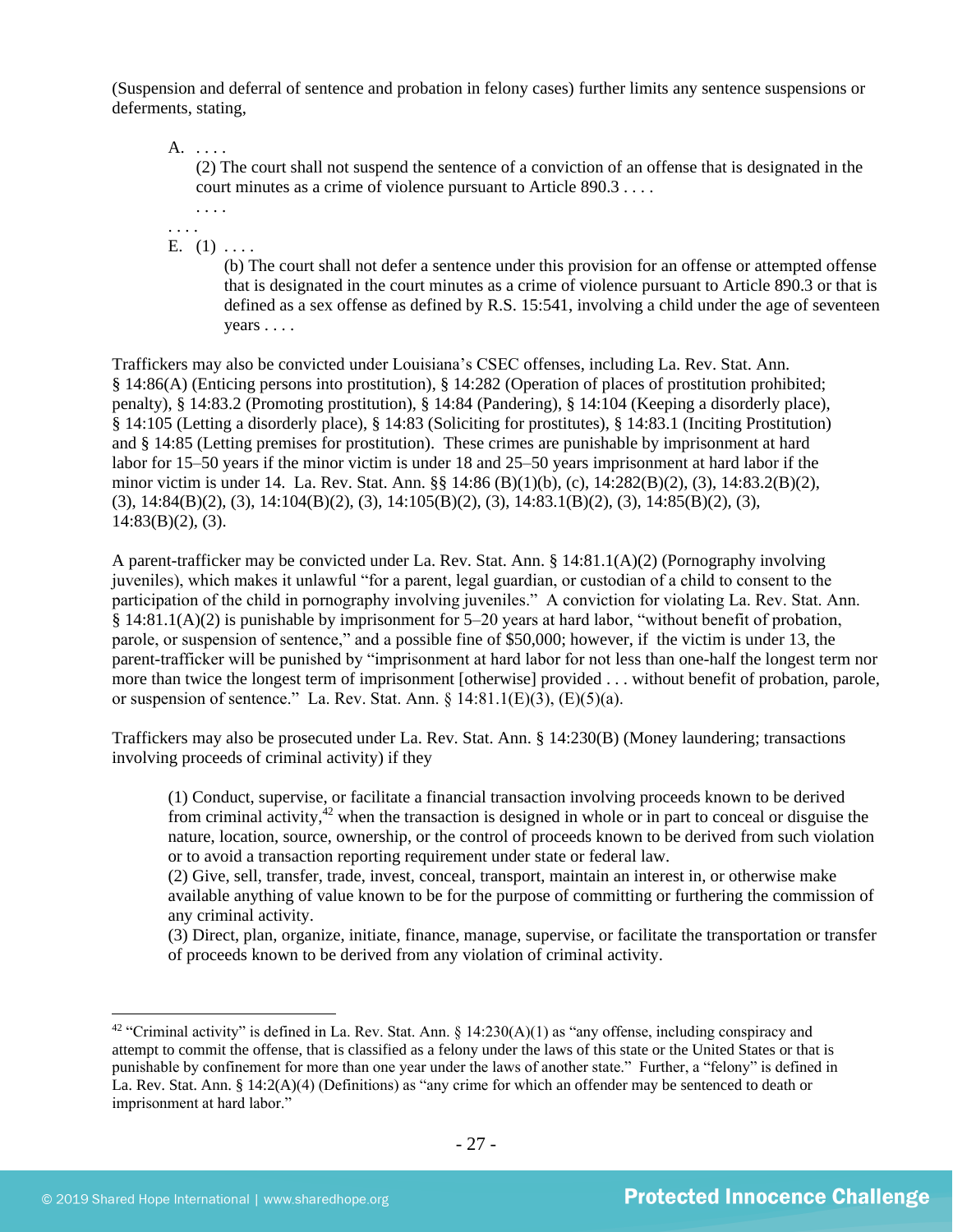(Suspension and deferral of sentence and probation in felony cases) further limits any sentence suspensions or deferments, stating,

> A. . . . .
> (2) The court shall not suspend the sentence of a conviction of an offense that is designated in the court minutes as a crime of violence pursuant to Article 890.3 . . . .
> . . . .
>
> . . . .
>
> E. (1) . . . .
> (b) The court shall not defer a sentence under this provision for an offense or attempted offense that is designated in the court minutes as a crime of violence pursuant to Article 890.3 or that is defined as a sex offense as defined by R.S. 15:541, involving a child under the age of seventeen years . . . .

Traffickers may also be convicted under Louisiana's CSEC offenses, including La. Rev. Stat. Ann. § 14:86(A) (Enticing persons into prostitution), § 14:282 (Operation of places of prostitution prohibited; penalty), § 14:83.2 (Promoting prostitution), § 14:84 (Pandering), § 14:104 (Keeping a disorderly place), § 14:105 (Letting a disorderly place), § 14:83 (Soliciting for prostitutes), § 14:83.1 (Inciting Prostitution) and § 14:85 (Letting premises for prostitution). These crimes are punishable by imprisonment at hard labor for 15–50 years if the minor victim is under 18 and 25–50 years imprisonment at hard labor if the minor victim is under 14. La. Rev. Stat. Ann. §§ 14:86 (B)(1)(b), (c), 14:282(B)(2), (3), 14:83.2(B)(2), (3), 14:84(B)(2), (3), 14:104(B)(2), (3), 14:105(B)(2), (3), 14:83.1(B)(2), (3), 14:85(B)(2), (3), 14:83(B)(2), (3).

A parent-trafficker may be convicted under La. Rev. Stat. Ann. § 14:81.1(A)(2) (Pornography involving juveniles), which makes it unlawful "for a parent, legal guardian, or custodian of a child to consent to the participation of the child in pornography involving juveniles." A conviction for violating La. Rev. Stat. Ann. § 14:81.1(A)(2) is punishable by imprisonment for 5–20 years at hard labor, "without benefit of probation, parole, or suspension of sentence," and a possible fine of $50,000; however, if the victim is under 13, the parent-trafficker will be punished by "imprisonment at hard labor for not less than one-half the longest term nor more than twice the longest term of imprisonment [otherwise] provided . . . without benefit of probation, parole, or suspension of sentence." La. Rev. Stat. Ann. § 14:81.1(E)(3), (E)(5)(a).

Traffickers may also be prosecuted under La. Rev. Stat. Ann. § 14:230(B) (Money laundering; transactions involving proceeds of criminal activity) if they

> (1) Conduct, supervise, or facilitate a financial transaction involving proceeds known to be derived from criminal activity,[42] when the transaction is designed in whole or in part to conceal or disguise the nature, location, source, ownership, or the control of proceeds known to be derived from such violation or to avoid a transaction reporting requirement under state or federal law.
> (2) Give, sell, transfer, trade, invest, conceal, transport, maintain an interest in, or otherwise make available anything of value known to be for the purpose of committing or furthering the commission of any criminal activity.
> (3) Direct, plan, organize, initiate, finance, manage, supervise, or facilitate the transportation or transfer of proceeds known to be derived from any violation of criminal activity.

---

[42] "Criminal activity" is defined in La. Rev. Stat. Ann. § 14:230(A)(1) as "any offense, including conspiracy and attempt to commit the offense, that is classified as a felony under the laws of this state or the United States or that is punishable by confinement for more than one year under the laws of another state." Further, a "felony" is defined in La. Rev. Stat. Ann. § 14:2(A)(4) (Definitions) as "any crime for which an offender may be sentenced to death or imprisonment at hard labor."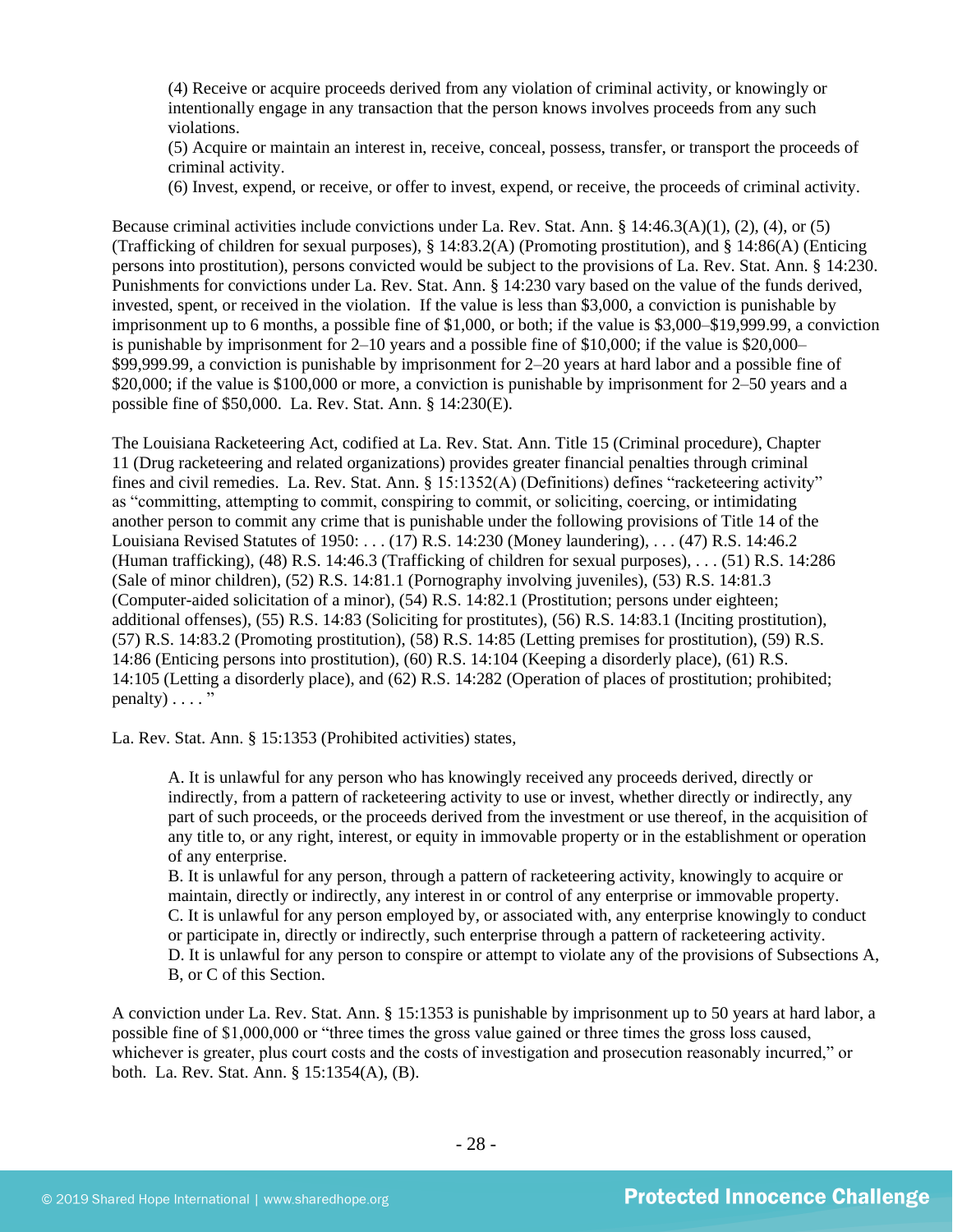> (4) Receive or acquire proceeds derived from any violation of criminal activity, or knowingly or intentionally engage in any transaction that the person knows involves proceeds from any such violations.
> (5) Acquire or maintain an interest in, receive, conceal, possess, transfer, or transport the proceeds of criminal activity.
> (6) Invest, expend, or receive, or offer to invest, expend, or receive, the proceeds of criminal activity.

Because criminal activities include convictions under La. Rev. Stat. Ann. § 14:46.3(A)(1), (2), (4), or (5) (Trafficking of children for sexual purposes), § 14:83.2(A) (Promoting prostitution), and § 14:86(A) (Enticing persons into prostitution), persons convicted would be subject to the provisions of La. Rev. Stat. Ann. § 14:230. Punishments for convictions under La. Rev. Stat. Ann. § 14:230 vary based on the value of the funds derived, invested, spent, or received in the violation. If the value is less than $3,000, a conviction is punishable by imprisonment up to 6 months, a possible fine of $1,000, or both; if the value is $3,000–$19,999.99, a conviction is punishable by imprisonment for 2–10 years and a possible fine of $10,000; if the value is $20,000–$99,999.99, a conviction is punishable by imprisonment for 2–20 years at hard labor and a possible fine of $20,000; if the value is $100,000 or more, a conviction is punishable by imprisonment for 2–50 years and a possible fine of $50,000. La. Rev. Stat. Ann. § 14:230(E).

The Louisiana Racketeering Act, codified at La. Rev. Stat. Ann. Title 15 (Criminal procedure), Chapter 11 (Drug racketeering and related organizations) provides greater financial penalties through criminal fines and civil remedies. La. Rev. Stat. Ann. § 15:1352(A) (Definitions) defines "racketeering activity" as "committing, attempting to commit, conspiring to commit, or soliciting, coercing, or intimidating another person to commit any crime that is punishable under the following provisions of Title 14 of the Louisiana Revised Statutes of 1950: . . . (17) R.S. 14:230 (Money laundering), . . . (47) R.S. 14:46.2 (Human trafficking), (48) R.S. 14:46.3 (Trafficking of children for sexual purposes), . . . (51) R.S. 14:286 (Sale of minor children), (52) R.S. 14:81.1 (Pornography involving juveniles), (53) R.S. 14:81.3 (Computer-aided solicitation of a minor), (54) R.S. 14:82.1 (Prostitution; persons under eighteen; additional offenses), (55) R.S. 14:83 (Soliciting for prostitutes), (56) R.S. 14:83.1 (Inciting prostitution), (57) R.S. 14:83.2 (Promoting prostitution), (58) R.S. 14:85 (Letting premises for prostitution), (59) R.S. 14:86 (Enticing persons into prostitution), (60) R.S. 14:104 (Keeping a disorderly place), (61) R.S. 14:105 (Letting a disorderly place), and (62) R.S. 14:282 (Operation of places of prostitution; prohibited; penalty) . . . . "

La. Rev. Stat. Ann. § 15:1353 (Prohibited activities) states,

> A. It is unlawful for any person who has knowingly received any proceeds derived, directly or indirectly, from a pattern of racketeering activity to use or invest, whether directly or indirectly, any part of such proceeds, or the proceeds derived from the investment or use thereof, in the acquisition of any title to, or any right, interest, or equity in immovable property or in the establishment or operation of any enterprise.
> B. It is unlawful for any person, through a pattern of racketeering activity, knowingly to acquire or maintain, directly or indirectly, any interest in or control of any enterprise or immovable property.
> C. It is unlawful for any person employed by, or associated with, any enterprise knowingly to conduct or participate in, directly or indirectly, such enterprise through a pattern of racketeering activity.
> D. It is unlawful for any person to conspire or attempt to violate any of the provisions of Subsections A, B, or C of this Section.

A conviction under La. Rev. Stat. Ann. § 15:1353 is punishable by imprisonment up to 50 years at hard labor, a possible fine of $1,000,000 or "three times the gross value gained or three times the gross loss caused, whichever is greater, plus court costs and the costs of investigation and prosecution reasonably incurred," or both. La. Rev. Stat. Ann. § 15:1354(A), (B).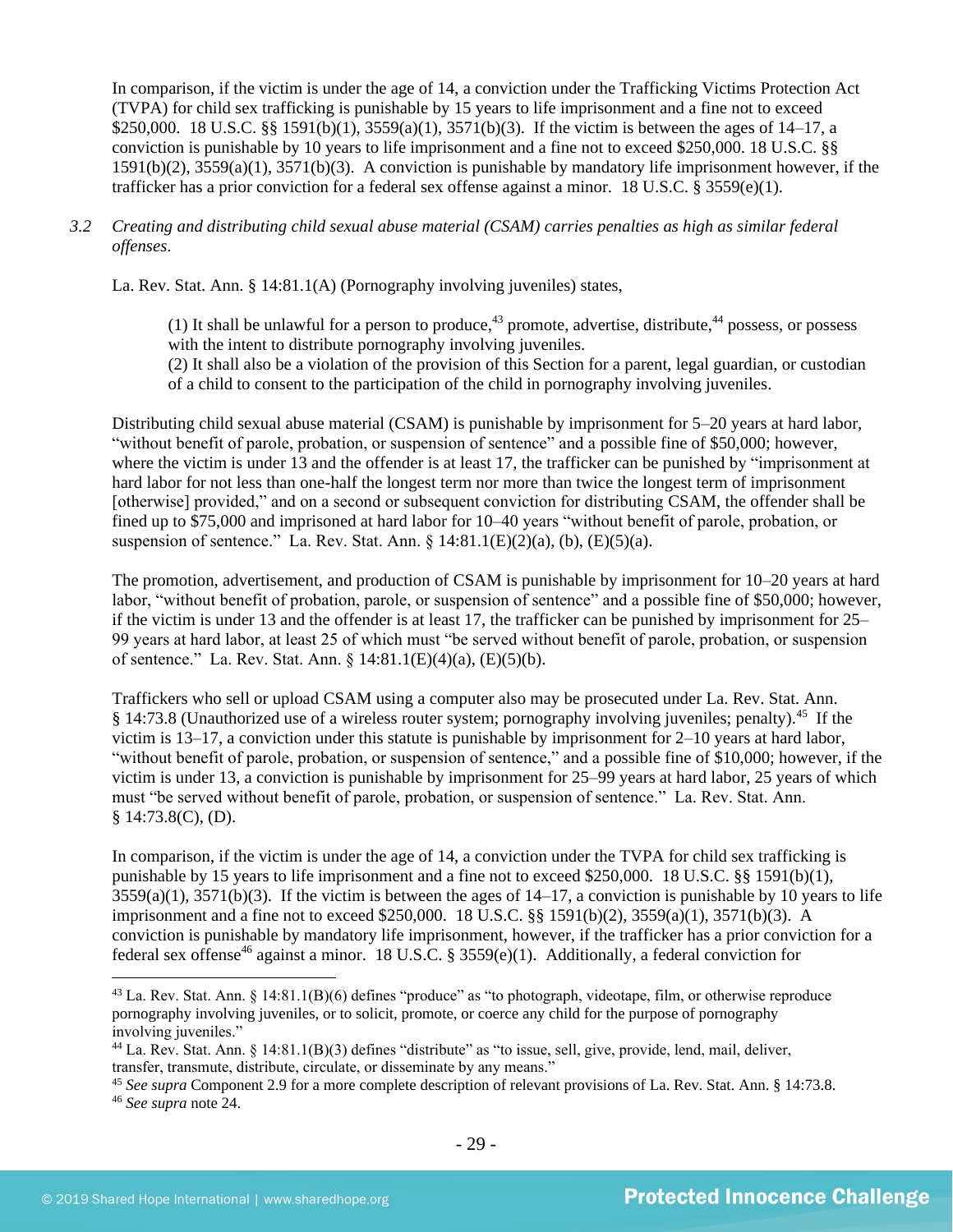In comparison, if the victim is under the age of 14, a conviction under the Trafficking Victims Protection Act (TVPA) for child sex trafficking is punishable by 15 years to life imprisonment and a fine not to exceed $250,000. 18 U.S.C. §§ 1591(b)(1), 3559(a)(1), 3571(b)(3). If the victim is between the ages of 14–17, a conviction is punishable by 10 years to life imprisonment and a fine not to exceed $250,000. 18 U.S.C. §§ 1591(b)(2), 3559(a)(1), 3571(b)(3). A conviction is punishable by mandatory life imprisonment however, if the trafficker has a prior conviction for a federal sex offense against a minor. 18 U.S.C. § 3559(e)(1).

*3.2 Creating and distributing child sexual abuse material (CSAM) carries penalties as high as similar federal offenses.*

La. Rev. Stat. Ann. § 14:81.1(A) (Pornography involving juveniles) states,

> (1) It shall be unlawful for a person to produce,[43] promote, advertise, distribute,[44] possess, or possess with the intent to distribute pornography involving juveniles.
> (2) It shall also be a violation of the provision of this Section for a parent, legal guardian, or custodian of a child to consent to the participation of the child in pornography involving juveniles.

Distributing child sexual abuse material (CSAM) is punishable by imprisonment for 5–20 years at hard labor, "without benefit of parole, probation, or suspension of sentence" and a possible fine of $50,000; however, where the victim is under 13 and the offender is at least 17, the trafficker can be punished by "imprisonment at hard labor for not less than one-half the longest term nor more than twice the longest term of imprisonment [otherwise] provided," and on a second or subsequent conviction for distributing CSAM, the offender shall be fined up to $75,000 and imprisoned at hard labor for 10–40 years "without benefit of parole, probation, or suspension of sentence." La. Rev. Stat. Ann. § 14:81.1(E)(2)(a), (b), (E)(5)(a).

The promotion, advertisement, and production of CSAM is punishable by imprisonment for 10–20 years at hard labor, "without benefit of probation, parole, or suspension of sentence" and a possible fine of $50,000; however, if the victim is under 13 and the offender is at least 17, the trafficker can be punished by imprisonment for 25–99 years at hard labor, at least 25 of which must "be served without benefit of parole, probation, or suspension of sentence." La. Rev. Stat. Ann. § 14:81.1(E)(4)(a), (E)(5)(b).

Traffickers who sell or upload CSAM using a computer also may be prosecuted under La. Rev. Stat. Ann. § 14:73.8 (Unauthorized use of a wireless router system; pornography involving juveniles; penalty).[45] If the victim is 13–17, a conviction under this statute is punishable by imprisonment for 2–10 years at hard labor, "without benefit of parole, probation, or suspension of sentence," and a possible fine of $10,000; however, if the victim is under 13, a conviction is punishable by imprisonment for 25–99 years at hard labor, 25 years of which must "be served without benefit of parole, probation, or suspension of sentence." La. Rev. Stat. Ann. § 14:73.8(C), (D).

In comparison, if the victim is under the age of 14, a conviction under the TVPA for child sex trafficking is punishable by 15 years to life imprisonment and a fine not to exceed $250,000. 18 U.S.C. §§ 1591(b)(1), 3559(a)(1), 3571(b)(3). If the victim is between the ages of 14–17, a conviction is punishable by 10 years to life imprisonment and a fine not to exceed $250,000. 18 U.S.C. §§ 1591(b)(2), 3559(a)(1), 3571(b)(3). A conviction is punishable by mandatory life imprisonment, however, if the trafficker has a prior conviction for a federal sex offense[46] against a minor. 18 U.S.C. § 3559(e)(1). Additionally, a federal conviction for

---

[43] La. Rev. Stat. Ann. § 14:81.1(B)(6) defines "produce" as "to photograph, videotape, film, or otherwise reproduce pornography involving juveniles, or to solicit, promote, or coerce any child for the purpose of pornography involving juveniles."

[44] La. Rev. Stat. Ann. § 14:81.1(B)(3) defines "distribute" as "to issue, sell, give, provide, lend, mail, deliver, transfer, transmute, distribute, circulate, or disseminate by any means."

[45] *See supra* Component 2.9 for a more complete description of relevant provisions of La. Rev. Stat. Ann. § 14:73.8.

[46] *See supra* note 24.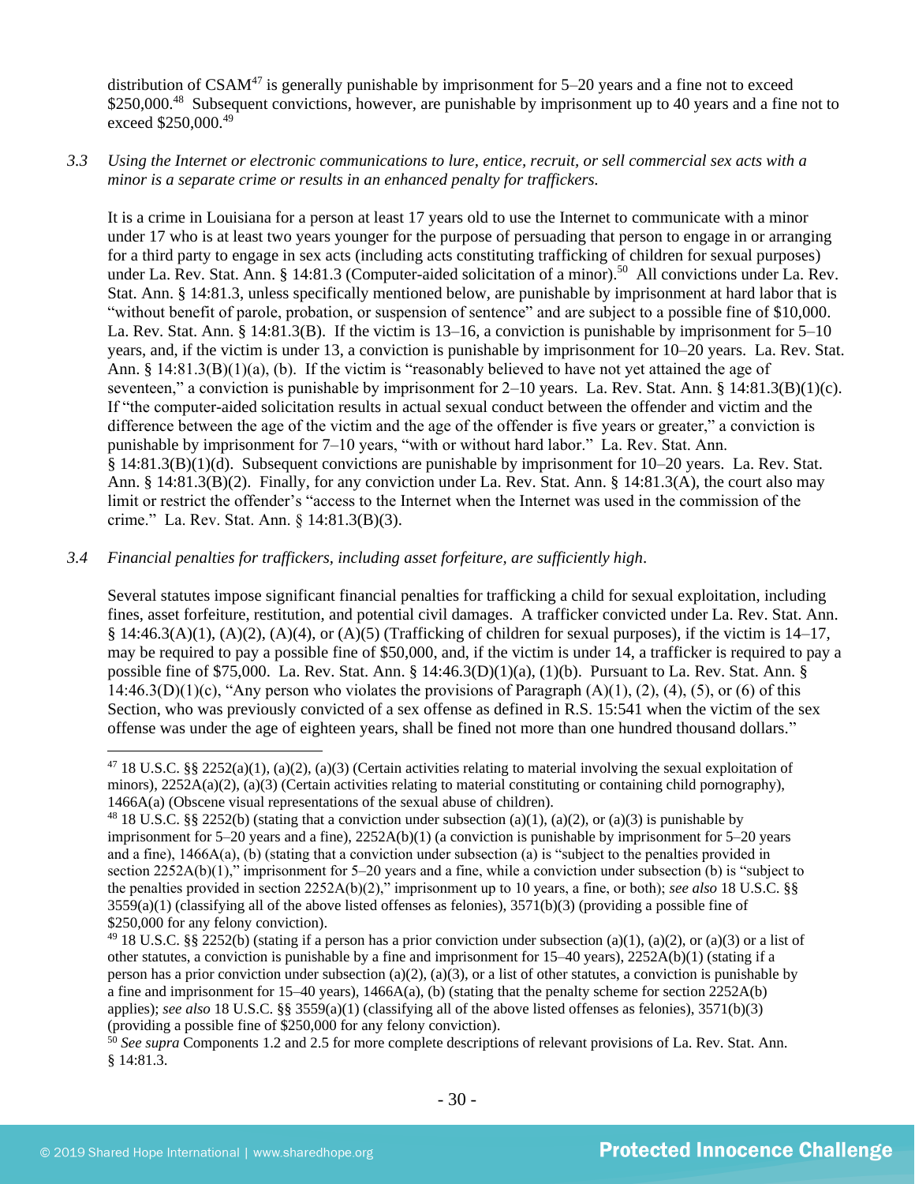distribution of CSAM[47] is generally punishable by imprisonment for 5–20 years and a fine not to exceed $250,000.[48] Subsequent convictions, however, are punishable by imprisonment up to 40 years and a fine not to exceed $250,000.[49]

*3.3 Using the Internet or electronic communications to lure, entice, recruit, or sell commercial sex acts with a minor is a separate crime or results in an enhanced penalty for traffickers.*

It is a crime in Louisiana for a person at least 17 years old to use the Internet to communicate with a minor under 17 who is at least two years younger for the purpose of persuading that person to engage in or arranging for a third party to engage in sex acts (including acts constituting trafficking of children for sexual purposes) under La. Rev. Stat. Ann. § 14:81.3 (Computer-aided solicitation of a minor).[50] All convictions under La. Rev. Stat. Ann. § 14:81.3, unless specifically mentioned below, are punishable by imprisonment at hard labor that is "without benefit of parole, probation, or suspension of sentence" and are subject to a possible fine of $10,000. La. Rev. Stat. Ann. § 14:81.3(B). If the victim is 13–16, a conviction is punishable by imprisonment for 5–10 years, and, if the victim is under 13, a conviction is punishable by imprisonment for 10–20 years. La. Rev. Stat. Ann. § 14:81.3(B)(1)(a), (b). If the victim is "reasonably believed to have not yet attained the age of seventeen," a conviction is punishable by imprisonment for 2–10 years. La. Rev. Stat. Ann. § 14:81.3(B)(1)(c). If "the computer-aided solicitation results in actual sexual conduct between the offender and victim and the difference between the age of the victim and the age of the offender is five years or greater," a conviction is punishable by imprisonment for 7–10 years, "with or without hard labor." La. Rev. Stat. Ann. § 14:81.3(B)(1)(d). Subsequent convictions are punishable by imprisonment for 10–20 years. La. Rev. Stat. Ann. § 14:81.3(B)(2). Finally, for any conviction under La. Rev. Stat. Ann. § 14:81.3(A), the court also may limit or restrict the offender's "access to the Internet when the Internet was used in the commission of the crime." La. Rev. Stat. Ann. § 14:81.3(B)(3).

*3.4 Financial penalties for traffickers, including asset forfeiture, are sufficiently high.*

Several statutes impose significant financial penalties for trafficking a child for sexual exploitation, including fines, asset forfeiture, restitution, and potential civil damages. A trafficker convicted under La. Rev. Stat. Ann. § 14:46.3(A)(1), (A)(2), (A)(4), or (A)(5) (Trafficking of children for sexual purposes), if the victim is 14–17, may be required to pay a possible fine of $50,000, and, if the victim is under 14, a trafficker is required to pay a possible fine of $75,000. La. Rev. Stat. Ann. § 14:46.3(D)(1)(a), (1)(b). Pursuant to La. Rev. Stat. Ann. § 14:46.3(D)(1)(c), "Any person who violates the provisions of Paragraph (A)(1), (2), (4), (5), or (6) of this Section, who was previously convicted of a sex offense as defined in R.S. 15:541 when the victim of the sex offense was under the age of eighteen years, shall be fined not more than one hundred thousand dollars."

---

[47] 18 U.S.C. §§ 2252(a)(1), (a)(2), (a)(3) (Certain activities relating to material involving the sexual exploitation of minors), 2252A(a)(2), (a)(3) (Certain activities relating to material constituting or containing child pornography), 1466A(a) (Obscene visual representations of the sexual abuse of children).

[48] 18 U.S.C. §§ 2252(b) (stating that a conviction under subsection (a)(1), (a)(2), or (a)(3) is punishable by imprisonment for 5–20 years and a fine), 2252A(b)(1) (a conviction is punishable by imprisonment for 5–20 years and a fine), 1466A(a), (b) (stating that a conviction under subsection (a) is "subject to the penalties provided in section 2252A(b)(1)," imprisonment for 5–20 years and a fine, while a conviction under subsection (b) is "subject to the penalties provided in section 2252A(b)(2)," imprisonment up to 10 years, a fine, or both); *see also* 18 U.S.C. §§ 3559(a)(1) (classifying all of the above listed offenses as felonies), 3571(b)(3) (providing a possible fine of $250,000 for any felony conviction).

[49] 18 U.S.C. §§ 2252(b) (stating if a person has a prior conviction under subsection (a)(1), (a)(2), or (a)(3) or a list of other statutes, a conviction is punishable by a fine and imprisonment for 15–40 years), 2252A(b)(1) (stating if a person has a prior conviction under subsection (a)(2), (a)(3), or a list of other statutes, a conviction is punishable by a fine and imprisonment for 15–40 years), 1466A(a), (b) (stating that the penalty scheme for section 2252A(b) applies); *see also* 18 U.S.C. §§ 3559(a)(1) (classifying all of the above listed offenses as felonies), 3571(b)(3) (providing a possible fine of $250,000 for any felony conviction).

[50] *See supra* Components 1.2 and 2.5 for more complete descriptions of relevant provisions of La. Rev. Stat. Ann. § 14:81.3.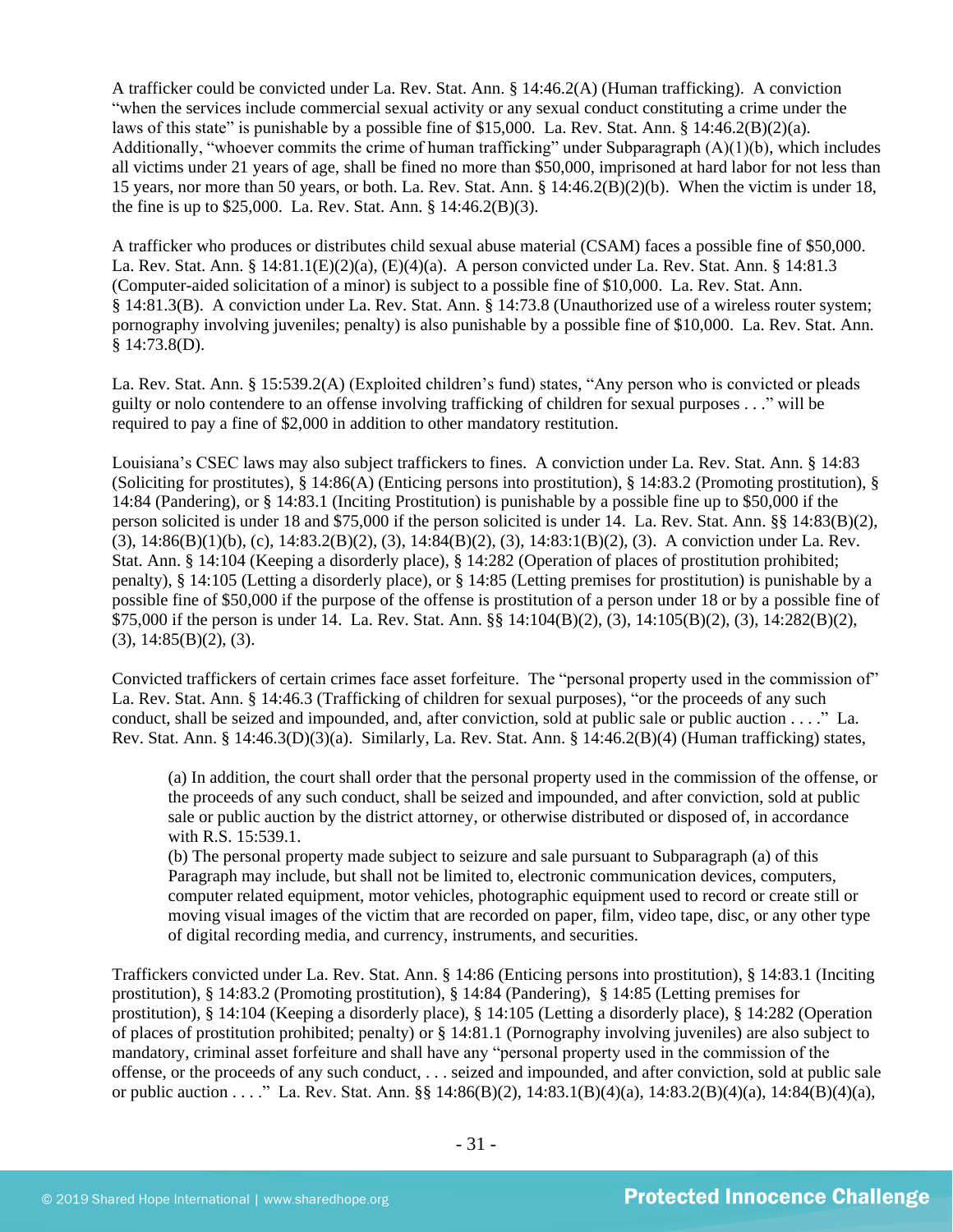A trafficker could be convicted under La. Rev. Stat. Ann. § 14:46.2(A) (Human trafficking). A conviction "when the services include commercial sexual activity or any sexual conduct constituting a crime under the laws of this state" is punishable by a possible fine of $15,000. La. Rev. Stat. Ann. § 14:46.2(B)(2)(a). Additionally, "whoever commits the crime of human trafficking" under Subparagraph (A)(1)(b), which includes all victims under 21 years of age, shall be fined no more than $50,000, imprisoned at hard labor for not less than 15 years, nor more than 50 years, or both. La. Rev. Stat. Ann. § 14:46.2(B)(2)(b). When the victim is under 18, the fine is up to $25,000. La. Rev. Stat. Ann. § 14:46.2(B)(3).

A trafficker who produces or distributes child sexual abuse material (CSAM) faces a possible fine of $50,000. La. Rev. Stat. Ann. § 14:81.1(E)(2)(a), (E)(4)(a). A person convicted under La. Rev. Stat. Ann. § 14:81.3 (Computer-aided solicitation of a minor) is subject to a possible fine of $10,000. La. Rev. Stat. Ann. § 14:81.3(B). A conviction under La. Rev. Stat. Ann. § 14:73.8 (Unauthorized use of a wireless router system; pornography involving juveniles; penalty) is also punishable by a possible fine of $10,000. La. Rev. Stat. Ann. § 14:73.8(D).

La. Rev. Stat. Ann. § 15:539.2(A) (Exploited children's fund) states, "Any person who is convicted or pleads guilty or nolo contendere to an offense involving trafficking of children for sexual purposes . . ." will be required to pay a fine of $2,000 in addition to other mandatory restitution.

Louisiana's CSEC laws may also subject traffickers to fines. A conviction under La. Rev. Stat. Ann. § 14:83 (Soliciting for prostitutes), § 14:86(A) (Enticing persons into prostitution), § 14:83.2 (Promoting prostitution), § 14:84 (Pandering), or § 14:83.1 (Inciting Prostitution) is punishable by a possible fine up to $50,000 if the person solicited is under 18 and $75,000 if the person solicited is under 14. La. Rev. Stat. Ann. §§ 14:83(B)(2), (3), 14:86(B)(1)(b), (c), 14:83.2(B)(2), (3), 14:84(B)(2), (3), 14:83:1(B)(2), (3). A conviction under La. Rev. Stat. Ann. § 14:104 (Keeping a disorderly place), § 14:282 (Operation of places of prostitution prohibited; penalty), § 14:105 (Letting a disorderly place), or § 14:85 (Letting premises for prostitution) is punishable by a possible fine of $50,000 if the purpose of the offense is prostitution of a person under 18 or by a possible fine of $75,000 if the person is under 14. La. Rev. Stat. Ann. §§ 14:104(B)(2), (3), 14:105(B)(2), (3), 14:282(B)(2), (3), 14:85(B)(2), (3).

Convicted traffickers of certain crimes face asset forfeiture. The "personal property used in the commission of" La. Rev. Stat. Ann. § 14:46.3 (Trafficking of children for sexual purposes), "or the proceeds of any such conduct, shall be seized and impounded, and, after conviction, sold at public sale or public auction . . . ." La. Rev. Stat. Ann. § 14:46.3(D)(3)(a). Similarly, La. Rev. Stat. Ann. § 14:46.2(B)(4) (Human trafficking) states,

> (a) In addition, the court shall order that the personal property used in the commission of the offense, or the proceeds of any such conduct, shall be seized and impounded, and after conviction, sold at public sale or public auction by the district attorney, or otherwise distributed or disposed of, in accordance with R.S. 15:539.1.
> (b) The personal property made subject to seizure and sale pursuant to Subparagraph (a) of this Paragraph may include, but shall not be limited to, electronic communication devices, computers, computer related equipment, motor vehicles, photographic equipment used to record or create still or moving visual images of the victim that are recorded on paper, film, video tape, disc, or any other type of digital recording media, and currency, instruments, and securities.

Traffickers convicted under La. Rev. Stat. Ann. § 14:86 (Enticing persons into prostitution), § 14:83.1 (Inciting prostitution), § 14:83.2 (Promoting prostitution), § 14:84 (Pandering), § 14:85 (Letting premises for prostitution), § 14:104 (Keeping a disorderly place), § 14:105 (Letting a disorderly place), § 14:282 (Operation of places of prostitution prohibited; penalty) or § 14:81.1 (Pornography involving juveniles) are also subject to mandatory, criminal asset forfeiture and shall have any "personal property used in the commission of the offense, or the proceeds of any such conduct, . . . seized and impounded, and after conviction, sold at public sale or public auction . . . ." La. Rev. Stat. Ann. §§ 14:86(B)(2), 14:83.1(B)(4)(a), 14:83.2(B)(4)(a), 14:84(B)(4)(a),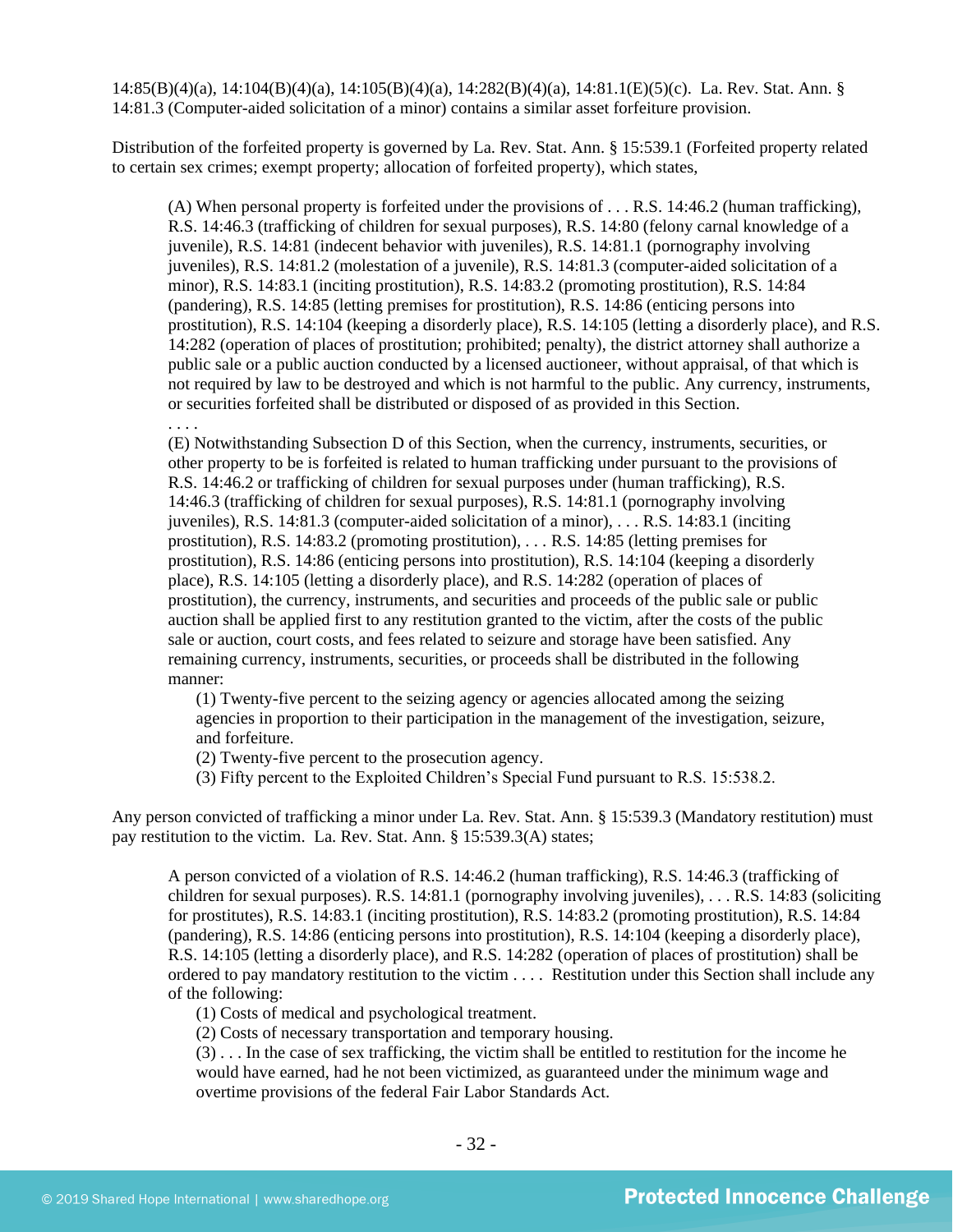14:85(B)(4)(a), 14:104(B)(4)(a), 14:105(B)(4)(a), 14:282(B)(4)(a), 14:81.1(E)(5)(c). La. Rev. Stat. Ann. § 14:81.3 (Computer-aided solicitation of a minor) contains a similar asset forfeiture provision.

Distribution of the forfeited property is governed by La. Rev. Stat. Ann. § 15:539.1 (Forfeited property related to certain sex crimes; exempt property; allocation of forfeited property), which states,

> (A) When personal property is forfeited under the provisions of . . . R.S. 14:46.2 (human trafficking), R.S. 14:46.3 (trafficking of children for sexual purposes), R.S. 14:80 (felony carnal knowledge of a juvenile), R.S. 14:81 (indecent behavior with juveniles), R.S. 14:81.1 (pornography involving juveniles), R.S. 14:81.2 (molestation of a juvenile), R.S. 14:81.3 (computer-aided solicitation of a minor), R.S. 14:83.1 (inciting prostitution), R.S. 14:83.2 (promoting prostitution), R.S. 14:84 (pandering), R.S. 14:85 (letting premises for prostitution), R.S. 14:86 (enticing persons into prostitution), R.S. 14:104 (keeping a disorderly place), R.S. 14:105 (letting a disorderly place), and R.S. 14:282 (operation of places of prostitution; prohibited; penalty), the district attorney shall authorize a public sale or a public auction conducted by a licensed auctioneer, without appraisal, of that which is not required by law to be destroyed and which is not harmful to the public. Any currency, instruments, or securities forfeited shall be distributed or disposed of as provided in this Section.
> . . . .
> (E) Notwithstanding Subsection D of this Section, when the currency, instruments, securities, or other property to be is forfeited is related to human trafficking under pursuant to the provisions of R.S. 14:46.2 or trafficking of children for sexual purposes under (human trafficking), R.S. 14:46.3 (trafficking of children for sexual purposes), R.S. 14:81.1 (pornography involving juveniles), R.S. 14:81.3 (computer-aided solicitation of a minor), . . . R.S. 14:83.1 (inciting prostitution), R.S. 14:83.2 (promoting prostitution), . . . R.S. 14:85 (letting premises for prostitution), R.S. 14:86 (enticing persons into prostitution), R.S. 14:104 (keeping a disorderly place), R.S. 14:105 (letting a disorderly place), and R.S. 14:282 (operation of places of prostitution), the currency, instruments, and securities and proceeds of the public sale or public auction shall be applied first to any restitution granted to the victim, after the costs of the public sale or auction, court costs, and fees related to seizure and storage have been satisfied. Any remaining currency, instruments, securities, or proceeds shall be distributed in the following manner:
>
> (1) Twenty-five percent to the seizing agency or agencies allocated among the seizing agencies in proportion to their participation in the management of the investigation, seizure, and forfeiture.
> (2) Twenty-five percent to the prosecution agency.
> (3) Fifty percent to the Exploited Children's Special Fund pursuant to R.S. 15:538.2.

Any person convicted of trafficking a minor under La. Rev. Stat. Ann. § 15:539.3 (Mandatory restitution) must pay restitution to the victim. La. Rev. Stat. Ann. § 15:539.3(A) states;

> A person convicted of a violation of R.S. 14:46.2 (human trafficking), R.S. 14:46.3 (trafficking of children for sexual purposes). R.S. 14:81.1 (pornography involving juveniles), . . . R.S. 14:83 (soliciting for prostitutes), R.S. 14:83.1 (inciting prostitution), R.S. 14:83.2 (promoting prostitution), R.S. 14:84 (pandering), R.S. 14:86 (enticing persons into prostitution), R.S. 14:104 (keeping a disorderly place), R.S. 14:105 (letting a disorderly place), and R.S. 14:282 (operation of places of prostitution) shall be ordered to pay mandatory restitution to the victim . . . . Restitution under this Section shall include any of the following:
>
> (1) Costs of medical and psychological treatment.
> (2) Costs of necessary transportation and temporary housing.
> (3) . . . In the case of sex trafficking, the victim shall be entitled to restitution for the income he would have earned, had he not been victimized, as guaranteed under the minimum wage and overtime provisions of the federal Fair Labor Standards Act.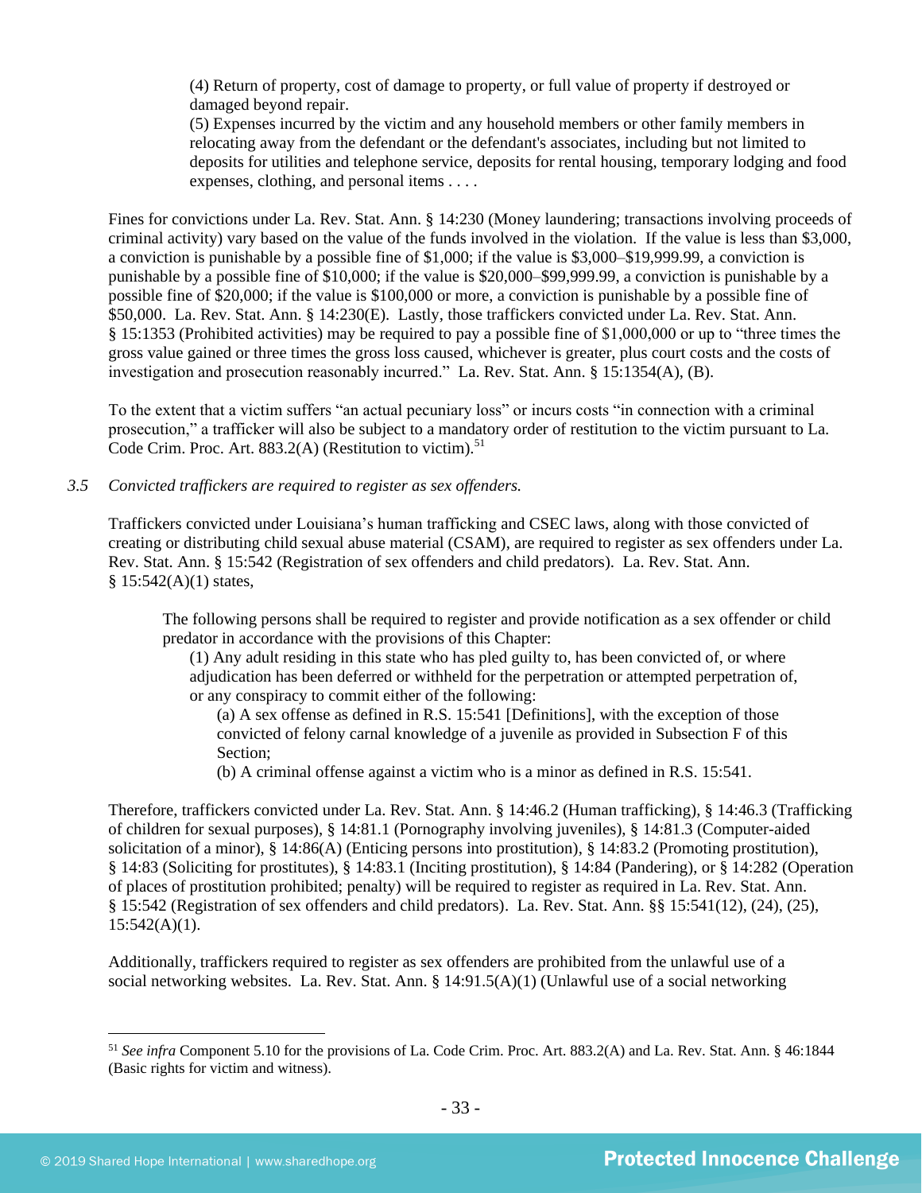> (4) Return of property, cost of damage to property, or full value of property if destroyed or damaged beyond repair.
> (5) Expenses incurred by the victim and any household members or other family members in relocating away from the defendant or the defendant's associates, including but not limited to deposits for utilities and telephone service, deposits for rental housing, temporary lodging and food expenses, clothing, and personal items . . . .

Fines for convictions under La. Rev. Stat. Ann. § 14:230 (Money laundering; transactions involving proceeds of criminal activity) vary based on the value of the funds involved in the violation. If the value is less than $3,000, a conviction is punishable by a possible fine of $1,000; if the value is $3,000–$19,999.99, a conviction is punishable by a possible fine of $10,000; if the value is $20,000–$99,999.99, a conviction is punishable by a possible fine of $20,000; if the value is $100,000 or more, a conviction is punishable by a possible fine of $50,000. La. Rev. Stat. Ann. § 14:230(E). Lastly, those traffickers convicted under La. Rev. Stat. Ann. § 15:1353 (Prohibited activities) may be required to pay a possible fine of $1,000,000 or up to "three times the gross value gained or three times the gross loss caused, whichever is greater, plus court costs and the costs of investigation and prosecution reasonably incurred." La. Rev. Stat. Ann. § 15:1354(A), (B).

To the extent that a victim suffers "an actual pecuniary loss" or incurs costs "in connection with a criminal prosecution," a trafficker will also be subject to a mandatory order of restitution to the victim pursuant to La. Code Crim. Proc. Art. 883.2(A) (Restitution to victim).[51]

*3.5 Convicted traffickers are required to register as sex offenders.*

Traffickers convicted under Louisiana's human trafficking and CSEC laws, along with those convicted of creating or distributing child sexual abuse material (CSAM), are required to register as sex offenders under La. Rev. Stat. Ann. § 15:542 (Registration of sex offenders and child predators). La. Rev. Stat. Ann. § 15:542(A)(1) states,

> The following persons shall be required to register and provide notification as a sex offender or child predator in accordance with the provisions of this Chapter:
> (1) Any adult residing in this state who has pled guilty to, has been convicted of, or where adjudication has been deferred or withheld for the perpetration or attempted perpetration of, or any conspiracy to commit either of the following:
> (a) A sex offense as defined in R.S. 15:541 [Definitions], with the exception of those convicted of felony carnal knowledge of a juvenile as provided in Subsection F of this Section;
> (b) A criminal offense against a victim who is a minor as defined in R.S. 15:541.

Therefore, traffickers convicted under La. Rev. Stat. Ann. § 14:46.2 (Human trafficking), § 14:46.3 (Trafficking of children for sexual purposes), § 14:81.1 (Pornography involving juveniles), § 14:81.3 (Computer-aided solicitation of a minor), § 14:86(A) (Enticing persons into prostitution), § 14:83.2 (Promoting prostitution), § 14:83 (Soliciting for prostitutes), § 14:83.1 (Inciting prostitution), § 14:84 (Pandering), or § 14:282 (Operation of places of prostitution prohibited; penalty) will be required to register as required in La. Rev. Stat. Ann. § 15:542 (Registration of sex offenders and child predators). La. Rev. Stat. Ann. §§ 15:541(12), (24), (25), 15:542(A)(1).

Additionally, traffickers required to register as sex offenders are prohibited from the unlawful use of a social networking websites. La. Rev. Stat. Ann. § 14:91.5(A)(1) (Unlawful use of a social networking

[51] *See infra* Component 5.10 for the provisions of La. Code Crim. Proc. Art. 883.2(A) and La. Rev. Stat. Ann. § 46:1844 (Basic rights for victim and witness).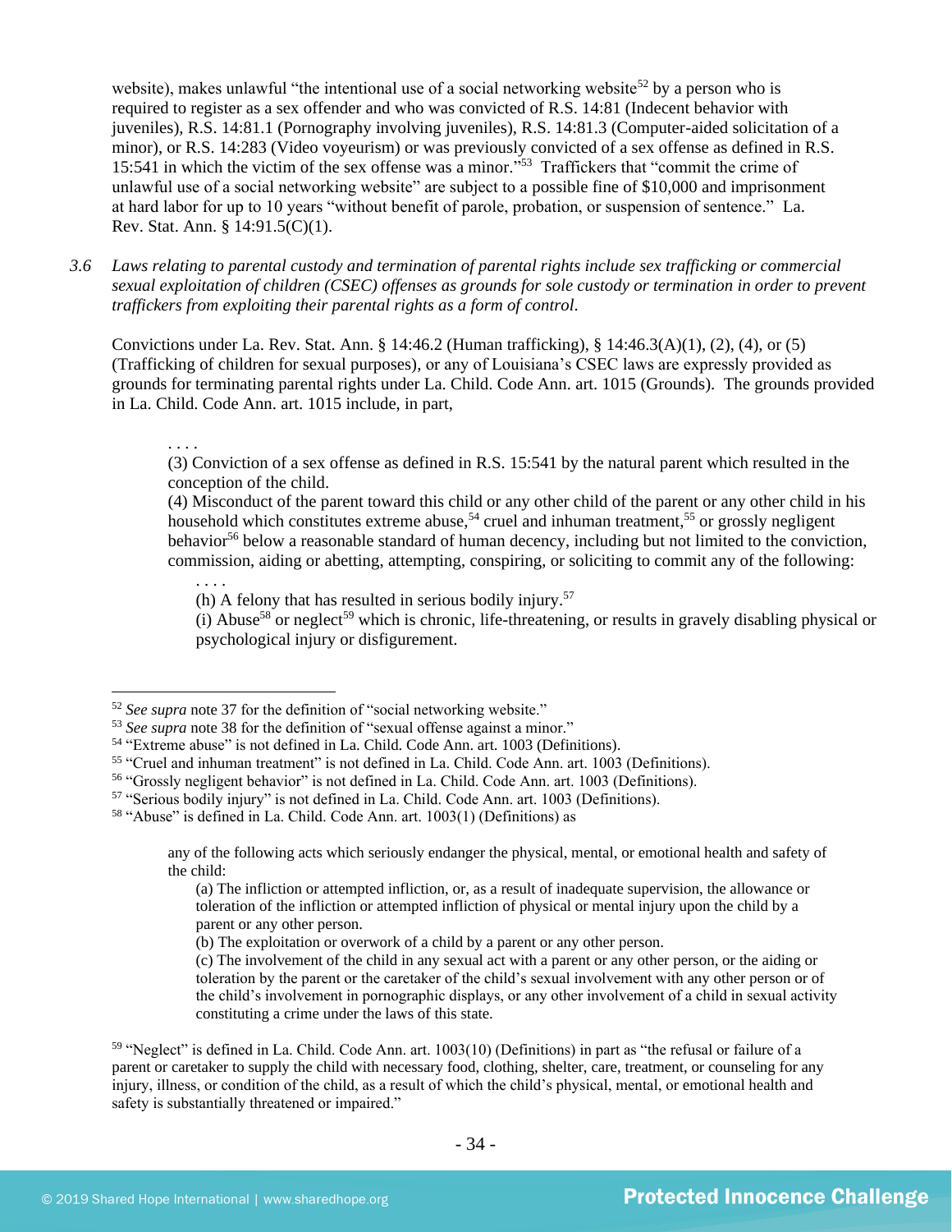website), makes unlawful "the intentional use of a social networking website[52] by a person who is required to register as a sex offender and who was convicted of R.S. 14:81 (Indecent behavior with juveniles), R.S. 14:81.1 (Pornography involving juveniles), R.S. 14:81.3 (Computer-aided solicitation of a minor), or R.S. 14:283 (Video voyeurism) or was previously convicted of a sex offense as defined in R.S. 15:541 in which the victim of the sex offense was a minor."[53] Traffickers that "commit the crime of unlawful use of a social networking website" are subject to a possible fine of $10,000 and imprisonment at hard labor for up to 10 years "without benefit of parole, probation, or suspension of sentence." La. Rev. Stat. Ann. § 14:91.5(C)(1).

*3.6 Laws relating to parental custody and termination of parental rights include sex trafficking or commercial sexual exploitation of children (CSEC) offenses as grounds for sole custody or termination in order to prevent traffickers from exploiting their parental rights as a form of control.*

Convictions under La. Rev. Stat. Ann. § 14:46.2 (Human trafficking), § 14:46.3(A)(1), (2), (4), or (5) (Trafficking of children for sexual purposes), or any of Louisiana's CSEC laws are expressly provided as grounds for terminating parental rights under La. Child. Code Ann. art. 1015 (Grounds). The grounds provided in La. Child. Code Ann. art. 1015 include, in part,

> . . . .
> (3) Conviction of a sex offense as defined in R.S. 15:541 by the natural parent which resulted in the conception of the child.
> (4) Misconduct of the parent toward this child or any other child of the parent or any other child in his household which constitutes extreme abuse,[54] cruel and inhuman treatment,[55] or grossly negligent behavior[56] below a reasonable standard of human decency, including but not limited to the conviction, commission, aiding or abetting, attempting, conspiring, or soliciting to commit any of the following:
>
> > . . . .
> > (h) A felony that has resulted in serious bodily injury.[57]
> > (i) Abuse[58] or neglect[59] which is chronic, life-threatening, or results in gravely disabling physical or psychological injury or disfigurement.

---

[52] *See supra* note 37 for the definition of "social networking website."

[53] *See supra* note 38 for the definition of "sexual offense against a minor."

[54] "Extreme abuse" is not defined in La. Child. Code Ann. art. 1003 (Definitions).

[55] "Cruel and inhuman treatment" is not defined in La. Child. Code Ann. art. 1003 (Definitions).

[56] "Grossly negligent behavior" is not defined in La. Child. Code Ann. art. 1003 (Definitions).

[57] "Serious bodily injury" is not defined in La. Child. Code Ann. art. 1003 (Definitions).

[58] "Abuse" is defined in La. Child. Code Ann. art. 1003(1) (Definitions) as

> any of the following acts which seriously endanger the physical, mental, or emotional health and safety of the child:
>
> > (a) The infliction or attempted infliction, or, as a result of inadequate supervision, the allowance or toleration of the infliction or attempted infliction of physical or mental injury upon the child by a parent or any other person.
> > (b) The exploitation or overwork of a child by a parent or any other person.
> > (c) The involvement of the child in any sexual act with a parent or any other person, or the aiding or toleration by the parent or the caretaker of the child's sexual involvement with any other person or of the child's involvement in pornographic displays, or any other involvement of a child in sexual activity constituting a crime under the laws of this state.

[59] "Neglect" is defined in La. Child. Code Ann. art. 1003(10) (Definitions) in part as "the refusal or failure of a parent or caretaker to supply the child with necessary food, clothing, shelter, care, treatment, or counseling for any injury, illness, or condition of the child, as a result of which the child's physical, mental, or emotional health and safety is substantially threatened or impaired."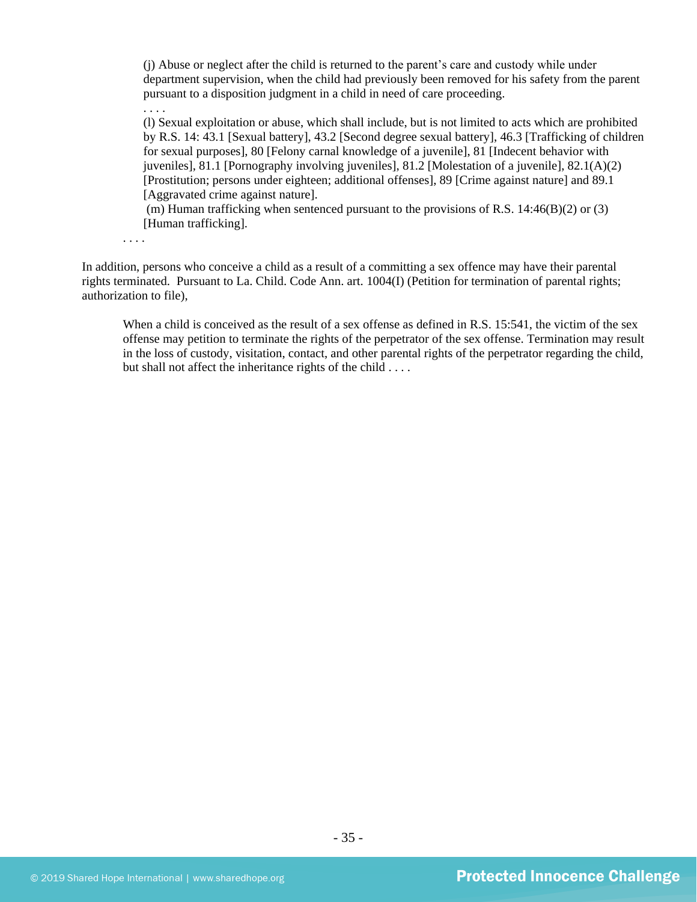> (j) Abuse or neglect after the child is returned to the parent's care and custody while under department supervision, when the child had previously been removed for his safety from the parent pursuant to a disposition judgment in a child in need of care proceeding.
>
> . . . .
>
> (l) Sexual exploitation or abuse, which shall include, but is not limited to acts which are prohibited by R.S. 14: 43.1 [Sexual battery], 43.2 [Second degree sexual battery], 46.3 [Trafficking of children for sexual purposes], 80 [Felony carnal knowledge of a juvenile], 81 [Indecent behavior with juveniles], 81.1 [Pornography involving juveniles], 81.2 [Molestation of a juvenile], 82.1(A)(2) [Prostitution; persons under eighteen; additional offenses], 89 [Crime against nature] and 89.1 [Aggravated crime against nature].
>
> (m) Human trafficking when sentenced pursuant to the provisions of R.S. 14:46(B)(2) or (3) [Human trafficking].
>
> . . . .

In addition, persons who conceive a child as a result of a committing a sex offence may have their parental rights terminated. Pursuant to La. Child. Code Ann. art. 1004(I) (Petition for termination of parental rights; authorization to file),

> When a child is conceived as the result of a sex offense as defined in R.S. 15:541, the victim of the sex offense may petition to terminate the rights of the perpetrator of the sex offense. Termination may result in the loss of custody, visitation, contact, and other parental rights of the perpetrator regarding the child, but shall not affect the inheritance rights of the child . . . .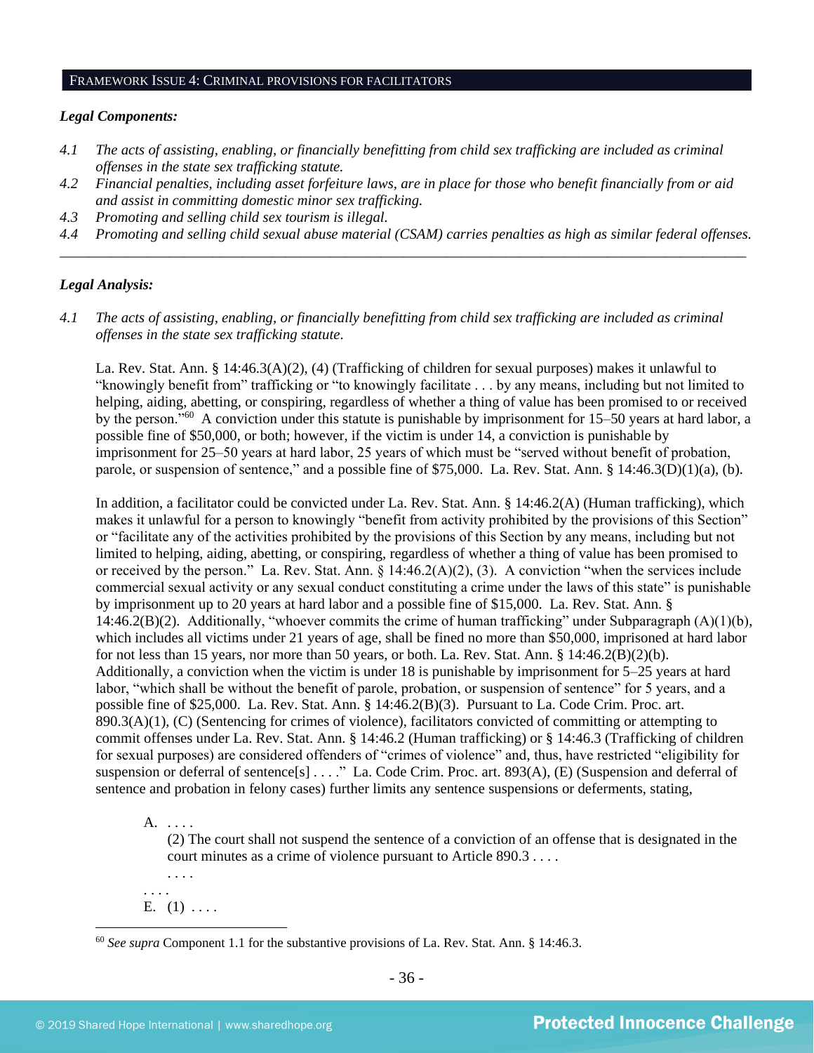## FRAMEWORK ISSUE 4: CRIMINAL PROVISIONS FOR FACILITATORS

***Legal Components:***

*4.1 The acts of assisting, enabling, or financially benefitting from child sex trafficking are included as criminal offenses in the state sex trafficking statute.*

*4.2 Financial penalties, including asset forfeiture laws, are in place for those who benefit financially from or aid and assist in committing domestic minor sex trafficking.*

*4.3 Promoting and selling child sex tourism is illegal.*

*4.4 Promoting and selling child sexual abuse material (CSAM) carries penalties as high as similar federal offenses.*

---

***Legal Analysis:***

*4.1 The acts of assisting, enabling, or financially benefitting from child sex trafficking are included as criminal offenses in the state sex trafficking statute.*

La. Rev. Stat. Ann. § 14:46.3(A)(2), (4) (Trafficking of children for sexual purposes) makes it unlawful to "knowingly benefit from" trafficking or "to knowingly facilitate . . . by any means, including but not limited to helping, aiding, abetting, or conspiring, regardless of whether a thing of value has been promised to or received by the person."[60] A conviction under this statute is punishable by imprisonment for 15–50 years at hard labor, a possible fine of $50,000, or both; however, if the victim is under 14, a conviction is punishable by imprisonment for 25–50 years at hard labor, 25 years of which must be "served without benefit of probation, parole, or suspension of sentence," and a possible fine of $75,000. La. Rev. Stat. Ann. § 14:46.3(D)(1)(a), (b).

In addition, a facilitator could be convicted under La. Rev. Stat. Ann. § 14:46.2(A) (Human trafficking), which makes it unlawful for a person to knowingly "benefit from activity prohibited by the provisions of this Section" or "facilitate any of the activities prohibited by the provisions of this Section by any means, including but not limited to helping, aiding, abetting, or conspiring, regardless of whether a thing of value has been promised to or received by the person." La. Rev. Stat. Ann. § 14:46.2(A)(2), (3). A conviction "when the services include commercial sexual activity or any sexual conduct constituting a crime under the laws of this state" is punishable by imprisonment up to 20 years at hard labor and a possible fine of $15,000. La. Rev. Stat. Ann. § 14:46.2(B)(2). Additionally, "whoever commits the crime of human trafficking" under Subparagraph (A)(1)(b), which includes all victims under 21 years of age, shall be fined no more than $50,000, imprisoned at hard labor for not less than 15 years, nor more than 50 years, or both. La. Rev. Stat. Ann. § 14:46.2(B)(2)(b). Additionally, a conviction when the victim is under 18 is punishable by imprisonment for 5–25 years at hard labor, "which shall be without the benefit of parole, probation, or suspension of sentence" for 5 years, and a possible fine of $25,000. La. Rev. Stat. Ann. § 14:46.2(B)(3). Pursuant to La. Code Crim. Proc. art. 890.3(A)(1), (C) (Sentencing for crimes of violence), facilitators convicted of committing or attempting to commit offenses under La. Rev. Stat. Ann. § 14:46.2 (Human trafficking) or § 14:46.3 (Trafficking of children for sexual purposes) are considered offenders of "crimes of violence" and, thus, have restricted "eligibility for suspension or deferral of sentence[s] . . . ." La. Code Crim. Proc. art. 893(A), (E) (Suspension and deferral of sentence and probation in felony cases) further limits any sentence suspensions or deferments, stating,

> A. . . . .
>
> (2) The court shall not suspend the sentence of a conviction of an offense that is designated in the court minutes as a crime of violence pursuant to Article 890.3 . . . .
>
> . . . .
>
> . . . .
>
> E. (1) . . . .

---

[60] *See supra* Component 1.1 for the substantive provisions of La. Rev. Stat. Ann. § 14:46.3.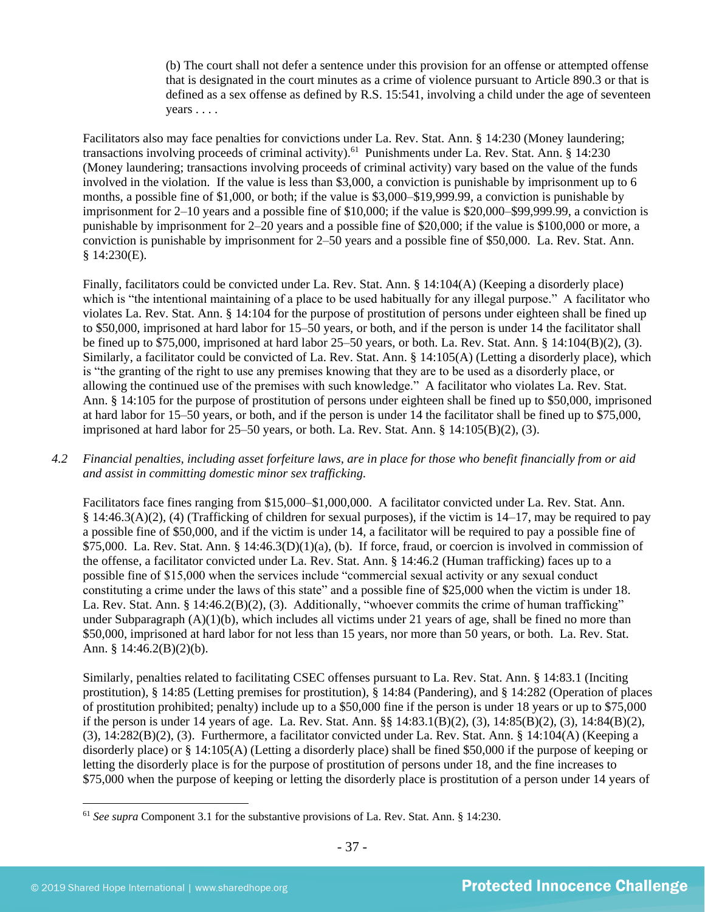> (b) The court shall not defer a sentence under this provision for an offense or attempted offense that is designated in the court minutes as a crime of violence pursuant to Article 890.3 or that is defined as a sex offense as defined by R.S. 15:541, involving a child under the age of seventeen years . . . .

Facilitators also may face penalties for convictions under La. Rev. Stat. Ann. § 14:230 (Money laundering; transactions involving proceeds of criminal activity).[61] Punishments under La. Rev. Stat. Ann. § 14:230 (Money laundering; transactions involving proceeds of criminal activity) vary based on the value of the funds involved in the violation. If the value is less than $3,000, a conviction is punishable by imprisonment up to 6 months, a possible fine of $1,000, or both; if the value is $3,000–$19,999.99, a conviction is punishable by imprisonment for 2–10 years and a possible fine of $10,000; if the value is $20,000–$99,999.99, a conviction is punishable by imprisonment for 2–20 years and a possible fine of $20,000; if the value is $100,000 or more, a conviction is punishable by imprisonment for 2–50 years and a possible fine of $50,000. La. Rev. Stat. Ann. § 14:230(E).

Finally, facilitators could be convicted under La. Rev. Stat. Ann. § 14:104(A) (Keeping a disorderly place) which is "the intentional maintaining of a place to be used habitually for any illegal purpose." A facilitator who violates La. Rev. Stat. Ann. § 14:104 for the purpose of prostitution of persons under eighteen shall be fined up to $50,000, imprisoned at hard labor for 15–50 years, or both, and if the person is under 14 the facilitator shall be fined up to $75,000, imprisoned at hard labor 25–50 years, or both. La. Rev. Stat. Ann. § 14:104(B)(2), (3). Similarly, a facilitator could be convicted of La. Rev. Stat. Ann. § 14:105(A) (Letting a disorderly place), which is "the granting of the right to use any premises knowing that they are to be used as a disorderly place, or allowing the continued use of the premises with such knowledge." A facilitator who violates La. Rev. Stat. Ann. § 14:105 for the purpose of prostitution of persons under eighteen shall be fined up to $50,000, imprisoned at hard labor for 15–50 years, or both, and if the person is under 14 the facilitator shall be fined up to $75,000, imprisoned at hard labor for 25–50 years, or both. La. Rev. Stat. Ann. § 14:105(B)(2), (3).

*4.2 Financial penalties, including asset forfeiture laws, are in place for those who benefit financially from or aid and assist in committing domestic minor sex trafficking.*

Facilitators face fines ranging from $15,000–$1,000,000. A facilitator convicted under La. Rev. Stat. Ann. § 14:46.3(A)(2), (4) (Trafficking of children for sexual purposes), if the victim is 14–17, may be required to pay a possible fine of $50,000, and if the victim is under 14, a facilitator will be required to pay a possible fine of $75,000. La. Rev. Stat. Ann. § 14:46.3(D)(1)(a), (b). If force, fraud, or coercion is involved in commission of the offense, a facilitator convicted under La. Rev. Stat. Ann. § 14:46.2 (Human trafficking) faces up to a possible fine of $15,000 when the services include "commercial sexual activity or any sexual conduct constituting a crime under the laws of this state" and a possible fine of $25,000 when the victim is under 18. La. Rev. Stat. Ann. § 14:46.2(B)(2), (3). Additionally, "whoever commits the crime of human trafficking" under Subparagraph (A)(1)(b), which includes all victims under 21 years of age, shall be fined no more than $50,000, imprisoned at hard labor for not less than 15 years, nor more than 50 years, or both. La. Rev. Stat. Ann. § 14:46.2(B)(2)(b).

Similarly, penalties related to facilitating CSEC offenses pursuant to La. Rev. Stat. Ann. § 14:83.1 (Inciting prostitution), § 14:85 (Letting premises for prostitution), § 14:84 (Pandering), and § 14:282 (Operation of places of prostitution prohibited; penalty) include up to a $50,000 fine if the person is under 18 years or up to $75,000 if the person is under 14 years of age. La. Rev. Stat. Ann. §§ 14:83.1(B)(2), (3), 14:85(B)(2), (3), 14:84(B)(2), (3), 14:282(B)(2), (3). Furthermore, a facilitator convicted under La. Rev. Stat. Ann. § 14:104(A) (Keeping a disorderly place) or § 14:105(A) (Letting a disorderly place) shall be fined $50,000 if the purpose of keeping or letting the disorderly place is for the purpose of prostitution of persons under 18, and the fine increases to $75,000 when the purpose of keeping or letting the disorderly place is prostitution of a person under 14 years of

---

[61] *See supra* Component 3.1 for the substantive provisions of La. Rev. Stat. Ann. § 14:230.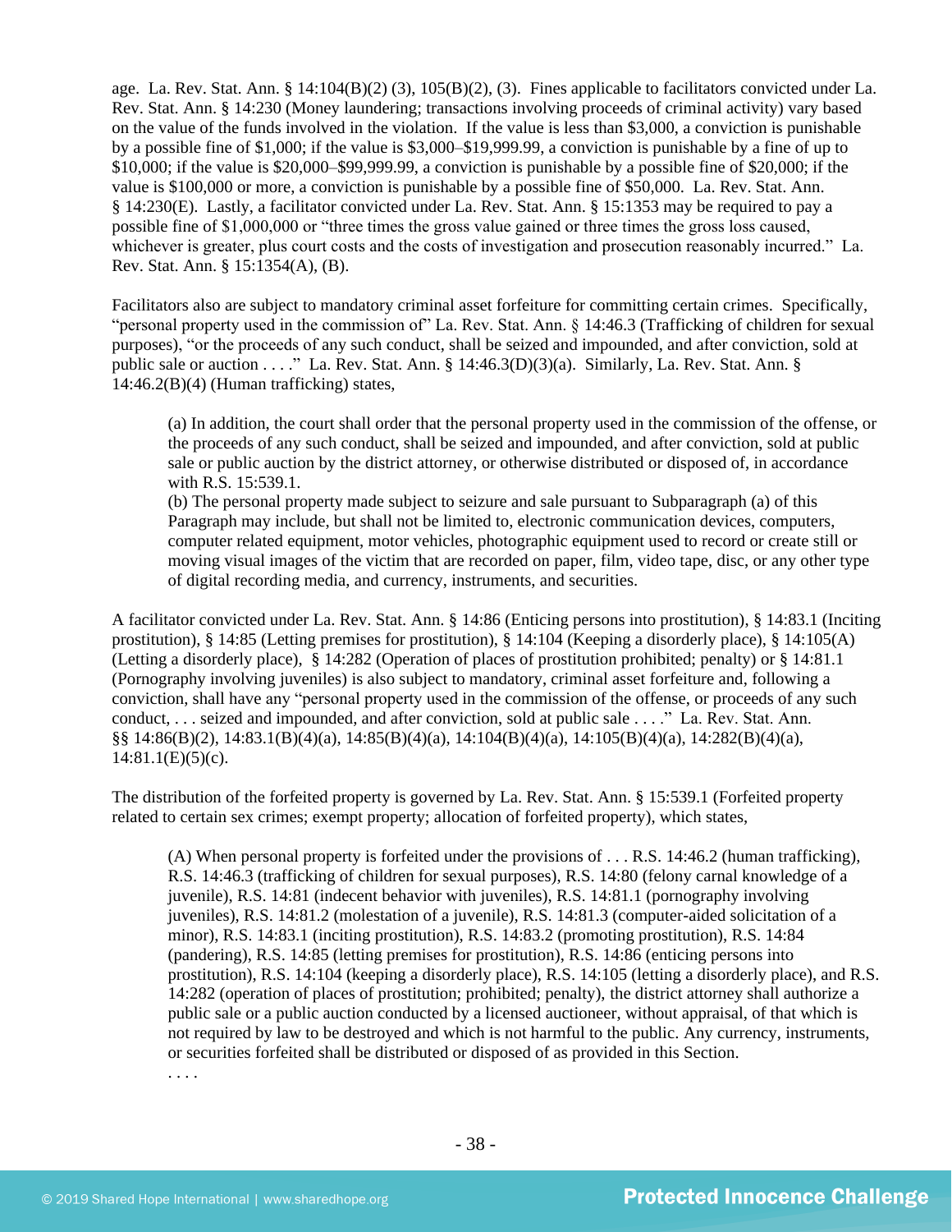age. La. Rev. Stat. Ann. § 14:104(B)(2) (3), 105(B)(2), (3). Fines applicable to facilitators convicted under La. Rev. Stat. Ann. § 14:230 (Money laundering; transactions involving proceeds of criminal activity) vary based on the value of the funds involved in the violation. If the value is less than $3,000, a conviction is punishable by a possible fine of $1,000; if the value is $3,000–$19,999.99, a conviction is punishable by a fine of up to $10,000; if the value is $20,000–$99,999.99, a conviction is punishable by a possible fine of $20,000; if the value is $100,000 or more, a conviction is punishable by a possible fine of $50,000. La. Rev. Stat. Ann. § 14:230(E). Lastly, a facilitator convicted under La. Rev. Stat. Ann. § 15:1353 may be required to pay a possible fine of $1,000,000 or "three times the gross value gained or three times the gross loss caused, whichever is greater, plus court costs and the costs of investigation and prosecution reasonably incurred." La. Rev. Stat. Ann. § 15:1354(A), (B).

Facilitators also are subject to mandatory criminal asset forfeiture for committing certain crimes. Specifically, "personal property used in the commission of" La. Rev. Stat. Ann. § 14:46.3 (Trafficking of children for sexual purposes), "or the proceeds of any such conduct, shall be seized and impounded, and after conviction, sold at public sale or auction . . . ." La. Rev. Stat. Ann. § 14:46.3(D)(3)(a). Similarly, La. Rev. Stat. Ann. § 14:46.2(B)(4) (Human trafficking) states,

> (a) In addition, the court shall order that the personal property used in the commission of the offense, or the proceeds of any such conduct, shall be seized and impounded, and after conviction, sold at public sale or public auction by the district attorney, or otherwise distributed or disposed of, in accordance with R.S. 15:539.1.
> (b) The personal property made subject to seizure and sale pursuant to Subparagraph (a) of this Paragraph may include, but shall not be limited to, electronic communication devices, computers, computer related equipment, motor vehicles, photographic equipment used to record or create still or moving visual images of the victim that are recorded on paper, film, video tape, disc, or any other type of digital recording media, and currency, instruments, and securities.

A facilitator convicted under La. Rev. Stat. Ann. § 14:86 (Enticing persons into prostitution), § 14:83.1 (Inciting prostitution), § 14:85 (Letting premises for prostitution), § 14:104 (Keeping a disorderly place), § 14:105(A) (Letting a disorderly place), § 14:282 (Operation of places of prostitution prohibited; penalty) or § 14:81.1 (Pornography involving juveniles) is also subject to mandatory, criminal asset forfeiture and, following a conviction, shall have any "personal property used in the commission of the offense, or proceeds of any such conduct, . . . seized and impounded, and after conviction, sold at public sale . . . ." La. Rev. Stat. Ann. §§ 14:86(B)(2), 14:83.1(B)(4)(a), 14:85(B)(4)(a), 14:104(B)(4)(a), 14:105(B)(4)(a), 14:282(B)(4)(a), 14:81.1(E)(5)(c).

The distribution of the forfeited property is governed by La. Rev. Stat. Ann. § 15:539.1 (Forfeited property related to certain sex crimes; exempt property; allocation of forfeited property), which states,

> (A) When personal property is forfeited under the provisions of . . . R.S. 14:46.2 (human trafficking), R.S. 14:46.3 (trafficking of children for sexual purposes), R.S. 14:80 (felony carnal knowledge of a juvenile), R.S. 14:81 (indecent behavior with juveniles), R.S. 14:81.1 (pornography involving juveniles), R.S. 14:81.2 (molestation of a juvenile), R.S. 14:81.3 (computer-aided solicitation of a minor), R.S. 14:83.1 (inciting prostitution), R.S. 14:83.2 (promoting prostitution), R.S. 14:84 (pandering), R.S. 14:85 (letting premises for prostitution), R.S. 14:86 (enticing persons into prostitution), R.S. 14:104 (keeping a disorderly place), R.S. 14:105 (letting a disorderly place), and R.S. 14:282 (operation of places of prostitution; prohibited; penalty), the district attorney shall authorize a public sale or a public auction conducted by a licensed auctioneer, without appraisal, of that which is not required by law to be destroyed and which is not harmful to the public. Any currency, instruments, or securities forfeited shall be distributed or disposed of as provided in this Section.
> . . . .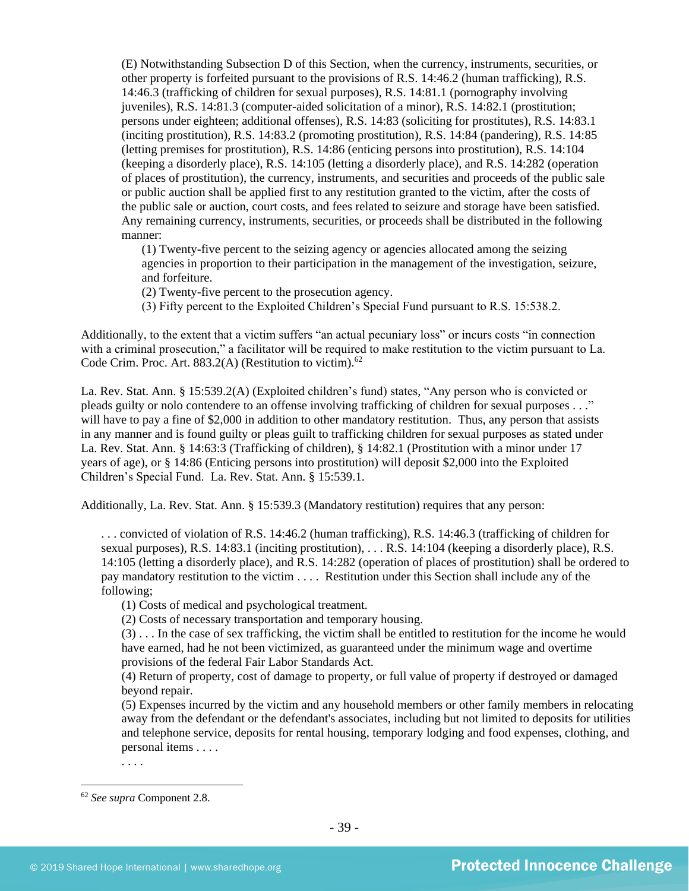> (E) Notwithstanding Subsection D of this Section, when the currency, instruments, securities, or other property is forfeited pursuant to the provisions of R.S. 14:46.2 (human trafficking), R.S. 14:46.3 (trafficking of children for sexual purposes), R.S. 14:81.1 (pornography involving juveniles), R.S. 14:81.3 (computer-aided solicitation of a minor), R.S. 14:82.1 (prostitution; persons under eighteen; additional offenses), R.S. 14:83 (soliciting for prostitutes), R.S. 14:83.1 (inciting prostitution), R.S. 14:83.2 (promoting prostitution), R.S. 14:84 (pandering), R.S. 14:85 (letting premises for prostitution), R.S. 14:86 (enticing persons into prostitution), R.S. 14:104 (keeping a disorderly place), R.S. 14:105 (letting a disorderly place), and R.S. 14:282 (operation of places of prostitution), the currency, instruments, and securities and proceeds of the public sale or public auction shall be applied first to any restitution granted to the victim, after the costs of the public sale or auction, court costs, and fees related to seizure and storage have been satisfied. Any remaining currency, instruments, securities, or proceeds shall be distributed in the following manner:
>
> (1) Twenty-five percent to the seizing agency or agencies allocated among the seizing agencies in proportion to their participation in the management of the investigation, seizure, and forfeiture.
>
> (2) Twenty-five percent to the prosecution agency.
>
> (3) Fifty percent to the Exploited Children's Special Fund pursuant to R.S. 15:538.2.

Additionally, to the extent that a victim suffers "an actual pecuniary loss" or incurs costs "in connection with a criminal prosecution," a facilitator will be required to make restitution to the victim pursuant to La. Code Crim. Proc. Art. 883.2(A) (Restitution to victim).[62]

La. Rev. Stat. Ann. § 15:539.2(A) (Exploited children's fund) states, "Any person who is convicted or pleads guilty or nolo contendere to an offense involving trafficking of children for sexual purposes . . ." will have to pay a fine of $2,000 in addition to other mandatory restitution. Thus, any person that assists in any manner and is found guilty or pleas guilt to trafficking children for sexual purposes as stated under La. Rev. Stat. Ann. § 14:63:3 (Trafficking of children), § 14:82.1 (Prostitution with a minor under 17 years of age), or § 14:86 (Enticing persons into prostitution) will deposit $2,000 into the Exploited Children's Special Fund. La. Rev. Stat. Ann. § 15:539.1.

Additionally, La. Rev. Stat. Ann. § 15:539.3 (Mandatory restitution) requires that any person:

> . . . convicted of violation of R.S. 14:46.2 (human trafficking), R.S. 14:46.3 (trafficking of children for sexual purposes), R.S. 14:83.1 (inciting prostitution), . . . R.S. 14:104 (keeping a disorderly place), R.S. 14:105 (letting a disorderly place), and R.S. 14:282 (operation of places of prostitution) shall be ordered to pay mandatory restitution to the victim . . . . Restitution under this Section shall include any of the following;
>
> (1) Costs of medical and psychological treatment.
>
> (2) Costs of necessary transportation and temporary housing.
>
> (3) . . . In the case of sex trafficking, the victim shall be entitled to restitution for the income he would have earned, had he not been victimized, as guaranteed under the minimum wage and overtime provisions of the federal Fair Labor Standards Act.
>
> (4) Return of property, cost of damage to property, or full value of property if destroyed or damaged beyond repair.
>
> (5) Expenses incurred by the victim and any household members or other family members in relocating away from the defendant or the defendant's associates, including but not limited to deposits for utilities and telephone service, deposits for rental housing, temporary lodging and food expenses, clothing, and personal items . . . .
>
> . . . .

[62] *See supra* Component 2.8.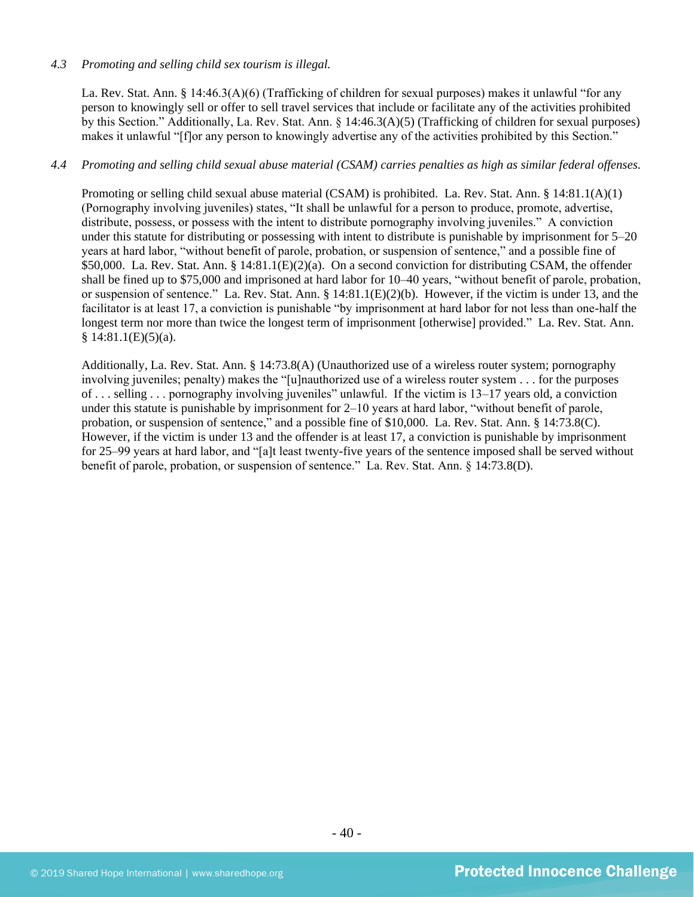*4.3 Promoting and selling child sex tourism is illegal.*

La. Rev. Stat. Ann. § 14:46.3(A)(6) (Trafficking of children for sexual purposes) makes it unlawful "for any person to knowingly sell or offer to sell travel services that include or facilitate any of the activities prohibited by this Section." Additionally, La. Rev. Stat. Ann. § 14:46.3(A)(5) (Trafficking of children for sexual purposes) makes it unlawful "[f]or any person to knowingly advertise any of the activities prohibited by this Section."

*4.4 Promoting and selling child sexual abuse material (CSAM) carries penalties as high as similar federal offenses.*

Promoting or selling child sexual abuse material (CSAM) is prohibited. La. Rev. Stat. Ann. § 14:81.1(A)(1) (Pornography involving juveniles) states, "It shall be unlawful for a person to produce, promote, advertise, distribute, possess, or possess with the intent to distribute pornography involving juveniles." A conviction under this statute for distributing or possessing with intent to distribute is punishable by imprisonment for 5–20 years at hard labor, "without benefit of parole, probation, or suspension of sentence," and a possible fine of $50,000. La. Rev. Stat. Ann. § 14:81.1(E)(2)(a). On a second conviction for distributing CSAM, the offender shall be fined up to $75,000 and imprisoned at hard labor for 10–40 years, "without benefit of parole, probation, or suspension of sentence." La. Rev. Stat. Ann. § 14:81.1(E)(2)(b). However, if the victim is under 13, and the facilitator is at least 17, a conviction is punishable "by imprisonment at hard labor for not less than one-half the longest term nor more than twice the longest term of imprisonment [otherwise] provided." La. Rev. Stat. Ann. § 14:81.1(E)(5)(a).

Additionally, La. Rev. Stat. Ann. § 14:73.8(A) (Unauthorized use of a wireless router system; pornography involving juveniles; penalty) makes the "[u]nauthorized use of a wireless router system . . . for the purposes of . . . selling . . . pornography involving juveniles" unlawful. If the victim is 13–17 years old, a conviction under this statute is punishable by imprisonment for 2–10 years at hard labor, "without benefit of parole, probation, or suspension of sentence," and a possible fine of $10,000. La. Rev. Stat. Ann. § 14:73.8(C). However, if the victim is under 13 and the offender is at least 17, a conviction is punishable by imprisonment for 25–99 years at hard labor, and "[a]t least twenty-five years of the sentence imposed shall be served without benefit of parole, probation, or suspension of sentence." La. Rev. Stat. Ann. § 14:73.8(D).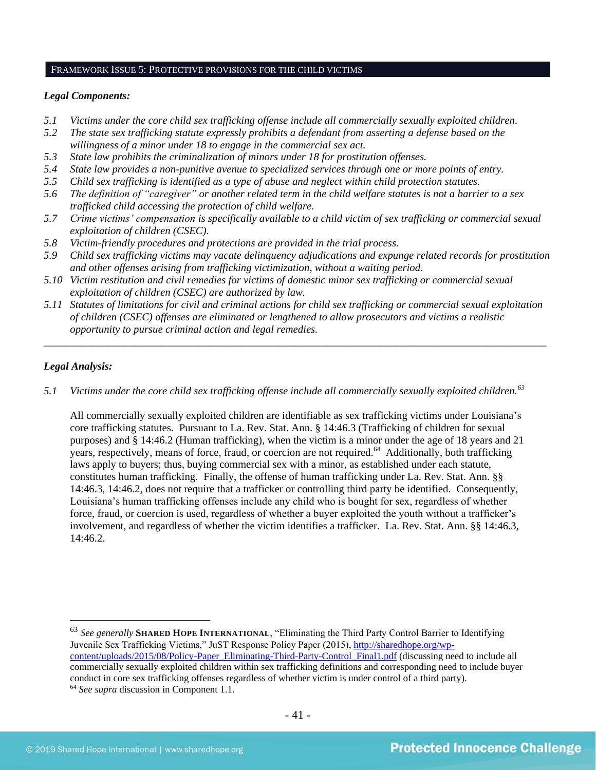## FRAMEWORK ISSUE 5: PROTECTIVE PROVISIONS FOR THE CHILD VICTIMS

***Legal Components:***

5.1 *Victims under the core child sex trafficking offense include all commercially sexually exploited children.*
5.2 *The state sex trafficking statute expressly prohibits a defendant from asserting a defense based on the willingness of a minor under 18 to engage in the commercial sex act.*
5.3 *State law prohibits the criminalization of minors under 18 for prostitution offenses.*
5.4 *State law provides a non-punitive avenue to specialized services through one or more points of entry.*
5.5 *Child sex trafficking is identified as a type of abuse and neglect within child protection statutes.*
5.6 *The definition of "caregiver" or another related term in the child welfare statutes is not a barrier to a sex trafficked child accessing the protection of child welfare.*
5.7 *Crime victims' compensation is specifically available to a child victim of sex trafficking or commercial sexual exploitation of children (CSEC).*
5.8 *Victim-friendly procedures and protections are provided in the trial process.*
5.9 *Child sex trafficking victims may vacate delinquency adjudications and expunge related records for prostitution and other offenses arising from trafficking victimization, without a waiting period.*
5.10 *Victim restitution and civil remedies for victims of domestic minor sex trafficking or commercial sexual exploitation of children (CSEC) are authorized by law.*
5.11 *Statutes of limitations for civil and criminal actions for child sex trafficking or commercial sexual exploitation of children (CSEC) offenses are eliminated or lengthened to allow prosecutors and victims a realistic opportunity to pursue criminal action and legal remedies.*

---

***Legal Analysis:***

5.1 *Victims under the core child sex trafficking offense include all commercially sexually exploited children.*[63]

All commercially sexually exploited children are identifiable as sex trafficking victims under Louisiana's core trafficking statutes. Pursuant to La. Rev. Stat. Ann. § 14:46.3 (Trafficking of children for sexual purposes) and § 14:46.2 (Human trafficking), when the victim is a minor under the age of 18 years and 21 years, respectively, means of force, fraud, or coercion are not required.[64] Additionally, both trafficking laws apply to buyers; thus, buying commercial sex with a minor, as established under each statute, constitutes human trafficking. Finally, the offense of human trafficking under La. Rev. Stat. Ann. §§ 14:46.3, 14:46.2, does not require that a trafficker or controlling third party be identified. Consequently, Louisiana's human trafficking offenses include any child who is bought for sex, regardless of whether force, fraud, or coercion is used, regardless of whether a buyer exploited the youth without a trafficker's involvement, and regardless of whether the victim identifies a trafficker. La. Rev. Stat. Ann. §§ 14:46.3, 14:46.2.

---

[63] *See generally* **SHARED HOPE INTERNATIONAL**, "Eliminating the Third Party Control Barrier to Identifying Juvenile Sex Trafficking Victims," JuST Response Policy Paper (2015), http://sharedhope.org/wp-content/uploads/2015/08/Policy-Paper_Eliminating-Third-Party-Control_Final1.pdf (discussing need to include all commercially sexually exploited children within sex trafficking definitions and corresponding need to include buyer conduct in core sex trafficking offenses regardless of whether victim is under control of a third party).
[64] *See supra* discussion in Component 1.1.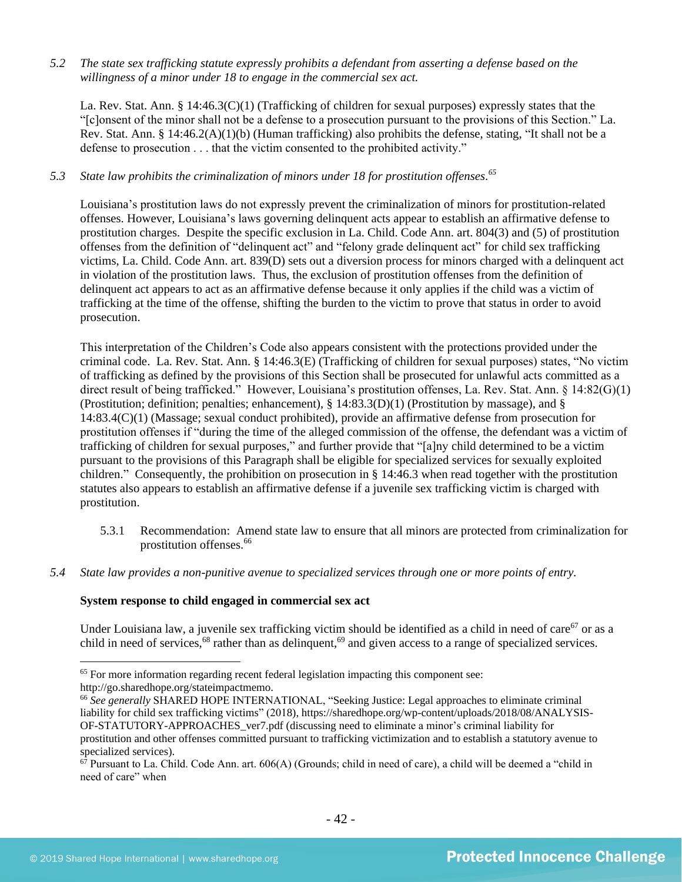*5.2 The state sex trafficking statute expressly prohibits a defendant from asserting a defense based on the willingness of a minor under 18 to engage in the commercial sex act.*

La. Rev. Stat. Ann. § 14:46.3(C)(1) (Trafficking of children for sexual purposes) expressly states that the "[c]onsent of the minor shall not be a defense to a prosecution pursuant to the provisions of this Section." La. Rev. Stat. Ann. § 14:46.2(A)(1)(b) (Human trafficking) also prohibits the defense, stating, "It shall not be a defense to prosecution . . . that the victim consented to the prohibited activity."

*5.3 State law prohibits the criminalization of minors under 18 for prostitution offenses.*[65]

Louisiana's prostitution laws do not expressly prevent the criminalization of minors for prostitution-related offenses. However, Louisiana's laws governing delinquent acts appear to establish an affirmative defense to prostitution charges. Despite the specific exclusion in La. Child. Code Ann. art. 804(3) and (5) of prostitution offenses from the definition of "delinquent act" and "felony grade delinquent act" for child sex trafficking victims, La. Child. Code Ann. art. 839(D) sets out a diversion process for minors charged with a delinquent act in violation of the prostitution laws. Thus, the exclusion of prostitution offenses from the definition of delinquent act appears to act as an affirmative defense because it only applies if the child was a victim of trafficking at the time of the offense, shifting the burden to the victim to prove that status in order to avoid prosecution.

This interpretation of the Children's Code also appears consistent with the protections provided under the criminal code. La. Rev. Stat. Ann. § 14:46.3(E) (Trafficking of children for sexual purposes) states, "No victim of trafficking as defined by the provisions of this Section shall be prosecuted for unlawful acts committed as a direct result of being trafficked." However, Louisiana's prostitution offenses, La. Rev. Stat. Ann. § 14:82(G)(1) (Prostitution; definition; penalties; enhancement), § 14:83.3(D)(1) (Prostitution by massage), and § 14:83.4(C)(1) (Massage; sexual conduct prohibited), provide an affirmative defense from prosecution for prostitution offenses if "during the time of the alleged commission of the offense, the defendant was a victim of trafficking of children for sexual purposes," and further provide that "[a]ny child determined to be a victim pursuant to the provisions of this Paragraph shall be eligible for specialized services for sexually exploited children." Consequently, the prohibition on prosecution in § 14:46.3 when read together with the prostitution statutes also appears to establish an affirmative defense if a juvenile sex trafficking victim is charged with prostitution.

5.3.1 Recommendation: Amend state law to ensure that all minors are protected from criminalization for prostitution offenses.[66]

*5.4 State law provides a non-punitive avenue to specialized services through one or more points of entry.*

**System response to child engaged in commercial sex act**

Under Louisiana law, a juvenile sex trafficking victim should be identified as a child in need of care[67] or as a child in need of services,[68] rather than as delinquent,[69] and given access to a range of specialized services.

---

[65] For more information regarding recent federal legislation impacting this component see: http://go.sharedhope.org/stateimpactmemo.

[66] *See generally* SHARED HOPE INTERNATIONAL, "Seeking Justice: Legal approaches to eliminate criminal liability for child sex trafficking victims" (2018), https://sharedhope.org/wp-content/uploads/2018/08/ANALYSIS-OF-STATUTORY-APPROACHES_ver7.pdf (discussing need to eliminate a minor's criminal liability for prostitution and other offenses committed pursuant to trafficking victimization and to establish a statutory avenue to specialized services).

[67] Pursuant to La. Child. Code Ann. art. 606(A) (Grounds; child in need of care), a child will be deemed a "child in need of care" when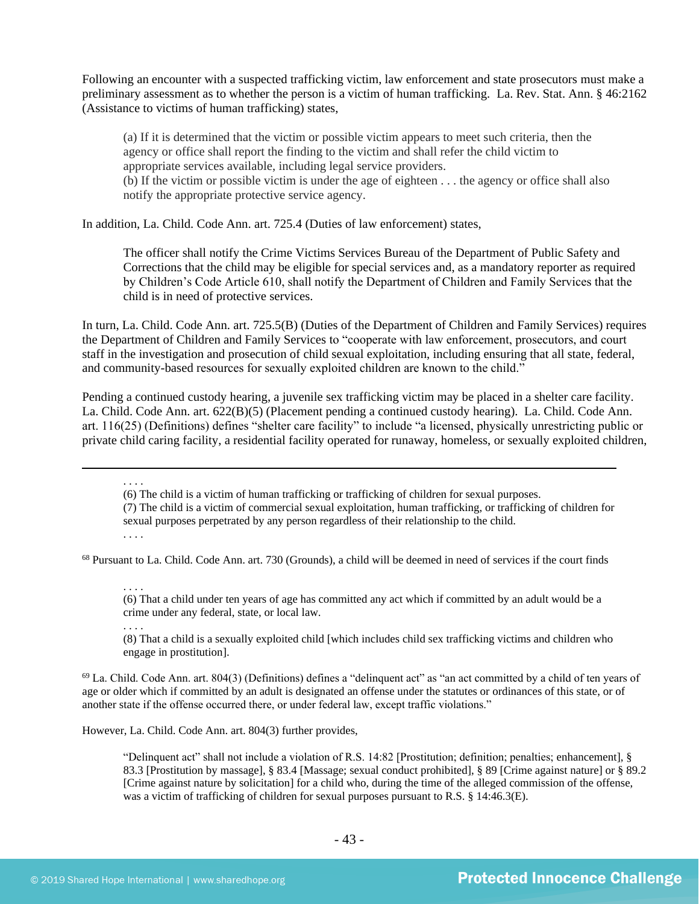Following an encounter with a suspected trafficking victim, law enforcement and state prosecutors must make a preliminary assessment as to whether the person is a victim of human trafficking. La. Rev. Stat. Ann. § 46:2162 (Assistance to victims of human trafficking) states,

> (a) If it is determined that the victim or possible victim appears to meet such criteria, then the agency or office shall report the finding to the victim and shall refer the child victim to appropriate services available, including legal service providers.
> (b) If the victim or possible victim is under the age of eighteen . . . the agency or office shall also notify the appropriate protective service agency.

In addition, La. Child. Code Ann. art. 725.4 (Duties of law enforcement) states,

> The officer shall notify the Crime Victims Services Bureau of the Department of Public Safety and Corrections that the child may be eligible for special services and, as a mandatory reporter as required by Children's Code Article 610, shall notify the Department of Children and Family Services that the child is in need of protective services.

In turn, La. Child. Code Ann. art. 725.5(B) (Duties of the Department of Children and Family Services) requires the Department of Children and Family Services to "cooperate with law enforcement, prosecutors, and court staff in the investigation and prosecution of child sexual exploitation, including ensuring that all state, federal, and community-based resources for sexually exploited children are known to the child."

Pending a continued custody hearing, a juvenile sex trafficking victim may be placed in a shelter care facility. La. Child. Code Ann. art. 622(B)(5) (Placement pending a continued custody hearing). La. Child. Code Ann. art. 116(25) (Definitions) defines "shelter care facility" to include "a licensed, physically unrestricting public or private child caring facility, a residential facility operated for runaway, homeless, or sexually exploited children,

---

> . . . .
> (6) The child is a victim of human trafficking or trafficking of children for sexual purposes.
> (7) The child is a victim of commercial sexual exploitation, human trafficking, or trafficking of children for sexual purposes perpetrated by any person regardless of their relationship to the child.
> . . . .

[68] Pursuant to La. Child. Code Ann. art. 730 (Grounds), a child will be deemed in need of services if the court finds

> . . . .
> (6) That a child under ten years of age has committed any act which if committed by an adult would be a crime under any federal, state, or local law.
> . . . .
> (8) That a child is a sexually exploited child [which includes child sex trafficking victims and children who engage in prostitution].

[69] La. Child. Code Ann. art. 804(3) (Definitions) defines a "delinquent act" as "an act committed by a child of ten years of age or older which if committed by an adult is designated an offense under the statutes or ordinances of this state, or of another state if the offense occurred there, or under federal law, except traffic violations."

However, La. Child. Code Ann. art. 804(3) further provides,

> "Delinquent act" shall not include a violation of R.S. 14:82 [Prostitution; definition; penalties; enhancement], § 83.3 [Prostitution by massage], § 83.4 [Massage; sexual conduct prohibited], § 89 [Crime against nature] or § 89.2 [Crime against nature by solicitation] for a child who, during the time of the alleged commission of the offense, was a victim of trafficking of children for sexual purposes pursuant to R.S. § 14:46.3(E).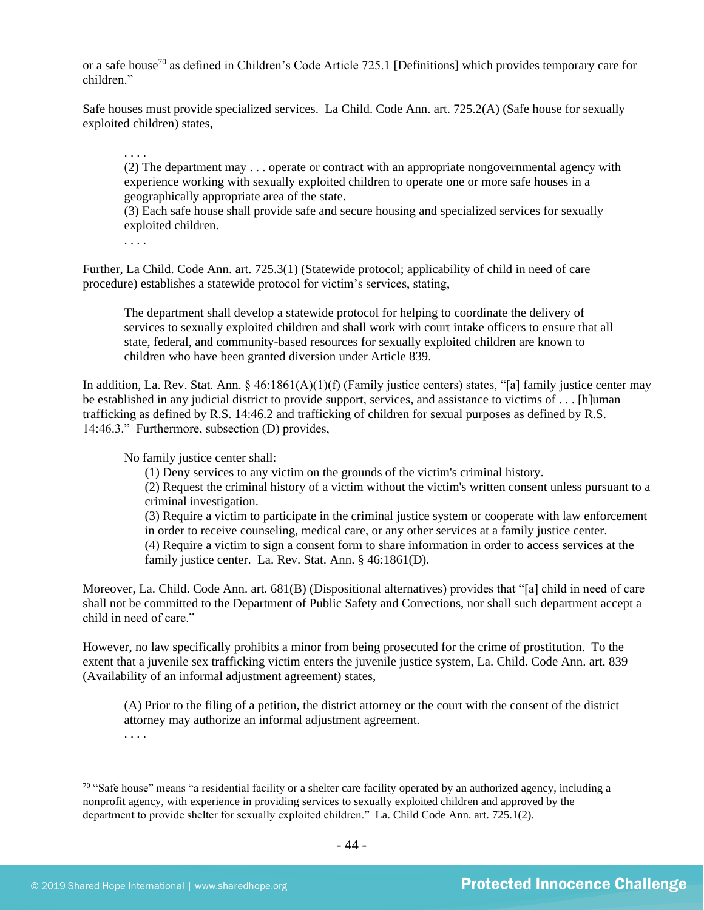or a safe house[70] as defined in Children's Code Article 725.1 [Definitions] which provides temporary care for children."

Safe houses must provide specialized services. La Child. Code Ann. art. 725.2(A) (Safe house for sexually exploited children) states,

> . . . .
> (2) The department may . . . operate or contract with an appropriate nongovernmental agency with experience working with sexually exploited children to operate one or more safe houses in a geographically appropriate area of the state.
> (3) Each safe house shall provide safe and secure housing and specialized services for sexually exploited children.
> . . . .

Further, La Child. Code Ann. art. 725.3(1) (Statewide protocol; applicability of child in need of care procedure) establishes a statewide protocol for victim's services, stating,

> The department shall develop a statewide protocol for helping to coordinate the delivery of services to sexually exploited children and shall work with court intake officers to ensure that all state, federal, and community-based resources for sexually exploited children are known to children who have been granted diversion under Article 839.

In addition, La. Rev. Stat. Ann. § 46:1861(A)(1)(f) (Family justice centers) states, "[a] family justice center may be established in any judicial district to provide support, services, and assistance to victims of . . . [h]uman trafficking as defined by R.S. 14:46.2 and trafficking of children for sexual purposes as defined by R.S. 14:46.3." Furthermore, subsection (D) provides,

> No family justice center shall:
> (1) Deny services to any victim on the grounds of the victim's criminal history.
> (2) Request the criminal history of a victim without the victim's written consent unless pursuant to a criminal investigation.
> (3) Require a victim to participate in the criminal justice system or cooperate with law enforcement in order to receive counseling, medical care, or any other services at a family justice center.
> (4) Require a victim to sign a consent form to share information in order to access services at the family justice center. La. Rev. Stat. Ann. § 46:1861(D).

Moreover, La. Child. Code Ann. art. 681(B) (Dispositional alternatives) provides that "[a] child in need of care shall not be committed to the Department of Public Safety and Corrections, nor shall such department accept a child in need of care."

However, no law specifically prohibits a minor from being prosecuted for the crime of prostitution. To the extent that a juvenile sex trafficking victim enters the juvenile justice system, La. Child. Code Ann. art. 839 (Availability of an informal adjustment agreement) states,

> (A) Prior to the filing of a petition, the district attorney or the court with the consent of the district attorney may authorize an informal adjustment agreement.
> . . . .

---

[70] "Safe house" means "a residential facility or a shelter care facility operated by an authorized agency, including a nonprofit agency, with experience in providing services to sexually exploited children and approved by the department to provide shelter for sexually exploited children." La. Child Code Ann. art. 725.1(2).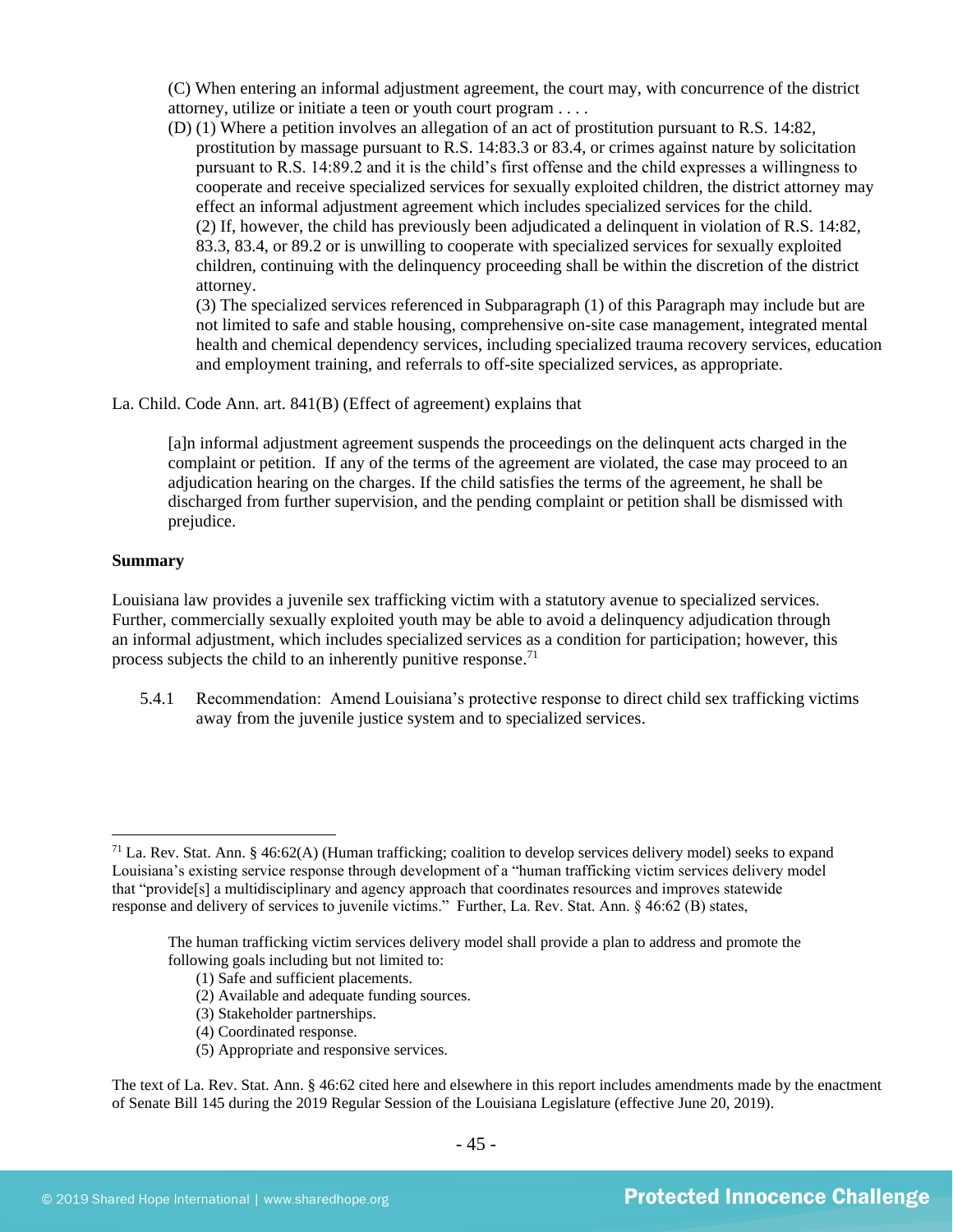> (C) When entering an informal adjustment agreement, the court may, with concurrence of the district attorney, utilize or initiate a teen or youth court program . . . .
>
> (D) (1) Where a petition involves an allegation of an act of prostitution pursuant to R.S. 14:82, prostitution by massage pursuant to R.S. 14:83.3 or 83.4, or crimes against nature by solicitation pursuant to R.S. 14:89.2 and it is the child's first offense and the child expresses a willingness to cooperate and receive specialized services for sexually exploited children, the district attorney may effect an informal adjustment agreement which includes specialized services for the child.
>
> (2) If, however, the child has previously been adjudicated a delinquent in violation of R.S. 14:82, 83.3, 83.4, or 89.2 or is unwilling to cooperate with specialized services for sexually exploited children, continuing with the delinquency proceeding shall be within the discretion of the district attorney.
>
> (3) The specialized services referenced in Subparagraph (1) of this Paragraph may include but are not limited to safe and stable housing, comprehensive on-site case management, integrated mental health and chemical dependency services, including specialized trauma recovery services, education and employment training, and referrals to off-site specialized services, as appropriate.

La. Child. Code Ann. art. 841(B) (Effect of agreement) explains that

> [a]n informal adjustment agreement suspends the proceedings on the delinquent acts charged in the complaint or petition. If any of the terms of the agreement are violated, the case may proceed to an adjudication hearing on the charges. If the child satisfies the terms of the agreement, he shall be discharged from further supervision, and the pending complaint or petition shall be dismissed with prejudice.

**Summary**

Louisiana law provides a juvenile sex trafficking victim with a statutory avenue to specialized services. Further, commercially sexually exploited youth may be able to avoid a delinquency adjudication through an informal adjustment, which includes specialized services as a condition for participation; however, this process subjects the child to an inherently punitive response.[71]

5.4.1 Recommendation: Amend Louisiana's protective response to direct child sex trafficking victims away from the juvenile justice system and to specialized services.

---

[71] La. Rev. Stat. Ann. § 46:62(A) (Human trafficking; coalition to develop services delivery model) seeks to expand Louisiana's existing service response through development of a "human trafficking victim services delivery model that "provide[s] a multidisciplinary and agency approach that coordinates resources and improves statewide response and delivery of services to juvenile victims." Further, La. Rev. Stat. Ann. § 46:62 (B) states,

> The human trafficking victim services delivery model shall provide a plan to address and promote the following goals including but not limited to:
> (1) Safe and sufficient placements.
> (2) Available and adequate funding sources.
> (3) Stakeholder partnerships.
> (4) Coordinated response.
> (5) Appropriate and responsive services.

The text of La. Rev. Stat. Ann. § 46:62 cited here and elsewhere in this report includes amendments made by the enactment of Senate Bill 145 during the 2019 Regular Session of the Louisiana Legislature (effective June 20, 2019).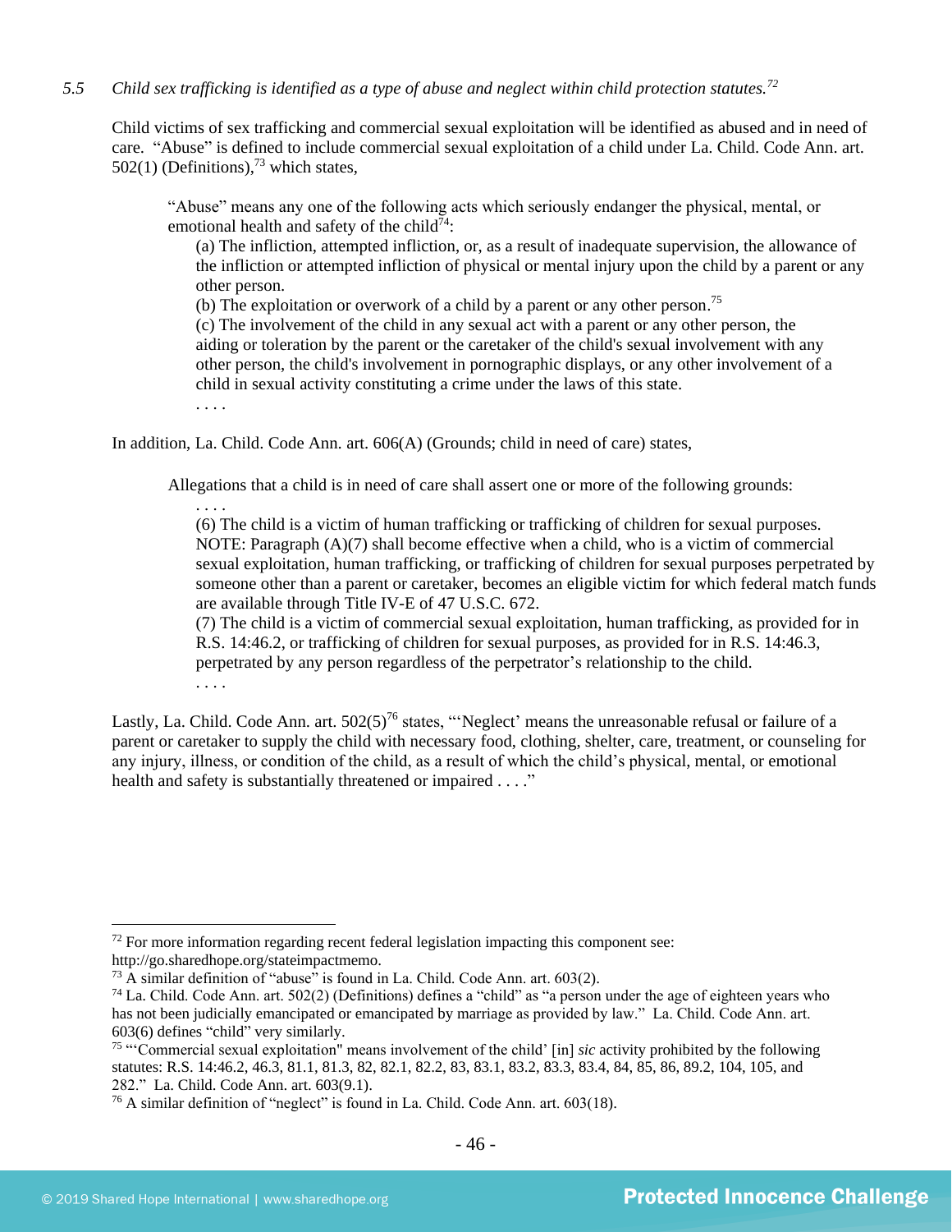*5.5 Child sex trafficking is identified as a type of abuse and neglect within child protection statutes.*[72]

Child victims of sex trafficking and commercial sexual exploitation will be identified as abused and in need of care. "Abuse" is defined to include commercial sexual exploitation of a child under La. Child. Code Ann. art. 502(1) (Definitions),[73] which states,

> "Abuse" means any one of the following acts which seriously endanger the physical, mental, or emotional health and safety of the child[74]:
>
> (a) The infliction, attempted infliction, or, as a result of inadequate supervision, the allowance of the infliction or attempted infliction of physical or mental injury upon the child by a parent or any other person.
>
> (b) The exploitation or overwork of a child by a parent or any other person.[75]
>
> (c) The involvement of the child in any sexual act with a parent or any other person, the aiding or toleration by the parent or the caretaker of the child's sexual involvement with any other person, the child's involvement in pornographic displays, or any other involvement of a child in sexual activity constituting a crime under the laws of this state.
>
> . . . .

In addition, La. Child. Code Ann. art. 606(A) (Grounds; child in need of care) states,

> Allegations that a child is in need of care shall assert one or more of the following grounds:
>
> . . . .
>
> (6) The child is a victim of human trafficking or trafficking of children for sexual purposes. NOTE: Paragraph (A)(7) shall become effective when a child, who is a victim of commercial sexual exploitation, human trafficking, or trafficking of children for sexual purposes perpetrated by someone other than a parent or caretaker, becomes an eligible victim for which federal match funds are available through Title IV-E of 47 U.S.C. 672.
>
> (7) The child is a victim of commercial sexual exploitation, human trafficking, as provided for in R.S. 14:46.2, or trafficking of children for sexual purposes, as provided for in R.S. 14:46.3, perpetrated by any person regardless of the perpetrator's relationship to the child.
>
> . . . .

Lastly, La. Child. Code Ann. art. 502(5)[76] states, "'Neglect' means the unreasonable refusal or failure of a parent or caretaker to supply the child with necessary food, clothing, shelter, care, treatment, or counseling for any injury, illness, or condition of the child, as a result of which the child's physical, mental, or emotional health and safety is substantially threatened or impaired . . . ."

---

[72] For more information regarding recent federal legislation impacting this component see: http://go.sharedhope.org/stateimpactmemo.

[73] A similar definition of "abuse" is found in La. Child. Code Ann. art. 603(2).

[74] La. Child. Code Ann. art. 502(2) (Definitions) defines a "child" as "a person under the age of eighteen years who has not been judicially emancipated or emancipated by marriage as provided by law." La. Child. Code Ann. art. 603(6) defines "child" very similarly.

[75] "'Commercial sexual exploitation" means involvement of the child' [in] *sic* activity prohibited by the following statutes: R.S. 14:46.2, 46.3, 81.1, 81.3, 82, 82.1, 82.2, 83, 83.1, 83.2, 83.3, 83.4, 84, 85, 86, 89.2, 104, 105, and 282." La. Child. Code Ann. art. 603(9.1).

[76] A similar definition of "neglect" is found in La. Child. Code Ann. art. 603(18).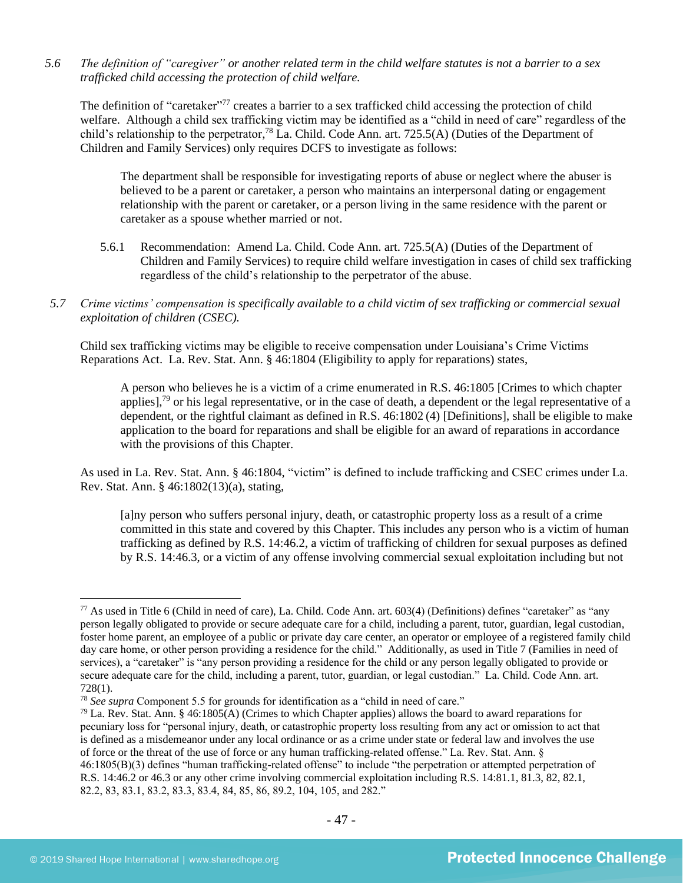*5.6 The definition of "caregiver" or another related term in the child welfare statutes is not a barrier to a sex trafficked child accessing the protection of child welfare.*

The definition of "caretaker"[77] creates a barrier to a sex trafficked child accessing the protection of child welfare. Although a child sex trafficking victim may be identified as a "child in need of care" regardless of the child's relationship to the perpetrator,[78] La. Child. Code Ann. art. 725.5(A) (Duties of the Department of Children and Family Services) only requires DCFS to investigate as follows:

> The department shall be responsible for investigating reports of abuse or neglect where the abuser is believed to be a parent or caretaker, a person who maintains an interpersonal dating or engagement relationship with the parent or caretaker, or a person living in the same residence with the parent or caretaker as a spouse whether married or not.

5.6.1 Recommendation: Amend La. Child. Code Ann. art. 725.5(A) (Duties of the Department of Children and Family Services) to require child welfare investigation in cases of child sex trafficking regardless of the child's relationship to the perpetrator of the abuse.

*5.7 Crime victims' compensation is specifically available to a child victim of sex trafficking or commercial sexual exploitation of children (CSEC).*

Child sex trafficking victims may be eligible to receive compensation under Louisiana's Crime Victims Reparations Act. La. Rev. Stat. Ann. § 46:1804 (Eligibility to apply for reparations) states,

> A person who believes he is a victim of a crime enumerated in R.S. 46:1805 [Crimes to which chapter applies],[79] or his legal representative, or in the case of death, a dependent or the legal representative of a dependent, or the rightful claimant as defined in R.S. 46:1802 (4) [Definitions], shall be eligible to make application to the board for reparations and shall be eligible for an award of reparations in accordance with the provisions of this Chapter.

As used in La. Rev. Stat. Ann. § 46:1804, "victim" is defined to include trafficking and CSEC crimes under La. Rev. Stat. Ann. § 46:1802(13)(a), stating,

> [a]ny person who suffers personal injury, death, or catastrophic property loss as a result of a crime committed in this state and covered by this Chapter. This includes any person who is a victim of human trafficking as defined by R.S. 14:46.2, a victim of trafficking of children for sexual purposes as defined by R.S. 14:46.3, or a victim of any offense involving commercial sexual exploitation including but not

---

[77] As used in Title 6 (Child in need of care), La. Child. Code Ann. art. 603(4) (Definitions) defines "caretaker" as "any person legally obligated to provide or secure adequate care for a child, including a parent, tutor, guardian, legal custodian, foster home parent, an employee of a public or private day care center, an operator or employee of a registered family child day care home, or other person providing a residence for the child." Additionally, as used in Title 7 (Families in need of services), a "caretaker" is "any person providing a residence for the child or any person legally obligated to provide or secure adequate care for the child, including a parent, tutor, guardian, or legal custodian." La. Child. Code Ann. art. 728(1).

[78] *See supra* Component 5.5 for grounds for identification as a "child in need of care."

[79] La. Rev. Stat. Ann. § 46:1805(A) (Crimes to which Chapter applies) allows the board to award reparations for pecuniary loss for "personal injury, death, or catastrophic property loss resulting from any act or omission to act that is defined as a misdemeanor under any local ordinance or as a crime under state or federal law and involves the use of force or the threat of the use of force or any human trafficking-related offense." La. Rev. Stat. Ann. § 46:1805(B)(3) defines "human trafficking-related offense" to include "the perpetration or attempted perpetration of R.S. 14:46.2 or 46.3 or any other crime involving commercial exploitation including R.S. 14:81.1, 81.3, 82, 82.1, 82.2, 83, 83.1, 83.2, 83.3, 83.4, 84, 85, 86, 89.2, 104, 105, and 282."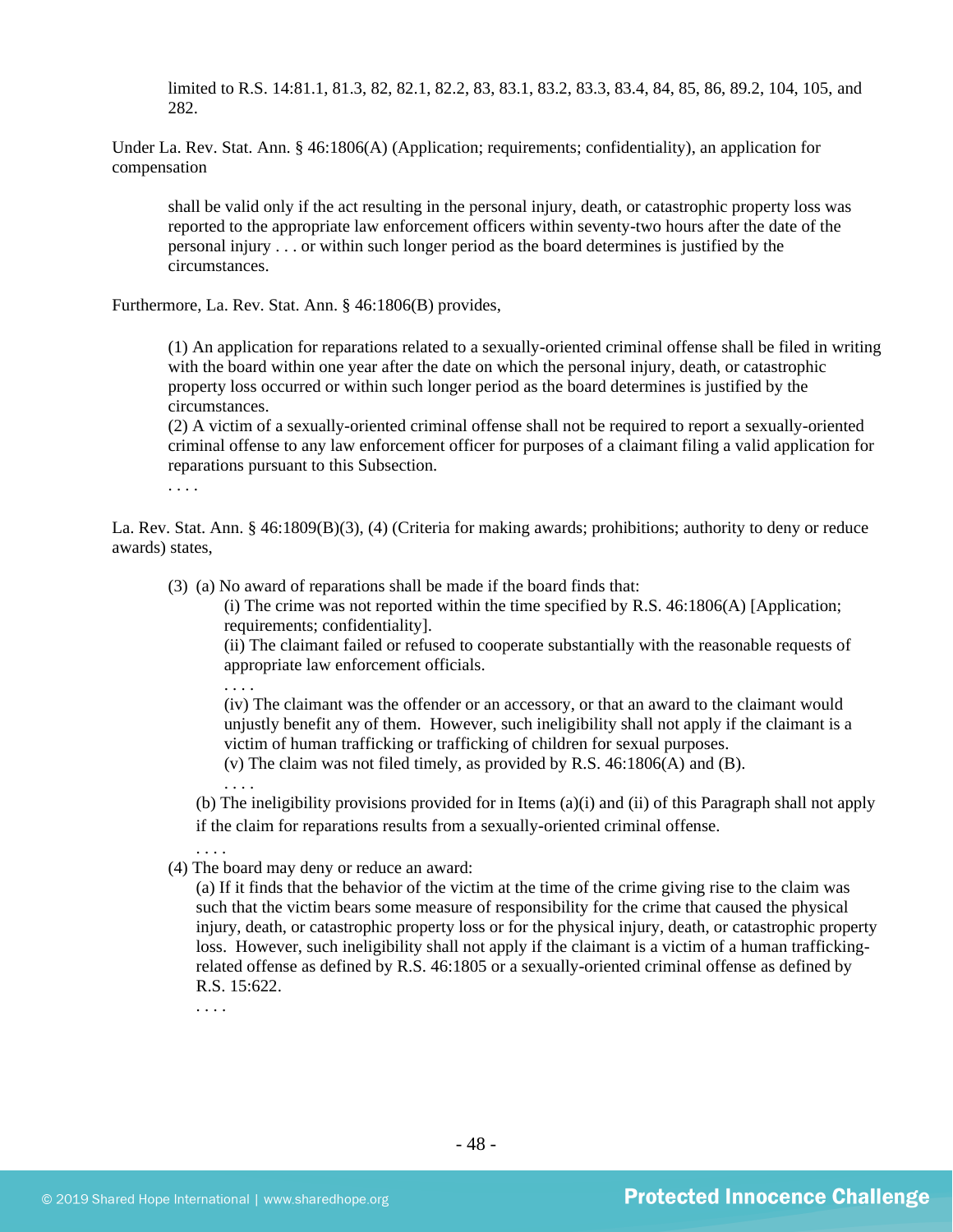limited to R.S. 14:81.1, 81.3, 82, 82.1, 82.2, 83, 83.1, 83.2, 83.3, 83.4, 84, 85, 86, 89.2, 104, 105, and 282.

Under La. Rev. Stat. Ann. § 46:1806(A) (Application; requirements; confidentiality), an application for compensation

> shall be valid only if the act resulting in the personal injury, death, or catastrophic property loss was reported to the appropriate law enforcement officers within seventy-two hours after the date of the personal injury . . . or within such longer period as the board determines is justified by the circumstances.

Furthermore, La. Rev. Stat. Ann. § 46:1806(B) provides,

> (1) An application for reparations related to a sexually-oriented criminal offense shall be filed in writing with the board within one year after the date on which the personal injury, death, or catastrophic property loss occurred or within such longer period as the board determines is justified by the circumstances.
> (2) A victim of a sexually-oriented criminal offense shall not be required to report a sexually-oriented criminal offense to any law enforcement officer for purposes of a claimant filing a valid application for reparations pursuant to this Subsection.
> . . . .

La. Rev. Stat. Ann. § 46:1809(B)(3), (4) (Criteria for making awards; prohibitions; authority to deny or reduce awards) states,

> (3) (a) No award of reparations shall be made if the board finds that:
> (i) The crime was not reported within the time specified by R.S. 46:1806(A) [Application; requirements; confidentiality].
> (ii) The claimant failed or refused to cooperate substantially with the reasonable requests of appropriate law enforcement officials.
> . . . .
> (iv) The claimant was the offender or an accessory, or that an award to the claimant would unjustly benefit any of them. However, such ineligibility shall not apply if the claimant is a victim of human trafficking or trafficking of children for sexual purposes.
> (v) The claim was not filed timely, as provided by R.S. 46:1806(A) and (B).
> . . . .
> (b) The ineligibility provisions provided for in Items (a)(i) and (ii) of this Paragraph shall not apply if the claim for reparations results from a sexually-oriented criminal offense.
> . . . .
> (4) The board may deny or reduce an award:
> (a) If it finds that the behavior of the victim at the time of the crime giving rise to the claim was such that the victim bears some measure of responsibility for the crime that caused the physical injury, death, or catastrophic property loss or for the physical injury, death, or catastrophic property loss. However, such ineligibility shall not apply if the claimant is a victim of a human trafficking-related offense as defined by R.S. 46:1805 or a sexually-oriented criminal offense as defined by R.S. 15:622.
> . . . .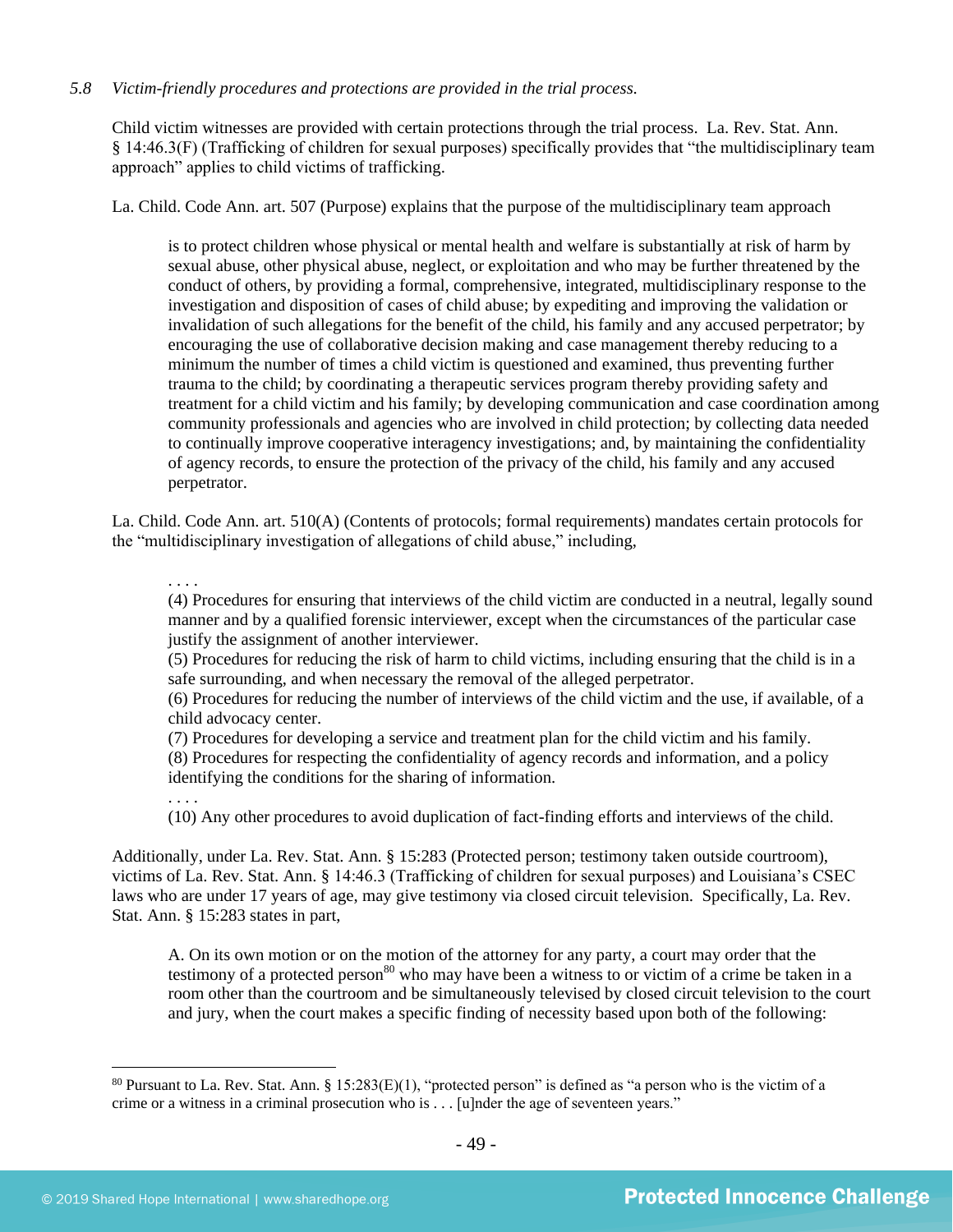*5.8 Victim-friendly procedures and protections are provided in the trial process.*

Child victim witnesses are provided with certain protections through the trial process. La. Rev. Stat. Ann. § 14:46.3(F) (Trafficking of children for sexual purposes) specifically provides that "the multidisciplinary team approach" applies to child victims of trafficking.

La. Child. Code Ann. art. 507 (Purpose) explains that the purpose of the multidisciplinary team approach

> is to protect children whose physical or mental health and welfare is substantially at risk of harm by sexual abuse, other physical abuse, neglect, or exploitation and who may be further threatened by the conduct of others, by providing a formal, comprehensive, integrated, multidisciplinary response to the investigation and disposition of cases of child abuse; by expediting and improving the validation or invalidation of such allegations for the benefit of the child, his family and any accused perpetrator; by encouraging the use of collaborative decision making and case management thereby reducing to a minimum the number of times a child victim is questioned and examined, thus preventing further trauma to the child; by coordinating a therapeutic services program thereby providing safety and treatment for a child victim and his family; by developing communication and case coordination among community professionals and agencies who are involved in child protection; by collecting data needed to continually improve cooperative interagency investigations; and, by maintaining the confidentiality of agency records, to ensure the protection of the privacy of the child, his family and any accused perpetrator.

La. Child. Code Ann. art. 510(A) (Contents of protocols; formal requirements) mandates certain protocols for the "multidisciplinary investigation of allegations of child abuse," including,

> . . . .
> (4) Procedures for ensuring that interviews of the child victim are conducted in a neutral, legally sound manner and by a qualified forensic interviewer, except when the circumstances of the particular case justify the assignment of another interviewer.
> (5) Procedures for reducing the risk of harm to child victims, including ensuring that the child is in a safe surrounding, and when necessary the removal of the alleged perpetrator.
> (6) Procedures for reducing the number of interviews of the child victim and the use, if available, of a child advocacy center.
> (7) Procedures for developing a service and treatment plan for the child victim and his family.
> (8) Procedures for respecting the confidentiality of agency records and information, and a policy identifying the conditions for the sharing of information.
> . . . .
> (10) Any other procedures to avoid duplication of fact-finding efforts and interviews of the child.

Additionally, under La. Rev. Stat. Ann. § 15:283 (Protected person; testimony taken outside courtroom), victims of La. Rev. Stat. Ann. § 14:46.3 (Trafficking of children for sexual purposes) and Louisiana's CSEC laws who are under 17 years of age, may give testimony via closed circuit television. Specifically, La. Rev. Stat. Ann. § 15:283 states in part,

> A. On its own motion or on the motion of the attorney for any party, a court may order that the testimony of a protected person[80] who may have been a witness to or victim of a crime be taken in a room other than the courtroom and be simultaneously televised by closed circuit television to the court and jury, when the court makes a specific finding of necessity based upon both of the following:

---

[80] Pursuant to La. Rev. Stat. Ann. § 15:283(E)(1), "protected person" is defined as "a person who is the victim of a crime or a witness in a criminal prosecution who is . . . [u]nder the age of seventeen years."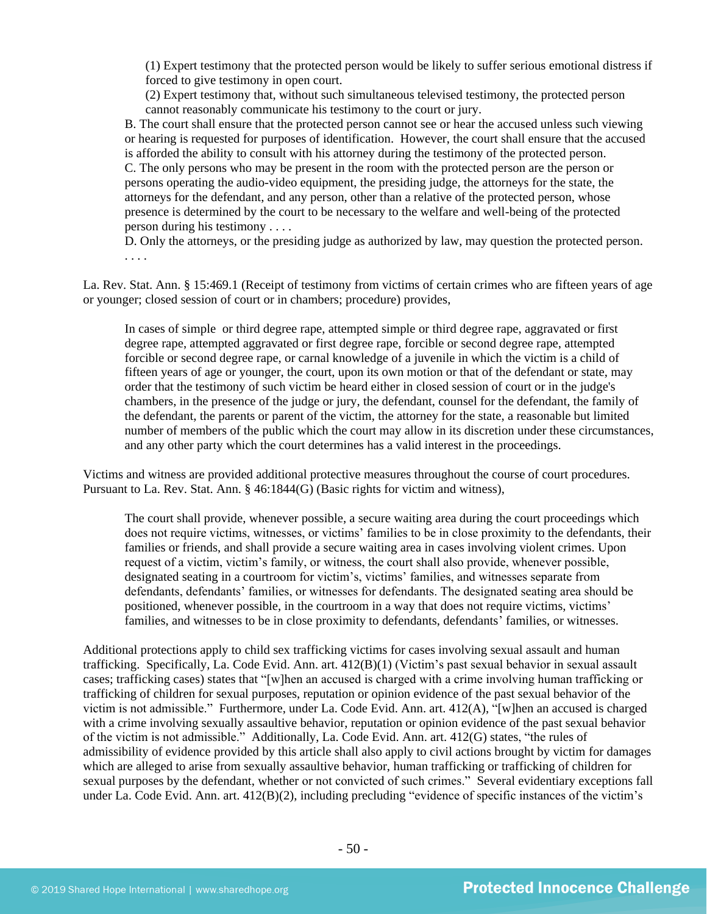> (1) Expert testimony that the protected person would be likely to suffer serious emotional distress if forced to give testimony in open court.
>
> (2) Expert testimony that, without such simultaneous televised testimony, the protected person cannot reasonably communicate his testimony to the court or jury.
>
> B. The court shall ensure that the protected person cannot see or hear the accused unless such viewing or hearing is requested for purposes of identification. However, the court shall ensure that the accused is afforded the ability to consult with his attorney during the testimony of the protected person.
>
> C. The only persons who may be present in the room with the protected person are the person or persons operating the audio-video equipment, the presiding judge, the attorneys for the state, the attorneys for the defendant, and any person, other than a relative of the protected person, whose presence is determined by the court to be necessary to the welfare and well-being of the protected person during his testimony . . . .
>
> D. Only the attorneys, or the presiding judge as authorized by law, may question the protected person. . . . .

La. Rev. Stat. Ann. § 15:469.1 (Receipt of testimony from victims of certain crimes who are fifteen years of age or younger; closed session of court or in chambers; procedure) provides,

> In cases of simple or third degree rape, attempted simple or third degree rape, aggravated or first degree rape, attempted aggravated or first degree rape, forcible or second degree rape, attempted forcible or second degree rape, or carnal knowledge of a juvenile in which the victim is a child of fifteen years of age or younger, the court, upon its own motion or that of the defendant or state, may order that the testimony of such victim be heard either in closed session of court or in the judge's chambers, in the presence of the judge or jury, the defendant, counsel for the defendant, the family of the defendant, the parents or parent of the victim, the attorney for the state, a reasonable but limited number of members of the public which the court may allow in its discretion under these circumstances, and any other party which the court determines has a valid interest in the proceedings.

Victims and witness are provided additional protective measures throughout the course of court procedures. Pursuant to La. Rev. Stat. Ann. § 46:1844(G) (Basic rights for victim and witness),

> The court shall provide, whenever possible, a secure waiting area during the court proceedings which does not require victims, witnesses, or victims' families to be in close proximity to the defendants, their families or friends, and shall provide a secure waiting area in cases involving violent crimes. Upon request of a victim, victim's family, or witness, the court shall also provide, whenever possible, designated seating in a courtroom for victim's, victims' families, and witnesses separate from defendants, defendants' families, or witnesses for defendants. The designated seating area should be positioned, whenever possible, in the courtroom in a way that does not require victims, victims' families, and witnesses to be in close proximity to defendants, defendants' families, or witnesses.

Additional protections apply to child sex trafficking victims for cases involving sexual assault and human trafficking. Specifically, La. Code Evid. Ann. art. 412(B)(1) (Victim's past sexual behavior in sexual assault cases; trafficking cases) states that "[w]hen an accused is charged with a crime involving human trafficking or trafficking of children for sexual purposes, reputation or opinion evidence of the past sexual behavior of the victim is not admissible." Furthermore, under La. Code Evid. Ann. art. 412(A), "[w]hen an accused is charged with a crime involving sexually assaultive behavior, reputation or opinion evidence of the past sexual behavior of the victim is not admissible." Additionally, La. Code Evid. Ann. art. 412(G) states, "the rules of admissibility of evidence provided by this article shall also apply to civil actions brought by victim for damages which are alleged to arise from sexually assaultive behavior, human trafficking or trafficking of children for sexual purposes by the defendant, whether or not convicted of such crimes." Several evidentiary exceptions fall under La. Code Evid. Ann. art. 412(B)(2), including precluding "evidence of specific instances of the victim's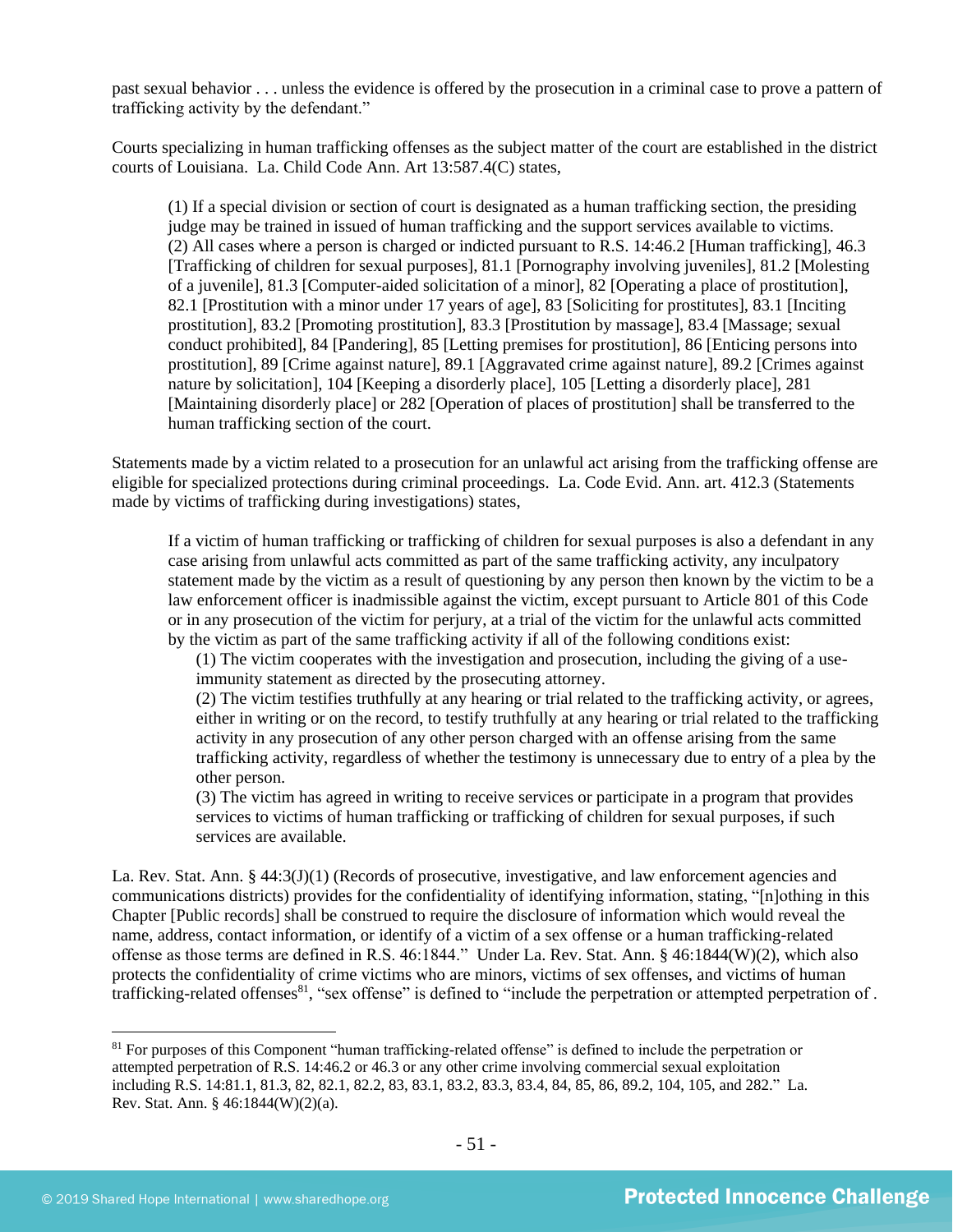past sexual behavior . . . unless the evidence is offered by the prosecution in a criminal case to prove a pattern of trafficking activity by the defendant."

Courts specializing in human trafficking offenses as the subject matter of the court are established in the district courts of Louisiana. La. Child Code Ann. Art 13:587.4(C) states,

> (1) If a special division or section of court is designated as a human trafficking section, the presiding judge may be trained in issued of human trafficking and the support services available to victims.
> (2) All cases where a person is charged or indicted pursuant to R.S. 14:46.2 [Human trafficking], 46.3 [Trafficking of children for sexual purposes], 81.1 [Pornography involving juveniles], 81.2 [Molesting of a juvenile], 81.3 [Computer-aided solicitation of a minor], 82 [Operating a place of prostitution], 82.1 [Prostitution with a minor under 17 years of age], 83 [Soliciting for prostitutes], 83.1 [Inciting prostitution], 83.2 [Promoting prostitution], 83.3 [Prostitution by massage], 83.4 [Massage; sexual conduct prohibited], 84 [Pandering], 85 [Letting premises for prostitution], 86 [Enticing persons into prostitution], 89 [Crime against nature], 89.1 [Aggravated crime against nature], 89.2 [Crimes against nature by solicitation], 104 [Keeping a disorderly place], 105 [Letting a disorderly place], 281 [Maintaining disorderly place] or 282 [Operation of places of prostitution] shall be transferred to the human trafficking section of the court.

Statements made by a victim related to a prosecution for an unlawful act arising from the trafficking offense are eligible for specialized protections during criminal proceedings. La. Code Evid. Ann. art. 412.3 (Statements made by victims of trafficking during investigations) states,

> If a victim of human trafficking or trafficking of children for sexual purposes is also a defendant in any case arising from unlawful acts committed as part of the same trafficking activity, any inculpatory statement made by the victim as a result of questioning by any person then known by the victim to be a law enforcement officer is inadmissible against the victim, except pursuant to Article 801 of this Code or in any prosecution of the victim for perjury, at a trial of the victim for the unlawful acts committed by the victim as part of the same trafficking activity if all of the following conditions exist:
>
> (1) The victim cooperates with the investigation and prosecution, including the giving of a use-immunity statement as directed by the prosecuting attorney.
> (2) The victim testifies truthfully at any hearing or trial related to the trafficking activity, or agrees, either in writing or on the record, to testify truthfully at any hearing or trial related to the trafficking activity in any prosecution of any other person charged with an offense arising from the same trafficking activity, regardless of whether the testimony is unnecessary due to entry of a plea by the other person.
> (3) The victim has agreed in writing to receive services or participate in a program that provides services to victims of human trafficking or trafficking of children for sexual purposes, if such services are available.

La. Rev. Stat. Ann. § 44:3(J)(1) (Records of prosecutive, investigative, and law enforcement agencies and communications districts) provides for the confidentiality of identifying information, stating, "[n]othing in this Chapter [Public records] shall be construed to require the disclosure of information which would reveal the name, address, contact information, or identify of a victim of a sex offense or a human trafficking-related offense as those terms are defined in R.S. 46:1844." Under La. Rev. Stat. Ann. § 46:1844(W)(2), which also protects the confidentiality of crime victims who are minors, victims of sex offenses, and victims of human trafficking-related offenses[81], "sex offense" is defined to "include the perpetration or attempted perpetration of .

---

[81] For purposes of this Component "human trafficking-related offense" is defined to include the perpetration or attempted perpetration of R.S. 14:46.2 or 46.3 or any other crime involving commercial sexual exploitation including R.S. 14:81.1, 81.3, 82, 82.1, 82.2, 83, 83.1, 83.2, 83.3, 83.4, 84, 85, 86, 89.2, 104, 105, and 282." La. Rev. Stat. Ann. § 46:1844(W)(2)(a).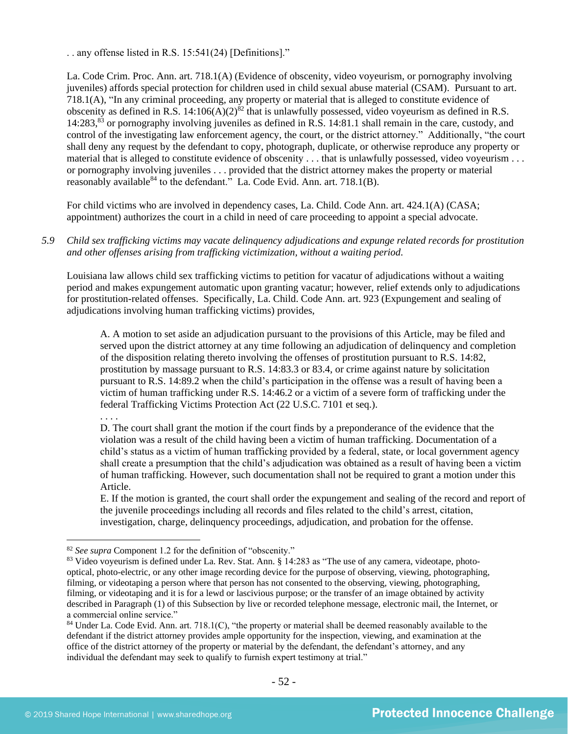. . any offense listed in R.S. 15:541(24) [Definitions]."

La. Code Crim. Proc. Ann. art. 718.1(A) (Evidence of obscenity, video voyeurism, or pornography involving juveniles) affords special protection for children used in child sexual abuse material (CSAM). Pursuant to art. 718.1(A), "In any criminal proceeding, any property or material that is alleged to constitute evidence of obscenity as defined in R.S. 14:106(A)(2)[82] that is unlawfully possessed, video voyeurism as defined in R.S. 14:283,[83] or pornography involving juveniles as defined in R.S. 14:81.1 shall remain in the care, custody, and control of the investigating law enforcement agency, the court, or the district attorney." Additionally, "the court shall deny any request by the defendant to copy, photograph, duplicate, or otherwise reproduce any property or material that is alleged to constitute evidence of obscenity . . . that is unlawfully possessed, video voyeurism . . . or pornography involving juveniles . . . provided that the district attorney makes the property or material reasonably available[84] to the defendant." La. Code Evid. Ann. art. 718.1(B).

For child victims who are involved in dependency cases, La. Child. Code Ann. art. 424.1(A) (CASA; appointment) authorizes the court in a child in need of care proceeding to appoint a special advocate.

*5.9 Child sex trafficking victims may vacate delinquency adjudications and expunge related records for prostitution and other offenses arising from trafficking victimization, without a waiting period.*

Louisiana law allows child sex trafficking victims to petition for vacatur of adjudications without a waiting period and makes expungement automatic upon granting vacatur; however, relief extends only to adjudications for prostitution-related offenses. Specifically, La. Child. Code Ann. art. 923 (Expungement and sealing of adjudications involving human trafficking victims) provides,

> A. A motion to set aside an adjudication pursuant to the provisions of this Article, may be filed and served upon the district attorney at any time following an adjudication of delinquency and completion of the disposition relating thereto involving the offenses of prostitution pursuant to R.S. 14:82, prostitution by massage pursuant to R.S. 14:83.3 or 83.4, or crime against nature by solicitation pursuant to R.S. 14:89.2 when the child's participation in the offense was a result of having been a victim of human trafficking under R.S. 14:46.2 or a victim of a severe form of trafficking under the federal Trafficking Victims Protection Act (22 U.S.C. 7101 et seq.).
>
> . . . .
>
> D. The court shall grant the motion if the court finds by a preponderance of the evidence that the violation was a result of the child having been a victim of human trafficking. Documentation of a child's status as a victim of human trafficking provided by a federal, state, or local government agency shall create a presumption that the child's adjudication was obtained as a result of having been a victim of human trafficking. However, such documentation shall not be required to grant a motion under this Article.
>
> E. If the motion is granted, the court shall order the expungement and sealing of the record and report of the juvenile proceedings including all records and files related to the child's arrest, citation, investigation, charge, delinquency proceedings, adjudication, and probation for the offense.

---

[82] *See supra* Component 1.2 for the definition of "obscenity."

[83] Video voyeurism is defined under La. Rev. Stat. Ann. § 14:283 as "The use of any camera, videotape, photo-optical, photo-electric, or any other image recording device for the purpose of observing, viewing, photographing, filming, or videotaping a person where that person has not consented to the observing, viewing, photographing, filming, or videotaping and it is for a lewd or lascivious purpose; or the transfer of an image obtained by activity described in Paragraph (1) of this Subsection by live or recorded telephone message, electronic mail, the Internet, or a commercial online service."

[84] Under La. Code Evid. Ann. art. 718.1(C), "the property or material shall be deemed reasonably available to the defendant if the district attorney provides ample opportunity for the inspection, viewing, and examination at the office of the district attorney of the property or material by the defendant, the defendant's attorney, and any individual the defendant may seek to qualify to furnish expert testimony at trial."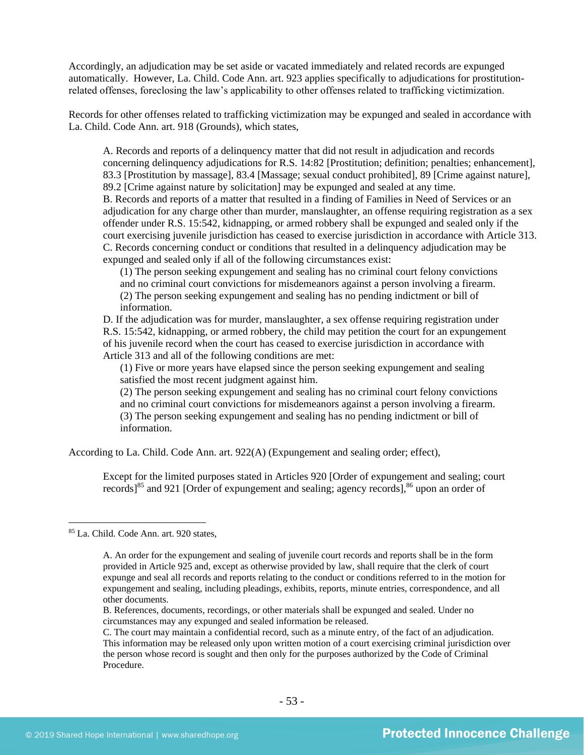Accordingly, an adjudication may be set aside or vacated immediately and related records are expunged automatically. However, La. Child. Code Ann. art. 923 applies specifically to adjudications for prostitution-related offenses, foreclosing the law's applicability to other offenses related to trafficking victimization.

Records for other offenses related to trafficking victimization may be expunged and sealed in accordance with La. Child. Code Ann. art. 918 (Grounds), which states,

> A. Records and reports of a delinquency matter that did not result in adjudication and records concerning delinquency adjudications for R.S. 14:82 [Prostitution; definition; penalties; enhancement], 83.3 [Prostitution by massage], 83.4 [Massage; sexual conduct prohibited], 89 [Crime against nature], 89.2 [Crime against nature by solicitation] may be expunged and sealed at any time.
> B. Records and reports of a matter that resulted in a finding of Families in Need of Services or an adjudication for any charge other than murder, manslaughter, an offense requiring registration as a sex offender under R.S. 15:542, kidnapping, or armed robbery shall be expunged and sealed only if the court exercising juvenile jurisdiction has ceased to exercise jurisdiction in accordance with Article 313.
> C. Records concerning conduct or conditions that resulted in a delinquency adjudication may be expunged and sealed only if all of the following circumstances exist:
>
> > (1) The person seeking expungement and sealing has no criminal court felony convictions and no criminal court convictions for misdemeanors against a person involving a firearm.
> > (2) The person seeking expungement and sealing has no pending indictment or bill of information.
>
> D. If the adjudication was for murder, manslaughter, a sex offense requiring registration under R.S. 15:542, kidnapping, or armed robbery, the child may petition the court for an expungement of his juvenile record when the court has ceased to exercise jurisdiction in accordance with Article 313 and all of the following conditions are met:
>
> > (1) Five or more years have elapsed since the person seeking expungement and sealing satisfied the most recent judgment against him.
> > (2) The person seeking expungement and sealing has no criminal court felony convictions and no criminal court convictions for misdemeanors against a person involving a firearm.
> > (3) The person seeking expungement and sealing has no pending indictment or bill of information.

According to La. Child. Code Ann. art. 922(A) (Expungement and sealing order; effect),

> Except for the limited purposes stated in Articles 920 [Order of expungement and sealing; court records][85] and 921 [Order of expungement and sealing; agency records],[86] upon an order of

---

[85] La. Child. Code Ann. art. 920 states,

> A. An order for the expungement and sealing of juvenile court records and reports shall be in the form provided in Article 925 and, except as otherwise provided by law, shall require that the clerk of court expunge and seal all records and reports relating to the conduct or conditions referred to in the motion for expungement and sealing, including pleadings, exhibits, reports, minute entries, correspondence, and all other documents.
> B. References, documents, recordings, or other materials shall be expunged and sealed. Under no circumstances may any expunged and sealed information be released.
> C. The court may maintain a confidential record, such as a minute entry, of the fact of an adjudication. This information may be released only upon written motion of a court exercising criminal jurisdiction over the person whose record is sought and then only for the purposes authorized by the Code of Criminal Procedure.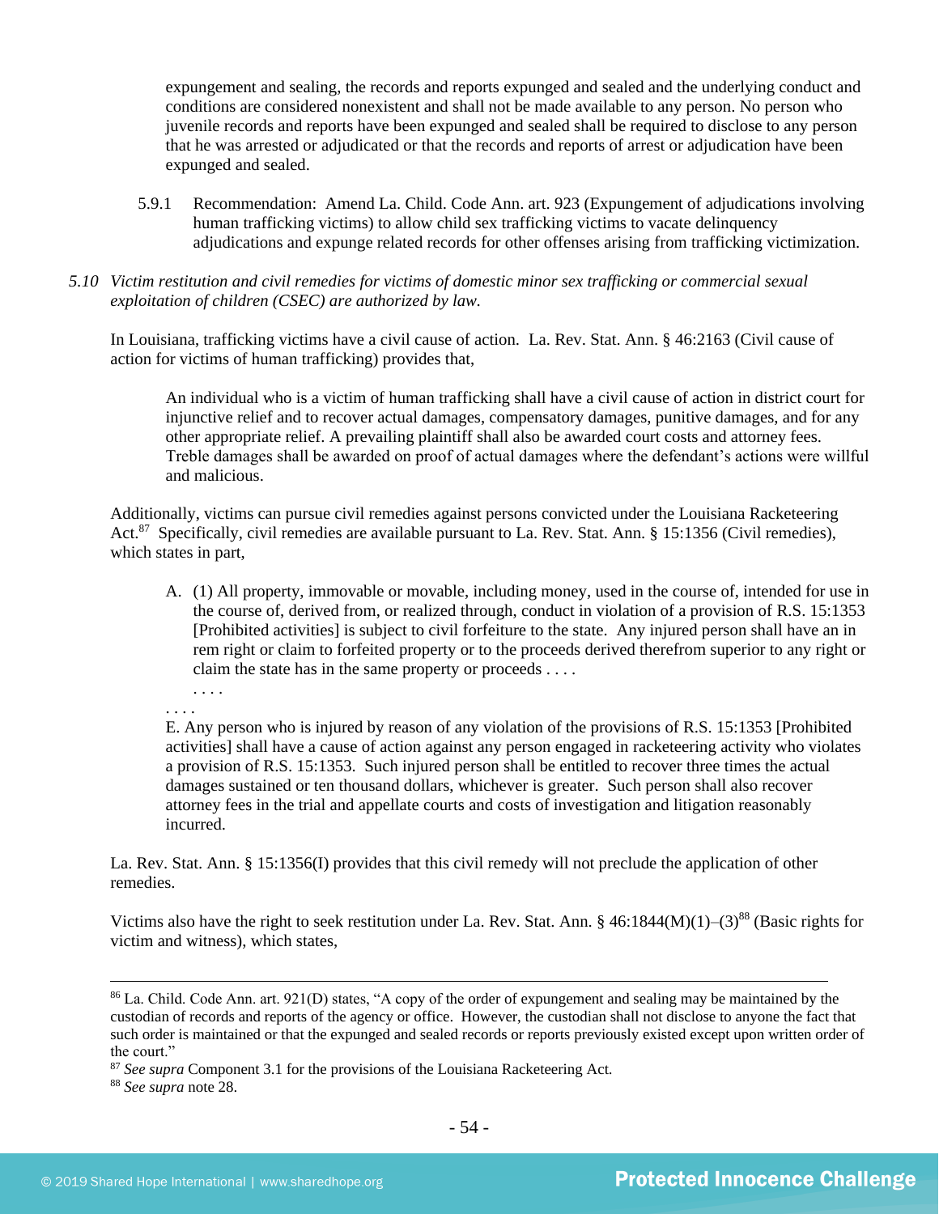expungement and sealing, the records and reports expunged and sealed and the underlying conduct and conditions are considered nonexistent and shall not be made available to any person. No person who juvenile records and reports have been expunged and sealed shall be required to disclose to any person that he was arrested or adjudicated or that the records and reports of arrest or adjudication have been expunged and sealed.

5.9.1 Recommendation: Amend La. Child. Code Ann. art. 923 (Expungement of adjudications involving human trafficking victims) to allow child sex trafficking victims to vacate delinquency adjudications and expunge related records for other offenses arising from trafficking victimization.

*5.10 Victim restitution and civil remedies for victims of domestic minor sex trafficking or commercial sexual exploitation of children (CSEC) are authorized by law.*

In Louisiana, trafficking victims have a civil cause of action. La. Rev. Stat. Ann. § 46:2163 (Civil cause of action for victims of human trafficking) provides that,

> An individual who is a victim of human trafficking shall have a civil cause of action in district court for injunctive relief and to recover actual damages, compensatory damages, punitive damages, and for any other appropriate relief. A prevailing plaintiff shall also be awarded court costs and attorney fees. Treble damages shall be awarded on proof of actual damages where the defendant's actions were willful and malicious.

Additionally, victims can pursue civil remedies against persons convicted under the Louisiana Racketeering Act.[87] Specifically, civil remedies are available pursuant to La. Rev. Stat. Ann. § 15:1356 (Civil remedies), which states in part,

> A. (1) All property, immovable or movable, including money, used in the course of, intended for use in the course of, derived from, or realized through, conduct in violation of a provision of R.S. 15:1353 [Prohibited activities] is subject to civil forfeiture to the state. Any injured person shall have an in rem right or claim to forfeited property or to the proceeds derived therefrom superior to any right or claim the state has in the same property or proceeds . . . .
> . . . .
>
> . . . .
>
> E. Any person who is injured by reason of any violation of the provisions of R.S. 15:1353 [Prohibited activities] shall have a cause of action against any person engaged in racketeering activity who violates a provision of R.S. 15:1353. Such injured person shall be entitled to recover three times the actual damages sustained or ten thousand dollars, whichever is greater. Such person shall also recover attorney fees in the trial and appellate courts and costs of investigation and litigation reasonably incurred.

La. Rev. Stat. Ann. § 15:1356(I) provides that this civil remedy will not preclude the application of other remedies.

Victims also have the right to seek restitution under La. Rev. Stat. Ann. § 46:1844(M)(1)–(3)[88] (Basic rights for victim and witness), which states,

---

[86] La. Child. Code Ann. art. 921(D) states, "A copy of the order of expungement and sealing may be maintained by the custodian of records and reports of the agency or office. However, the custodian shall not disclose to anyone the fact that such order is maintained or that the expunged and sealed records or reports previously existed except upon written order of the court."

[87] *See supra* Component 3.1 for the provisions of the Louisiana Racketeering Act.

[88] *See supra* note 28.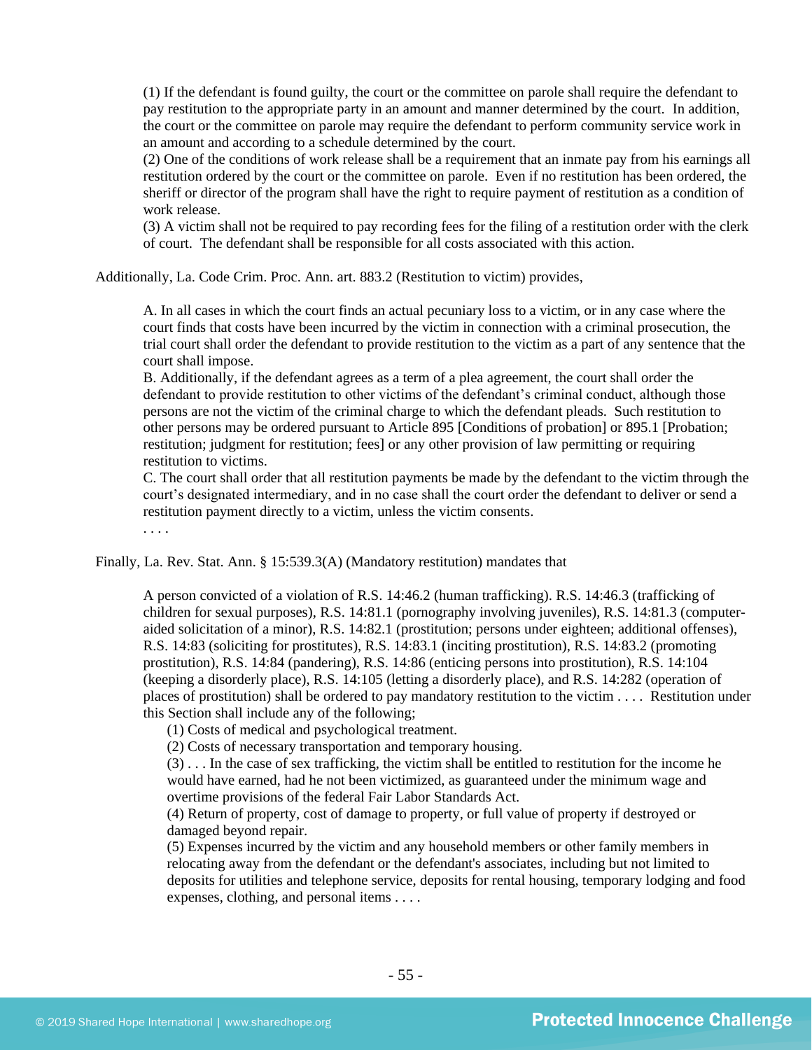> (1) If the defendant is found guilty, the court or the committee on parole shall require the defendant to pay restitution to the appropriate party in an amount and manner determined by the court. In addition, the court or the committee on parole may require the defendant to perform community service work in an amount and according to a schedule determined by the court.
> (2) One of the conditions of work release shall be a requirement that an inmate pay from his earnings all restitution ordered by the court or the committee on parole. Even if no restitution has been ordered, the sheriff or director of the program shall have the right to require payment of restitution as a condition of work release.
> (3) A victim shall not be required to pay recording fees for the filing of a restitution order with the clerk of court. The defendant shall be responsible for all costs associated with this action.

Additionally, La. Code Crim. Proc. Ann. art. 883.2 (Restitution to victim) provides,

> A. In all cases in which the court finds an actual pecuniary loss to a victim, or in any case where the court finds that costs have been incurred by the victim in connection with a criminal prosecution, the trial court shall order the defendant to provide restitution to the victim as a part of any sentence that the court shall impose.
> B. Additionally, if the defendant agrees as a term of a plea agreement, the court shall order the defendant to provide restitution to other victims of the defendant's criminal conduct, although those persons are not the victim of the criminal charge to which the defendant pleads. Such restitution to other persons may be ordered pursuant to Article 895 [Conditions of probation] or 895.1 [Probation; restitution; judgment for restitution; fees] or any other provision of law permitting or requiring restitution to victims.
> C. The court shall order that all restitution payments be made by the defendant to the victim through the court's designated intermediary, and in no case shall the court order the defendant to deliver or send a restitution payment directly to a victim, unless the victim consents.
> . . . .

Finally, La. Rev. Stat. Ann. § 15:539.3(A) (Mandatory restitution) mandates that

> A person convicted of a violation of R.S. 14:46.2 (human trafficking). R.S. 14:46.3 (trafficking of children for sexual purposes), R.S. 14:81.1 (pornography involving juveniles), R.S. 14:81.3 (computer-aided solicitation of a minor), R.S. 14:82.1 (prostitution; persons under eighteen; additional offenses), R.S. 14:83 (soliciting for prostitutes), R.S. 14:83.1 (inciting prostitution), R.S. 14:83.2 (promoting prostitution), R.S. 14:84 (pandering), R.S. 14:86 (enticing persons into prostitution), R.S. 14:104 (keeping a disorderly place), R.S. 14:105 (letting a disorderly place), and R.S. 14:282 (operation of places of prostitution) shall be ordered to pay mandatory restitution to the victim . . . . Restitution under this Section shall include any of the following;
>
> (1) Costs of medical and psychological treatment.
> (2) Costs of necessary transportation and temporary housing.
> (3) . . . In the case of sex trafficking, the victim shall be entitled to restitution for the income he would have earned, had he not been victimized, as guaranteed under the minimum wage and overtime provisions of the federal Fair Labor Standards Act.
> (4) Return of property, cost of damage to property, or full value of property if destroyed or damaged beyond repair.
> (5) Expenses incurred by the victim and any household members or other family members in relocating away from the defendant or the defendant's associates, including but not limited to deposits for utilities and telephone service, deposits for rental housing, temporary lodging and food expenses, clothing, and personal items . . . .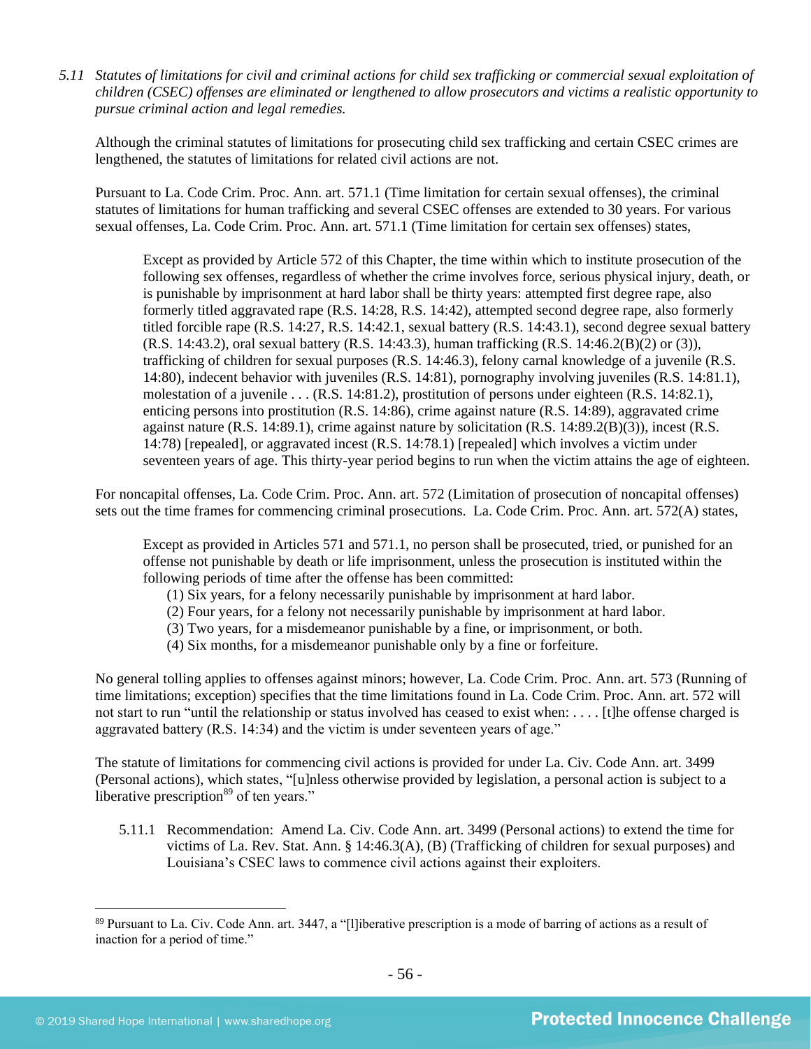*5.11 Statutes of limitations for civil and criminal actions for child sex trafficking or commercial sexual exploitation of children (CSEC) offenses are eliminated or lengthened to allow prosecutors and victims a realistic opportunity to pursue criminal action and legal remedies.*

Although the criminal statutes of limitations for prosecuting child sex trafficking and certain CSEC crimes are lengthened, the statutes of limitations for related civil actions are not.

Pursuant to La. Code Crim. Proc. Ann. art. 571.1 (Time limitation for certain sexual offenses), the criminal statutes of limitations for human trafficking and several CSEC offenses are extended to 30 years. For various sexual offenses, La. Code Crim. Proc. Ann. art. 571.1 (Time limitation for certain sex offenses) states,

> Except as provided by Article 572 of this Chapter, the time within which to institute prosecution of the following sex offenses, regardless of whether the crime involves force, serious physical injury, death, or is punishable by imprisonment at hard labor shall be thirty years: attempted first degree rape, also formerly titled aggravated rape (R.S. 14:28, R.S. 14:42), attempted second degree rape, also formerly titled forcible rape (R.S. 14:27, R.S. 14:42.1, sexual battery (R.S. 14:43.1), second degree sexual battery (R.S. 14:43.2), oral sexual battery (R.S. 14:43.3), human trafficking (R.S. 14:46.2(B)(2) or (3)), trafficking of children for sexual purposes (R.S. 14:46.3), felony carnal knowledge of a juvenile (R.S. 14:80), indecent behavior with juveniles (R.S. 14:81), pornography involving juveniles (R.S. 14:81.1), molestation of a juvenile . . . (R.S. 14:81.2), prostitution of persons under eighteen (R.S. 14:82.1), enticing persons into prostitution (R.S. 14:86), crime against nature (R.S. 14:89), aggravated crime against nature (R.S. 14:89.1), crime against nature by solicitation (R.S. 14:89.2(B)(3)), incest (R.S. 14:78) [repealed], or aggravated incest (R.S. 14:78.1) [repealed] which involves a victim under seventeen years of age. This thirty-year period begins to run when the victim attains the age of eighteen.

For noncapital offenses, La. Code Crim. Proc. Ann. art. 572 (Limitation of prosecution of noncapital offenses) sets out the time frames for commencing criminal prosecutions. La. Code Crim. Proc. Ann. art. 572(A) states,

> Except as provided in Articles 571 and 571.1, no person shall be prosecuted, tried, or punished for an offense not punishable by death or life imprisonment, unless the prosecution is instituted within the following periods of time after the offense has been committed:
> 
> (1) Six years, for a felony necessarily punishable by imprisonment at hard labor.
> (2) Four years, for a felony not necessarily punishable by imprisonment at hard labor.
> (3) Two years, for a misdemeanor punishable by a fine, or imprisonment, or both.
> (4) Six months, for a misdemeanor punishable only by a fine or forfeiture.

No general tolling applies to offenses against minors; however, La. Code Crim. Proc. Ann. art. 573 (Running of time limitations; exception) specifies that the time limitations found in La. Code Crim. Proc. Ann. art. 572 will not start to run "until the relationship or status involved has ceased to exist when: . . . . [t]he offense charged is aggravated battery (R.S. 14:34) and the victim is under seventeen years of age."

The statute of limitations for commencing civil actions is provided for under La. Civ. Code Ann. art. 3499 (Personal actions), which states, "[u]nless otherwise provided by legislation, a personal action is subject to a liberative prescription[89] of ten years."

5.11.1 Recommendation: Amend La. Civ. Code Ann. art. 3499 (Personal actions) to extend the time for victims of La. Rev. Stat. Ann. § 14:46.3(A), (B) (Trafficking of children for sexual purposes) and Louisiana's CSEC laws to commence civil actions against their exploiters.

---

[89] Pursuant to La. Civ. Code Ann. art. 3447, a "[l]iberative prescription is a mode of barring of actions as a result of inaction for a period of time."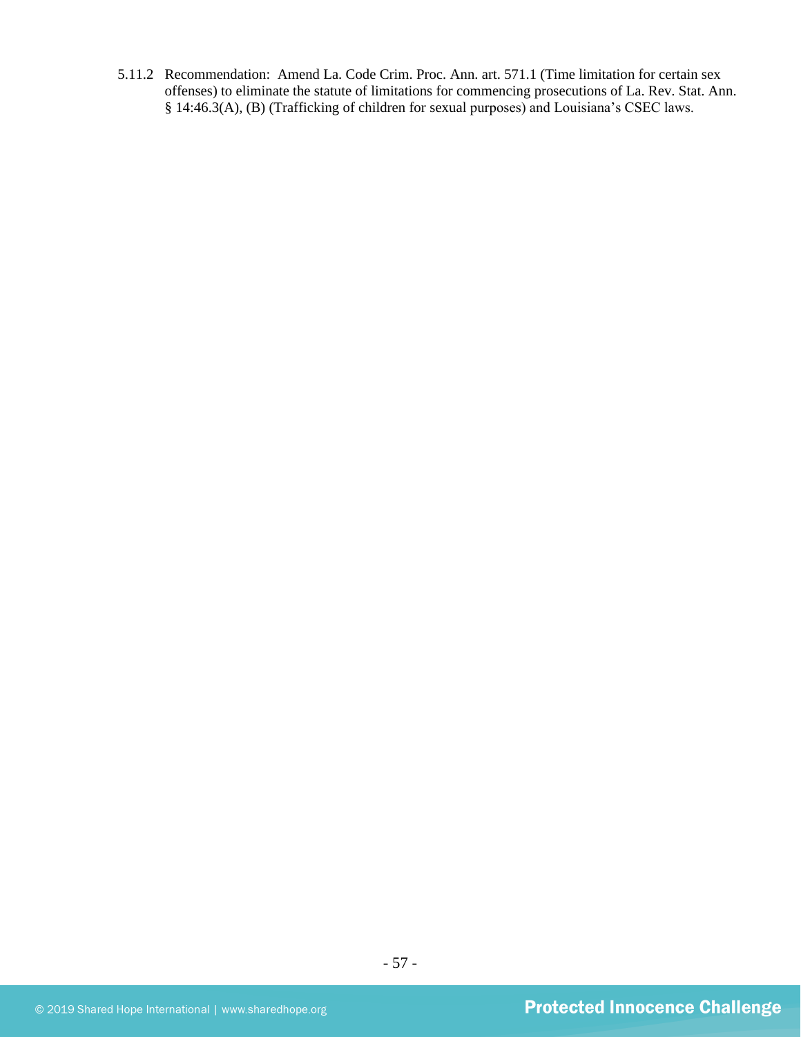5.11.2 Recommendation: Amend La. Code Crim. Proc. Ann. art. 571.1 (Time limitation for certain sex offenses) to eliminate the statute of limitations for commencing prosecutions of La. Rev. Stat. Ann. § 14:46.3(A), (B) (Trafficking of children for sexual purposes) and Louisiana's CSEC laws.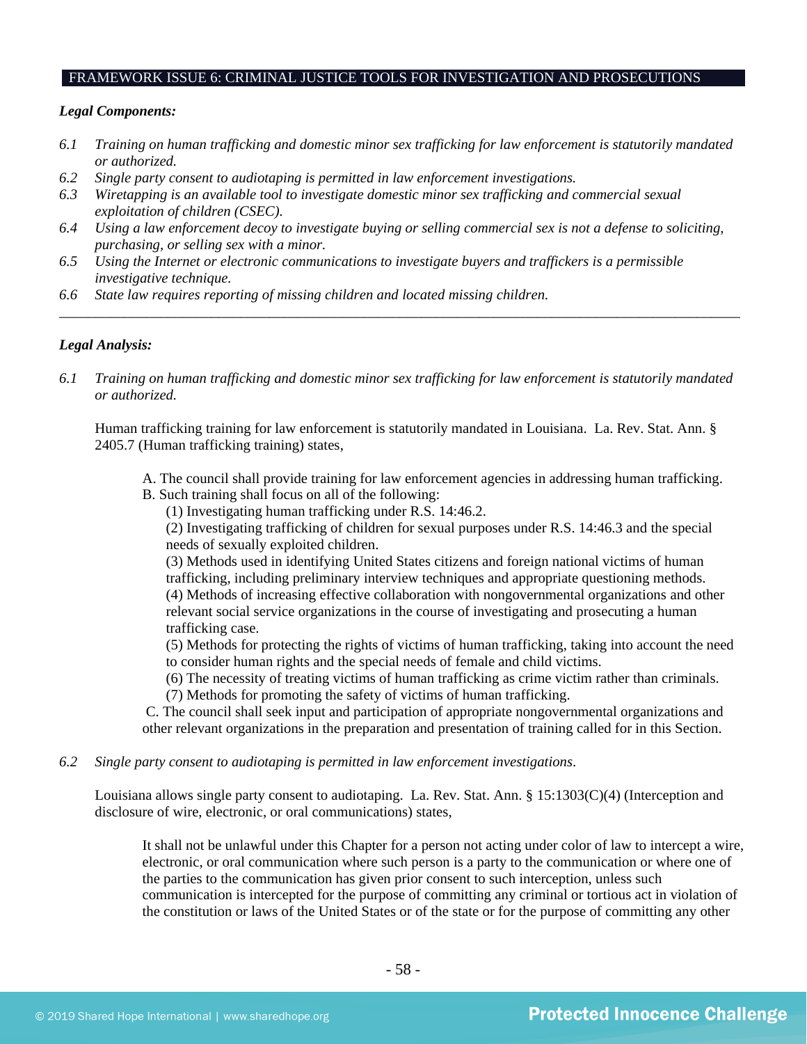## FRAMEWORK ISSUE 6: CRIMINAL JUSTICE TOOLS FOR INVESTIGATION AND PROSECUTIONS

***Legal Components:***

*6.1 Training on human trafficking and domestic minor sex trafficking for law enforcement is statutorily mandated or authorized.*
*6.2 Single party consent to audiotaping is permitted in law enforcement investigations.*
*6.3 Wiretapping is an available tool to investigate domestic minor sex trafficking and commercial sexual exploitation of children (CSEC).*
*6.4 Using a law enforcement decoy to investigate buying or selling commercial sex is not a defense to soliciting, purchasing, or selling sex with a minor.*
*6.5 Using the Internet or electronic communications to investigate buyers and traffickers is a permissible investigative technique.*
*6.6 State law requires reporting of missing children and located missing children.*

---

***Legal Analysis:***

*6.1 Training on human trafficking and domestic minor sex trafficking for law enforcement is statutorily mandated or authorized.*

Human trafficking training for law enforcement is statutorily mandated in Louisiana. La. Rev. Stat. Ann. § 2405.7 (Human trafficking training) states,

> A. The council shall provide training for law enforcement agencies in addressing human trafficking.
> B. Such training shall focus on all of the following:
> (1) Investigating human trafficking under R.S. 14:46.2.
> (2) Investigating trafficking of children for sexual purposes under R.S. 14:46.3 and the special needs of sexually exploited children.
> (3) Methods used in identifying United States citizens and foreign national victims of human trafficking, including preliminary interview techniques and appropriate questioning methods.
> (4) Methods of increasing effective collaboration with nongovernmental organizations and other relevant social service organizations in the course of investigating and prosecuting a human trafficking case.
> (5) Methods for protecting the rights of victims of human trafficking, taking into account the need to consider human rights and the special needs of female and child victims.
> (6) The necessity of treating victims of human trafficking as crime victim rather than criminals.
> (7) Methods for promoting the safety of victims of human trafficking.
> C. The council shall seek input and participation of appropriate nongovernmental organizations and other relevant organizations in the preparation and presentation of training called for in this Section.

*6.2 Single party consent to audiotaping is permitted in law enforcement investigations.*

Louisiana allows single party consent to audiotaping. La. Rev. Stat. Ann. § 15:1303(C)(4) (Interception and disclosure of wire, electronic, or oral communications) states,

> It shall not be unlawful under this Chapter for a person not acting under color of law to intercept a wire, electronic, or oral communication where such person is a party to the communication or where one of the parties to the communication has given prior consent to such interception, unless such communication is intercepted for the purpose of committing any criminal or tortious act in violation of the constitution or laws of the United States or of the state or for the purpose of committing any other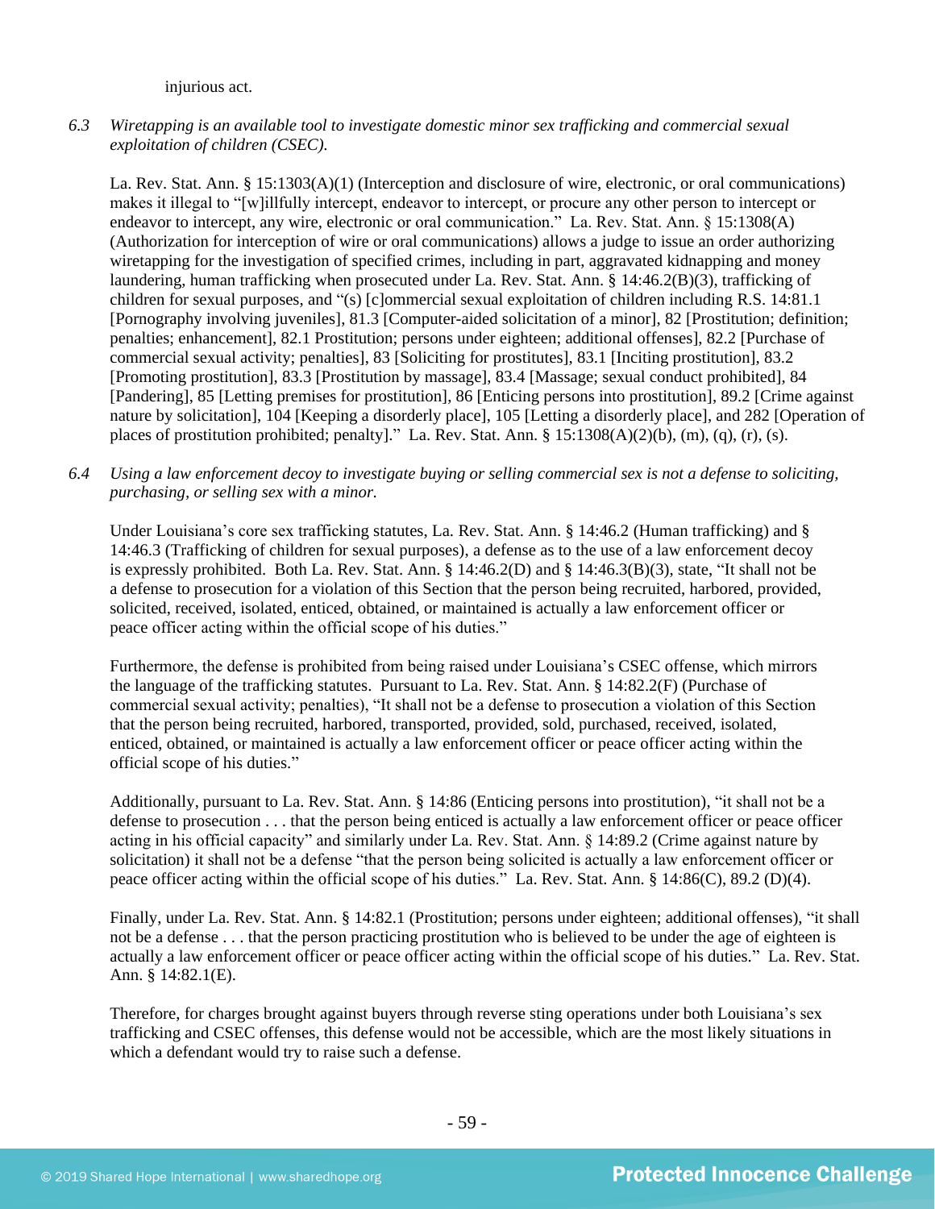injurious act.

*6.3 Wiretapping is an available tool to investigate domestic minor sex trafficking and commercial sexual exploitation of children (CSEC).*

La. Rev. Stat. Ann. § 15:1303(A)(1) (Interception and disclosure of wire, electronic, or oral communications) makes it illegal to "[w]illfully intercept, endeavor to intercept, or procure any other person to intercept or endeavor to intercept, any wire, electronic or oral communication." La. Rev. Stat. Ann. § 15:1308(A) (Authorization for interception of wire or oral communications) allows a judge to issue an order authorizing wiretapping for the investigation of specified crimes, including in part, aggravated kidnapping and money laundering, human trafficking when prosecuted under La. Rev. Stat. Ann. § 14:46.2(B)(3), trafficking of children for sexual purposes, and "(s) [c]ommercial sexual exploitation of children including R.S. 14:81.1 [Pornography involving juveniles], 81.3 [Computer-aided solicitation of a minor], 82 [Prostitution; definition; penalties; enhancement], 82.1 Prostitution; persons under eighteen; additional offenses], 82.2 [Purchase of commercial sexual activity; penalties], 83 [Soliciting for prostitutes], 83.1 [Inciting prostitution], 83.2 [Promoting prostitution], 83.3 [Prostitution by massage], 83.4 [Massage; sexual conduct prohibited], 84 [Pandering], 85 [Letting premises for prostitution], 86 [Enticing persons into prostitution], 89.2 [Crime against nature by solicitation], 104 [Keeping a disorderly place], 105 [Letting a disorderly place], and 282 [Operation of places of prostitution prohibited; penalty]." La. Rev. Stat. Ann. § 15:1308(A)(2)(b), (m), (q), (r), (s).

*6.4 Using a law enforcement decoy to investigate buying or selling commercial sex is not a defense to soliciting, purchasing, or selling sex with a minor.*

Under Louisiana's core sex trafficking statutes, La. Rev. Stat. Ann. § 14:46.2 (Human trafficking) and § 14:46.3 (Trafficking of children for sexual purposes), a defense as to the use of a law enforcement decoy is expressly prohibited. Both La. Rev. Stat. Ann. § 14:46.2(D) and § 14:46.3(B)(3), state, "It shall not be a defense to prosecution for a violation of this Section that the person being recruited, harbored, provided, solicited, received, isolated, enticed, obtained, or maintained is actually a law enforcement officer or peace officer acting within the official scope of his duties."

Furthermore, the defense is prohibited from being raised under Louisiana's CSEC offense, which mirrors the language of the trafficking statutes. Pursuant to La. Rev. Stat. Ann. § 14:82.2(F) (Purchase of commercial sexual activity; penalties), "It shall not be a defense to prosecution a violation of this Section that the person being recruited, harbored, transported, provided, sold, purchased, received, isolated, enticed, obtained, or maintained is actually a law enforcement officer or peace officer acting within the official scope of his duties."

Additionally, pursuant to La. Rev. Stat. Ann. § 14:86 (Enticing persons into prostitution), "it shall not be a defense to prosecution . . . that the person being enticed is actually a law enforcement officer or peace officer acting in his official capacity" and similarly under La. Rev. Stat. Ann. § 14:89.2 (Crime against nature by solicitation) it shall not be a defense "that the person being solicited is actually a law enforcement officer or peace officer acting within the official scope of his duties." La. Rev. Stat. Ann. § 14:86(C), 89.2 (D)(4).

Finally, under La. Rev. Stat. Ann. § 14:82.1 (Prostitution; persons under eighteen; additional offenses), "it shall not be a defense . . . that the person practicing prostitution who is believed to be under the age of eighteen is actually a law enforcement officer or peace officer acting within the official scope of his duties." La. Rev. Stat. Ann. § 14:82.1(E).

Therefore, for charges brought against buyers through reverse sting operations under both Louisiana's sex trafficking and CSEC offenses, this defense would not be accessible, which are the most likely situations in which a defendant would try to raise such a defense.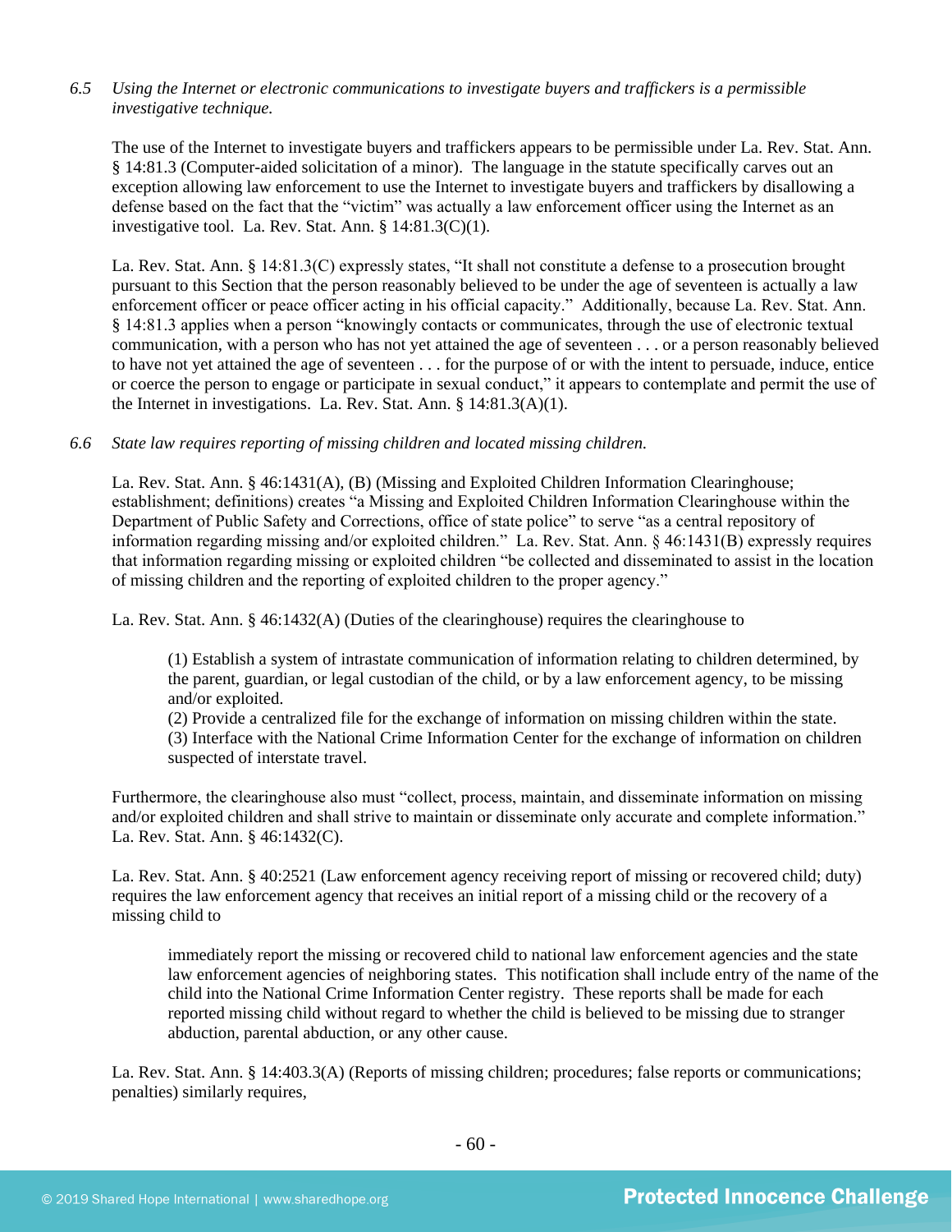*6.5 Using the Internet or electronic communications to investigate buyers and traffickers is a permissible investigative technique.*

The use of the Internet to investigate buyers and traffickers appears to be permissible under La. Rev. Stat. Ann. § 14:81.3 (Computer-aided solicitation of a minor). The language in the statute specifically carves out an exception allowing law enforcement to use the Internet to investigate buyers and traffickers by disallowing a defense based on the fact that the "victim" was actually a law enforcement officer using the Internet as an investigative tool. La. Rev. Stat. Ann. § 14:81.3(C)(1).

La. Rev. Stat. Ann. § 14:81.3(C) expressly states, "It shall not constitute a defense to a prosecution brought pursuant to this Section that the person reasonably believed to be under the age of seventeen is actually a law enforcement officer or peace officer acting in his official capacity." Additionally, because La. Rev. Stat. Ann. § 14:81.3 applies when a person "knowingly contacts or communicates, through the use of electronic textual communication, with a person who has not yet attained the age of seventeen . . . or a person reasonably believed to have not yet attained the age of seventeen . . . for the purpose of or with the intent to persuade, induce, entice or coerce the person to engage or participate in sexual conduct," it appears to contemplate and permit the use of the Internet in investigations. La. Rev. Stat. Ann. § 14:81.3(A)(1).

*6.6 State law requires reporting of missing children and located missing children.*

La. Rev. Stat. Ann. § 46:1431(A), (B) (Missing and Exploited Children Information Clearinghouse; establishment; definitions) creates "a Missing and Exploited Children Information Clearinghouse within the Department of Public Safety and Corrections, office of state police" to serve "as a central repository of information regarding missing and/or exploited children." La. Rev. Stat. Ann. § 46:1431(B) expressly requires that information regarding missing or exploited children "be collected and disseminated to assist in the location of missing children and the reporting of exploited children to the proper agency."

La. Rev. Stat. Ann. § 46:1432(A) (Duties of the clearinghouse) requires the clearinghouse to

> (1) Establish a system of intrastate communication of information relating to children determined, by the parent, guardian, or legal custodian of the child, or by a law enforcement agency, to be missing and/or exploited.
> (2) Provide a centralized file for the exchange of information on missing children within the state.
> (3) Interface with the National Crime Information Center for the exchange of information on children suspected of interstate travel.

Furthermore, the clearinghouse also must "collect, process, maintain, and disseminate information on missing and/or exploited children and shall strive to maintain or disseminate only accurate and complete information." La. Rev. Stat. Ann. § 46:1432(C).

La. Rev. Stat. Ann. § 40:2521 (Law enforcement agency receiving report of missing or recovered child; duty) requires the law enforcement agency that receives an initial report of a missing child or the recovery of a missing child to

> immediately report the missing or recovered child to national law enforcement agencies and the state law enforcement agencies of neighboring states. This notification shall include entry of the name of the child into the National Crime Information Center registry. These reports shall be made for each reported missing child without regard to whether the child is believed to be missing due to stranger abduction, parental abduction, or any other cause.

La. Rev. Stat. Ann. § 14:403.3(A) (Reports of missing children; procedures; false reports or communications; penalties) similarly requires,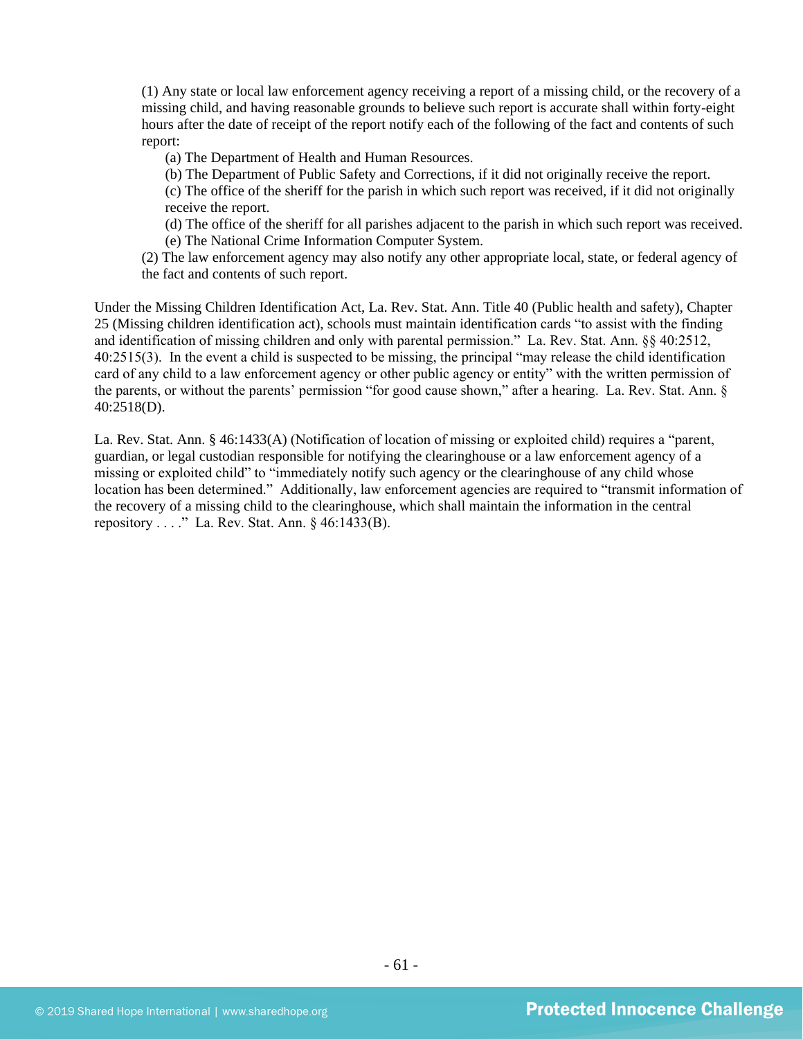(1) Any state or local law enforcement agency receiving a report of a missing child, or the recovery of a missing child, and having reasonable grounds to believe such report is accurate shall within forty-eight hours after the date of receipt of the report notify each of the following of the fact and contents of such report:

(a) The Department of Health and Human Resources.

(b) The Department of Public Safety and Corrections, if it did not originally receive the report.

(c) The office of the sheriff for the parish in which such report was received, if it did not originally receive the report.

(d) The office of the sheriff for all parishes adjacent to the parish in which such report was received.

(e) The National Crime Information Computer System.

(2) The law enforcement agency may also notify any other appropriate local, state, or federal agency of the fact and contents of such report.

Under the Missing Children Identification Act, La. Rev. Stat. Ann. Title 40 (Public health and safety), Chapter 25 (Missing children identification act), schools must maintain identification cards "to assist with the finding and identification of missing children and only with parental permission." La. Rev. Stat. Ann. §§ 40:2512, 40:2515(3). In the event a child is suspected to be missing, the principal "may release the child identification card of any child to a law enforcement agency or other public agency or entity" with the written permission of the parents, or without the parents' permission "for good cause shown," after a hearing. La. Rev. Stat. Ann. § 40:2518(D).

La. Rev. Stat. Ann. § 46:1433(A) (Notification of location of missing or exploited child) requires a "parent, guardian, or legal custodian responsible for notifying the clearinghouse or a law enforcement agency of a missing or exploited child" to "immediately notify such agency or the clearinghouse of any child whose location has been determined." Additionally, law enforcement agencies are required to "transmit information of the recovery of a missing child to the clearinghouse, which shall maintain the information in the central repository . . . ." La. Rev. Stat. Ann. § 46:1433(B).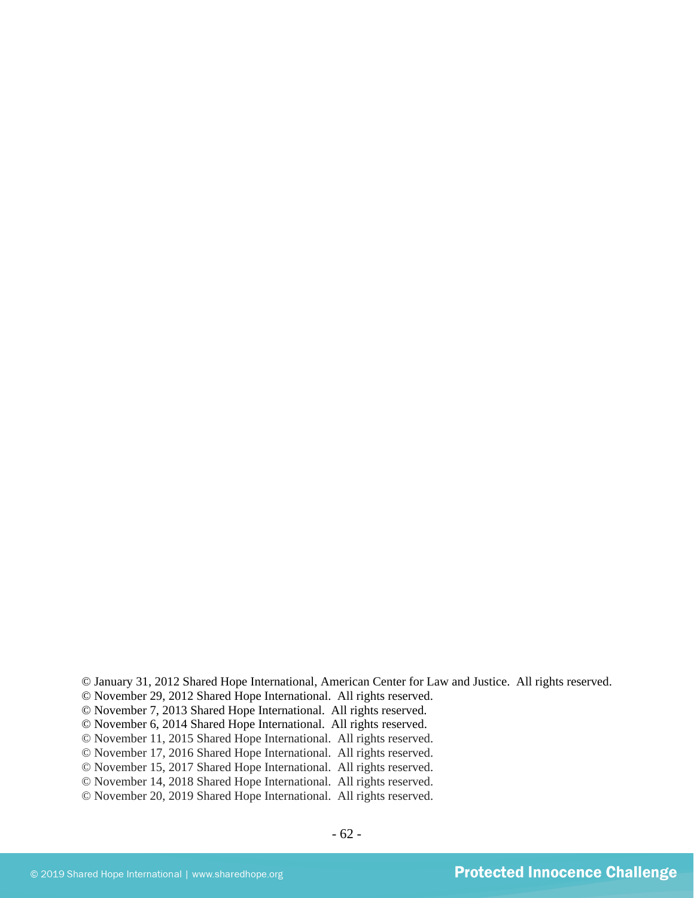© January 31, 2012 Shared Hope International, American Center for Law and Justice. All rights reserved.
© November 29, 2012 Shared Hope International. All rights reserved.
© November 7, 2013 Shared Hope International. All rights reserved.
© November 6, 2014 Shared Hope International. All rights reserved.
© November 11, 2015 Shared Hope International. All rights reserved.
© November 17, 2016 Shared Hope International. All rights reserved.
© November 15, 2017 Shared Hope International. All rights reserved.
© November 14, 2018 Shared Hope International. All rights reserved.
© November 20, 2019 Shared Hope International. All rights reserved.